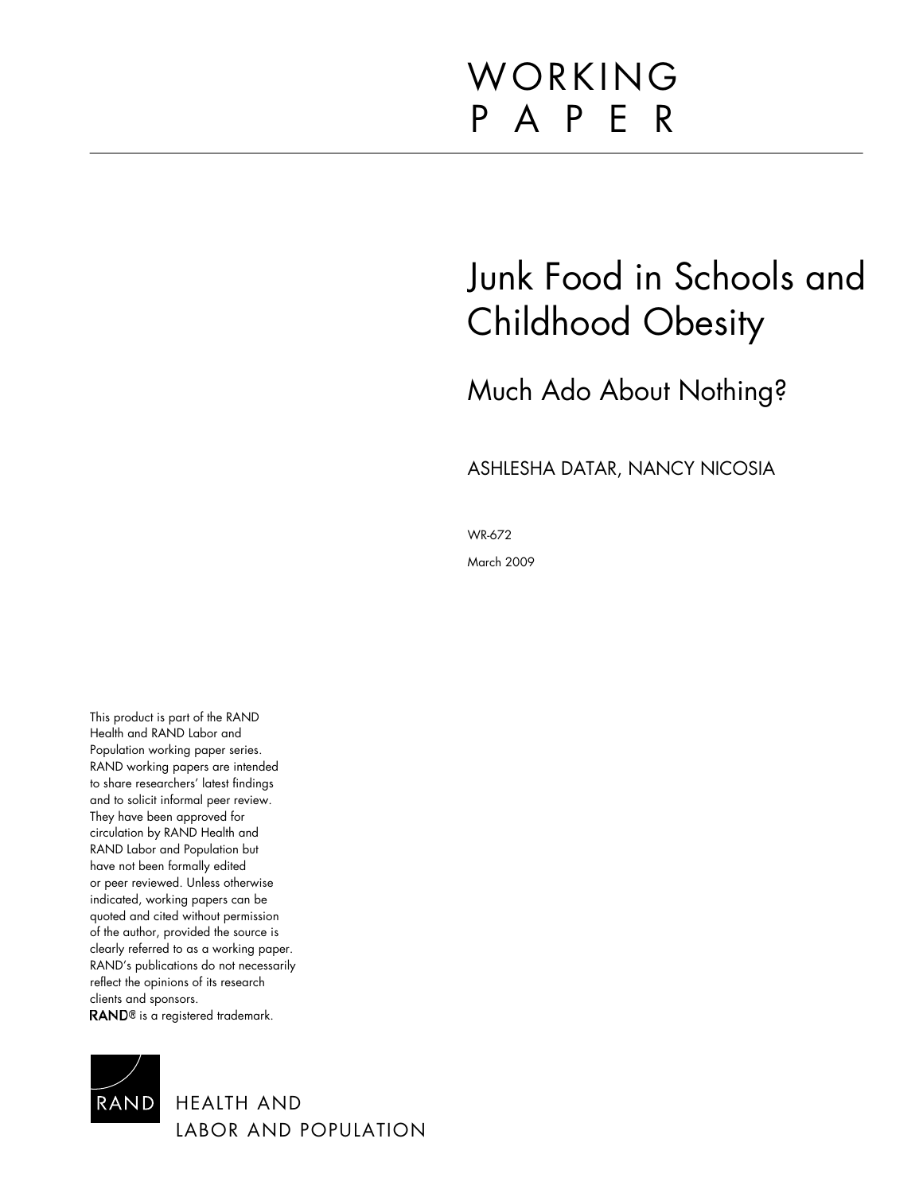# WORKING PAPER

# Junk Food in Schools and Childhood Obesity

## Much Ado About Nothing?

ASHLESHA DATAR, NANCY NICOSIA

WR-672

March 2009

This product is part of the RAND Health and RAND Labor and Population working paper series. RAND working papers are intended to share researchers' latest findings and to solicit informal peer review. They have been approved for circulation by RAND Health and RAND Labor and Population but have not been formally edited or peer reviewed. Unless otherwise indicated, working papers can be quoted and cited without permission of the author, provided the source is clearly referred to as a working paper. RAND's publications do not necessarily reflect the opinions of its research clients and sponsors.
RAND® is a registered trademark.

RAND HEALTH AND LABOR AND POPULATION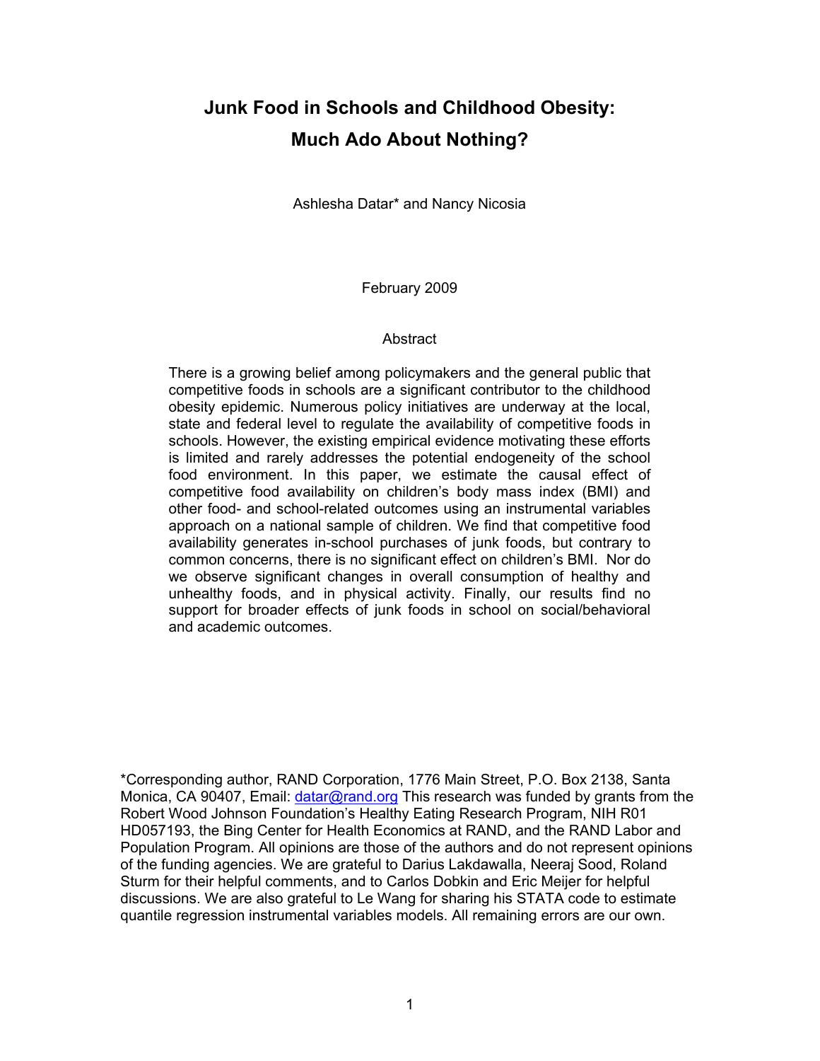# Junk Food in Schools and Childhood Obesity: Much Ado About Nothing?

Ashlesha Datar* and Nancy Nicosia

February 2009

## Abstract

There is a growing belief among policymakers and the general public that competitive foods in schools are a significant contributor to the childhood obesity epidemic. Numerous policy initiatives are underway at the local, state and federal level to regulate the availability of competitive foods in schools. However, the existing empirical evidence motivating these efforts is limited and rarely addresses the potential endogeneity of the school food environment. In this paper, we estimate the causal effect of competitive food availability on children's body mass index (BMI) and other food- and school-related outcomes using an instrumental variables approach on a national sample of children. We find that competitive food availability generates in-school purchases of junk foods, but contrary to common concerns, there is no significant effect on children's BMI. Nor do we observe significant changes in overall consumption of healthy and unhealthy foods, and in physical activity. Finally, our results find no support for broader effects of junk foods in school on social/behavioral and academic outcomes.

*Corresponding author, RAND Corporation, 1776 Main Street, P.O. Box 2138, Santa Monica, CA 90407, Email: datar@rand.org This research was funded by grants from the Robert Wood Johnson Foundation's Healthy Eating Research Program, NIH R01 HD057193, the Bing Center for Health Economics at RAND, and the RAND Labor and Population Program. All opinions are those of the authors and do not represent opinions of the funding agencies. We are grateful to Darius Lakdawalla, Neeraj Sood, Roland Sturm for their helpful comments, and to Carlos Dobkin and Eric Meijer for helpful discussions. We are also grateful to Le Wang for sharing his STATA code to estimate quantile regression instrumental variables models. All remaining errors are our own.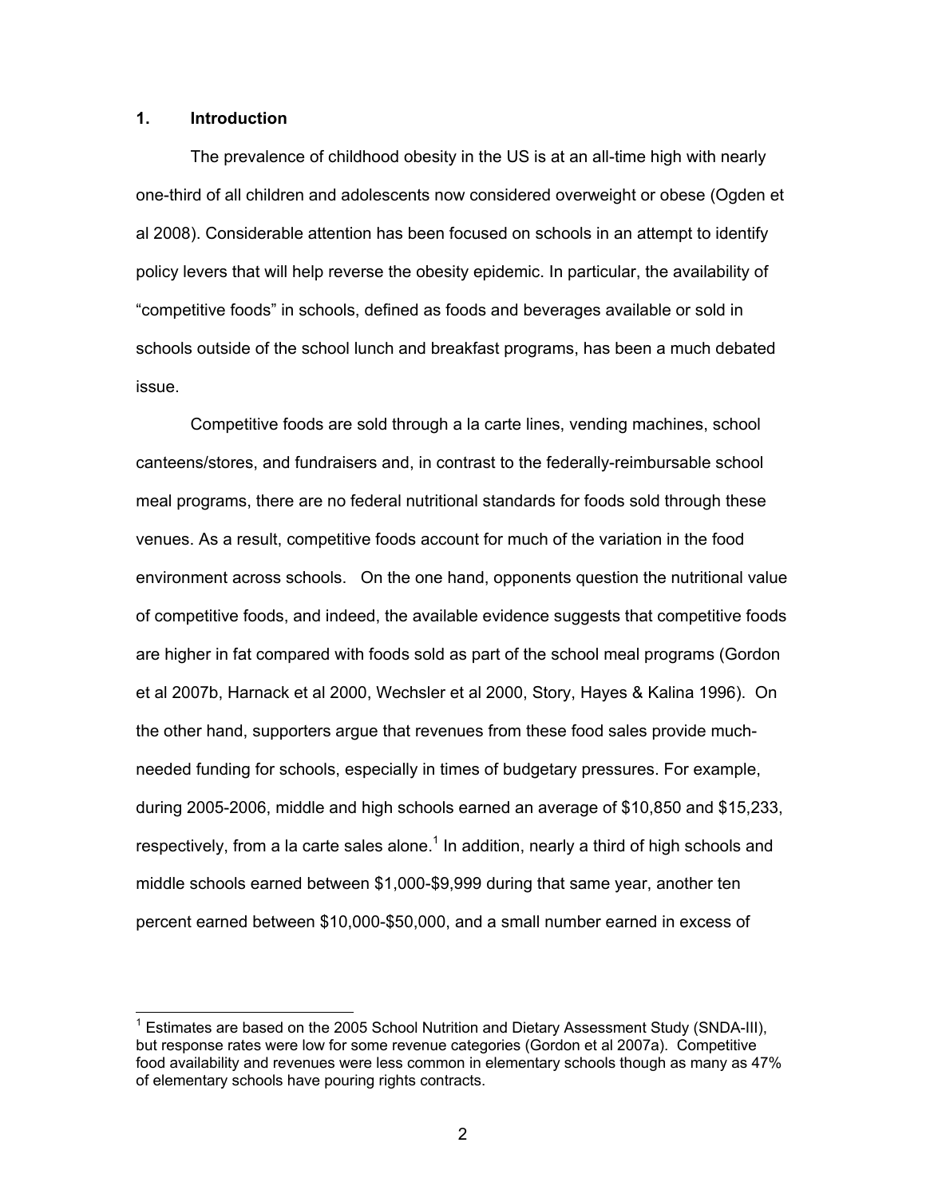## 1. Introduction

The prevalence of childhood obesity in the US is at an all-time high with nearly one-third of all children and adolescents now considered overweight or obese (Ogden et al 2008). Considerable attention has been focused on schools in an attempt to identify policy levers that will help reverse the obesity epidemic. In particular, the availability of "competitive foods" in schools, defined as foods and beverages available or sold in schools outside of the school lunch and breakfast programs, has been a much debated issue.

Competitive foods are sold through a la carte lines, vending machines, school canteens/stores, and fundraisers and, in contrast to the federally-reimbursable school meal programs, there are no federal nutritional standards for foods sold through these venues. As a result, competitive foods account for much of the variation in the food environment across schools. On the one hand, opponents question the nutritional value of competitive foods, and indeed, the available evidence suggests that competitive foods are higher in fat compared with foods sold as part of the school meal programs (Gordon et al 2007b, Harnack et al 2000, Wechsler et al 2000, Story, Hayes & Kalina 1996). On the other hand, supporters argue that revenues from these food sales provide much-needed funding for schools, especially in times of budgetary pressures. For example, during 2005-2006, middle and high schools earned an average of $10,850 and $15,233, respectively, from a la carte sales alone.[1] In addition, nearly a third of high schools and middle schools earned between $1,000-$9,999 during that same year, another ten percent earned between $10,000-$50,000, and a small number earned in excess of

[1] Estimates are based on the 2005 School Nutrition and Dietary Assessment Study (SNDA-III), but response rates were low for some revenue categories (Gordon et al 2007a). Competitive food availability and revenues were less common in elementary schools though as many as 47% of elementary schools have pouring rights contracts.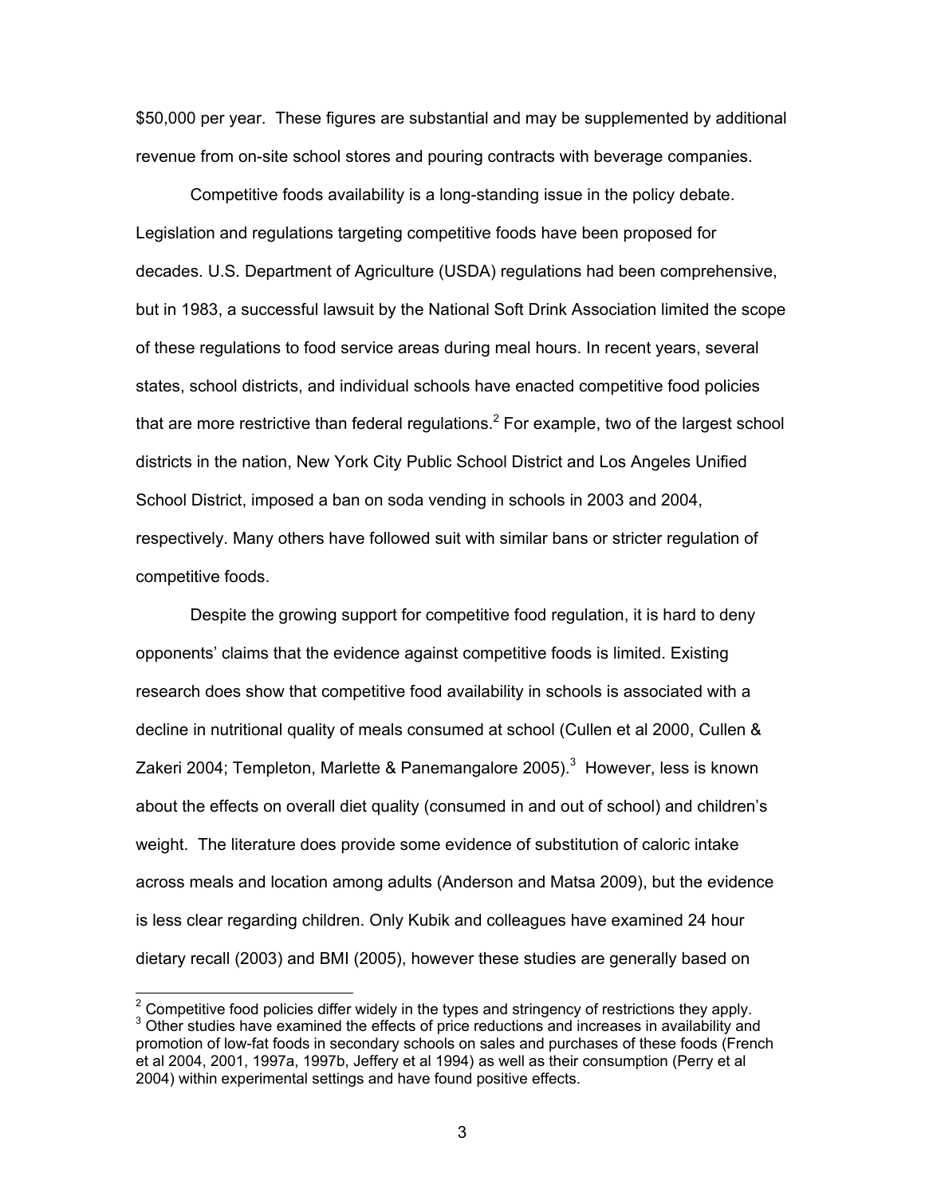$50,000 per year. These figures are substantial and may be supplemented by additional revenue from on-site school stores and pouring contracts with beverage companies.

Competitive foods availability is a long-standing issue in the policy debate. Legislation and regulations targeting competitive foods have been proposed for decades. U.S. Department of Agriculture (USDA) regulations had been comprehensive, but in 1983, a successful lawsuit by the National Soft Drink Association limited the scope of these regulations to food service areas during meal hours. In recent years, several states, school districts, and individual schools have enacted competitive food policies that are more restrictive than federal regulations.[2] For example, two of the largest school districts in the nation, New York City Public School District and Los Angeles Unified School District, imposed a ban on soda vending in schools in 2003 and 2004, respectively. Many others have followed suit with similar bans or stricter regulation of competitive foods.

Despite the growing support for competitive food regulation, it is hard to deny opponents' claims that the evidence against competitive foods is limited. Existing research does show that competitive food availability in schools is associated with a decline in nutritional quality of meals consumed at school (Cullen et al 2000, Cullen & Zakeri 2004; Templeton, Marlette & Panemangalore 2005).[3] However, less is known about the effects on overall diet quality (consumed in and out of school) and children's weight. The literature does provide some evidence of substitution of caloric intake across meals and location among adults (Anderson and Matsa 2009), but the evidence is less clear regarding children. Only Kubik and colleagues have examined 24 hour dietary recall (2003) and BMI (2005), however these studies are generally based on

---

[2] Competitive food policies differ widely in the types and stringency of restrictions they apply.

[3] Other studies have examined the effects of price reductions and increases in availability and promotion of low-fat foods in secondary schools on sales and purchases of these foods (French et al 2004, 2001, 1997a, 1997b, Jeffery et al 1994) as well as their consumption (Perry et al 2004) within experimental settings and have found positive effects.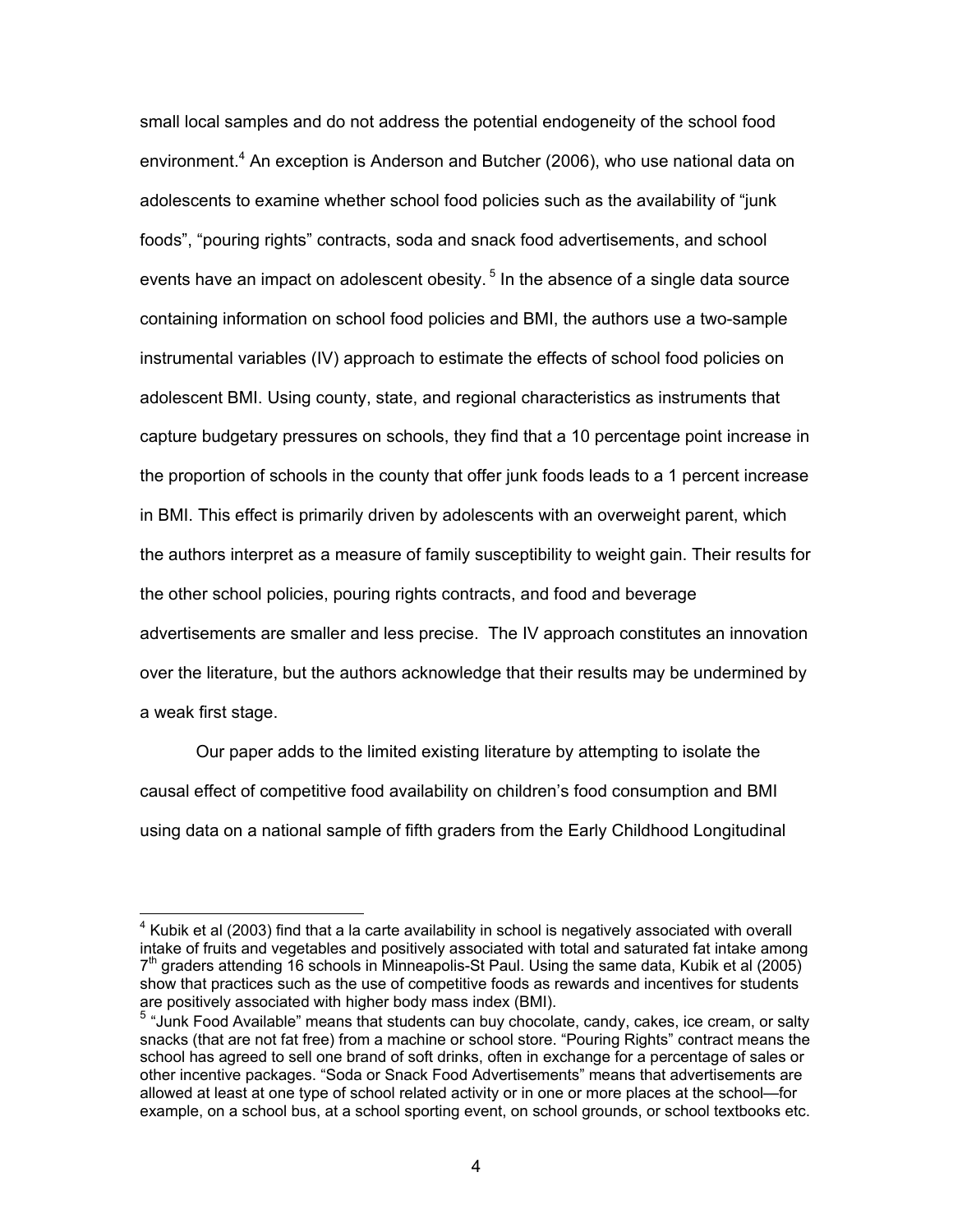small local samples and do not address the potential endogeneity of the school food environment.[4] An exception is Anderson and Butcher (2006), who use national data on adolescents to examine whether school food policies such as the availability of "junk foods", "pouring rights" contracts, soda and snack food advertisements, and school events have an impact on adolescent obesity.[5] In the absence of a single data source containing information on school food policies and BMI, the authors use a two-sample instrumental variables (IV) approach to estimate the effects of school food policies on adolescent BMI. Using county, state, and regional characteristics as instruments that capture budgetary pressures on schools, they find that a 10 percentage point increase in the proportion of schools in the county that offer junk foods leads to a 1 percent increase in BMI. This effect is primarily driven by adolescents with an overweight parent, which the authors interpret as a measure of family susceptibility to weight gain. Their results for the other school policies, pouring rights contracts, and food and beverage advertisements are smaller and less precise. The IV approach constitutes an innovation over the literature, but the authors acknowledge that their results may be undermined by a weak first stage.

Our paper adds to the limited existing literature by attempting to isolate the causal effect of competitive food availability on children's food consumption and BMI using data on a national sample of fifth graders from the Early Childhood Longitudinal

---

[4] Kubik et al (2003) find that a la carte availability in school is negatively associated with overall intake of fruits and vegetables and positively associated with total and saturated fat intake among 7th graders attending 16 schools in Minneapolis-St Paul. Using the same data, Kubik et al (2005) show that practices such as the use of competitive foods as rewards and incentives for students are positively associated with higher body mass index (BMI).

[5] "Junk Food Available" means that students can buy chocolate, candy, cakes, ice cream, or salty snacks (that are not fat free) from a machine or school store. "Pouring Rights" contract means the school has agreed to sell one brand of soft drinks, often in exchange for a percentage of sales or other incentive packages. "Soda or Snack Food Advertisements" means that advertisements are allowed at least at one type of school related activity or in one or more places at the school—for example, on a school bus, at a school sporting event, on school grounds, or school textbooks etc.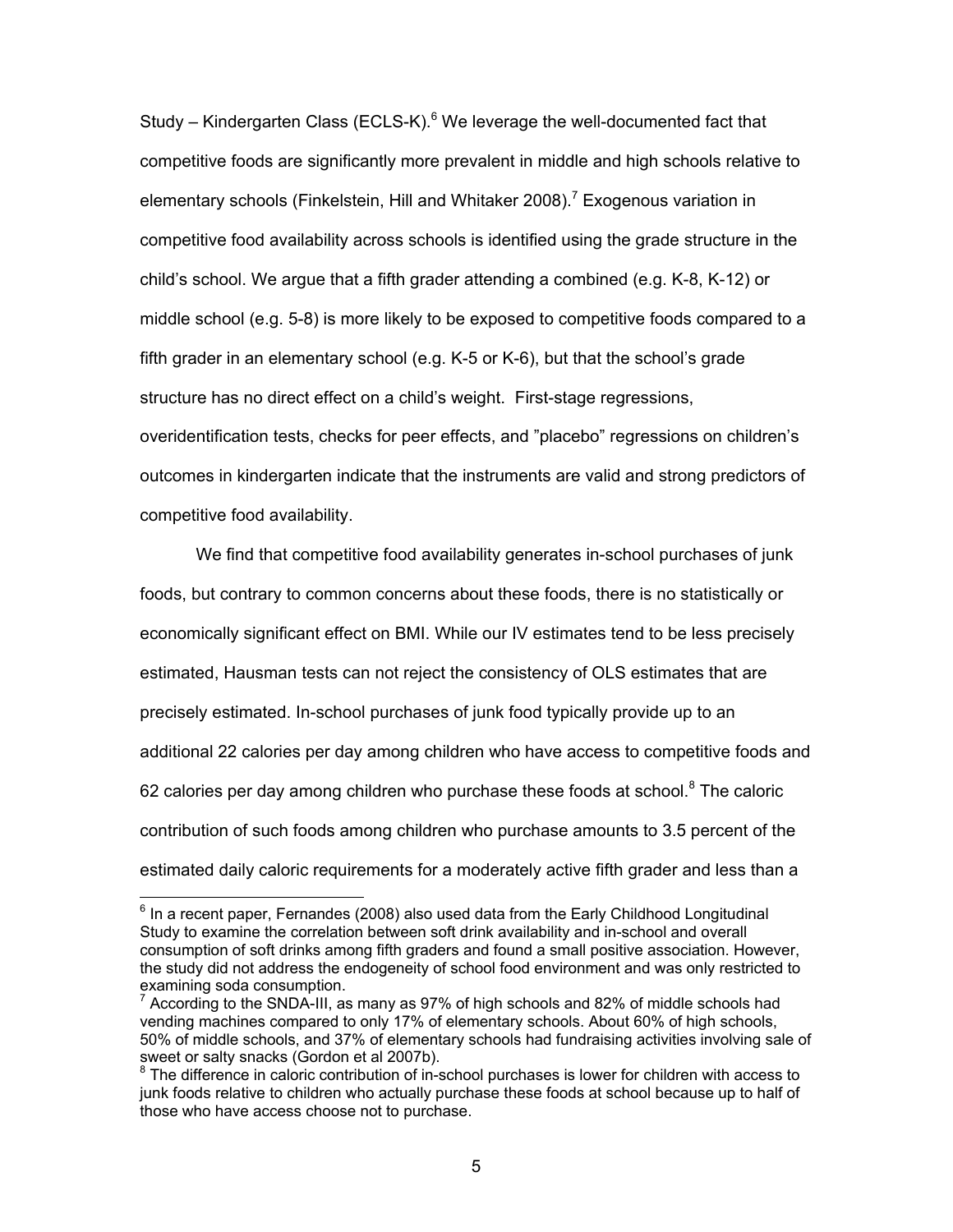Study – Kindergarten Class (ECLS-K).[6] We leverage the well-documented fact that competitive foods are significantly more prevalent in middle and high schools relative to elementary schools (Finkelstein, Hill and Whitaker 2008).[7] Exogenous variation in competitive food availability across schools is identified using the grade structure in the child's school. We argue that a fifth grader attending a combined (e.g. K-8, K-12) or middle school (e.g. 5-8) is more likely to be exposed to competitive foods compared to a fifth grader in an elementary school (e.g. K-5 or K-6), but that the school's grade structure has no direct effect on a child's weight. First-stage regressions, overidentification tests, checks for peer effects, and "placebo" regressions on children's outcomes in kindergarten indicate that the instruments are valid and strong predictors of competitive food availability.

We find that competitive food availability generates in-school purchases of junk foods, but contrary to common concerns about these foods, there is no statistically or economically significant effect on BMI. While our IV estimates tend to be less precisely estimated, Hausman tests can not reject the consistency of OLS estimates that are precisely estimated. In-school purchases of junk food typically provide up to an additional 22 calories per day among children who have access to competitive foods and 62 calories per day among children who purchase these foods at school.[8] The caloric contribution of such foods among children who purchase amounts to 3.5 percent of the estimated daily caloric requirements for a moderately active fifth grader and less than a

---

[6] In a recent paper, Fernandes (2008) also used data from the Early Childhood Longitudinal Study to examine the correlation between soft drink availability and in-school and overall consumption of soft drinks among fifth graders and found a small positive association. However, the study did not address the endogeneity of school food environment and was only restricted to examining soda consumption.

[7] According to the SNDA-III, as many as 97% of high schools and 82% of middle schools had vending machines compared to only 17% of elementary schools. About 60% of high schools, 50% of middle schools, and 37% of elementary schools had fundraising activities involving sale of sweet or salty snacks (Gordon et al 2007b).

[8] The difference in caloric contribution of in-school purchases is lower for children with access to junk foods relative to children who actually purchase these foods at school because up to half of those who have access choose not to purchase.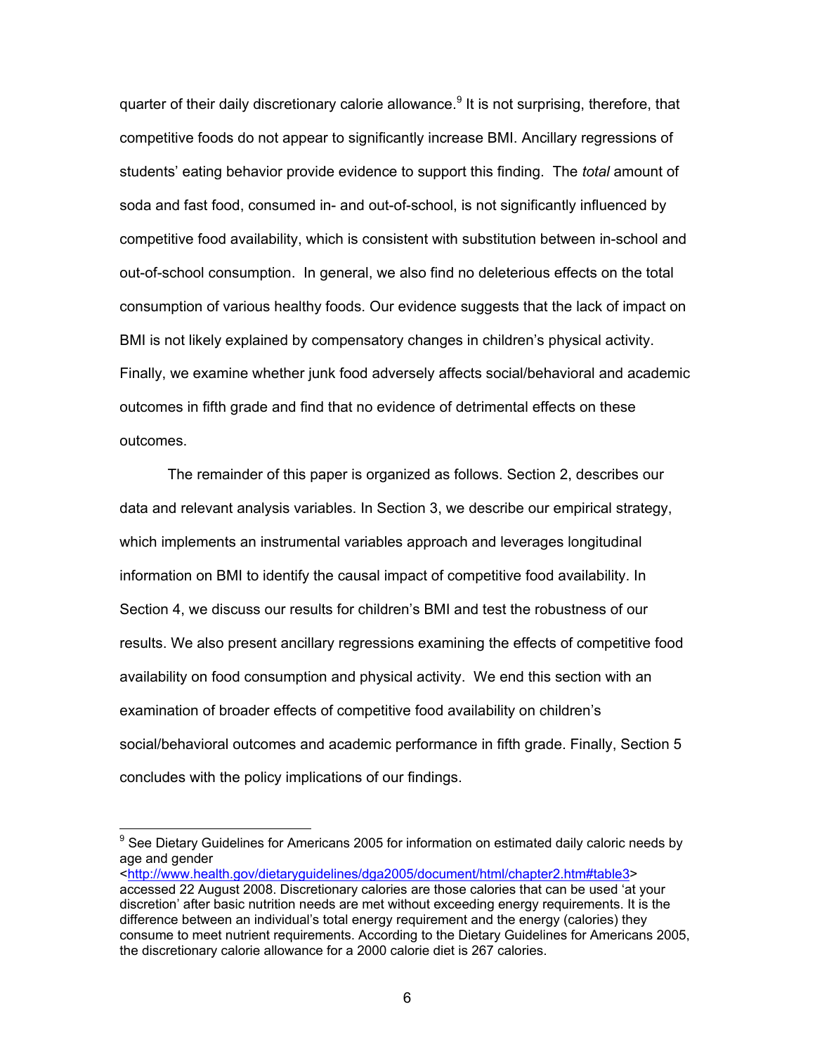quarter of their daily discretionary calorie allowance.[9] It is not surprising, therefore, that competitive foods do not appear to significantly increase BMI. Ancillary regressions of students' eating behavior provide evidence to support this finding. The *total* amount of soda and fast food, consumed in- and out-of-school, is not significantly influenced by competitive food availability, which is consistent with substitution between in-school and out-of-school consumption. In general, we also find no deleterious effects on the total consumption of various healthy foods. Our evidence suggests that the lack of impact on BMI is not likely explained by compensatory changes in children's physical activity. Finally, we examine whether junk food adversely affects social/behavioral and academic outcomes in fifth grade and find that no evidence of detrimental effects on these outcomes.

The remainder of this paper is organized as follows. Section 2, describes our data and relevant analysis variables. In Section 3, we describe our empirical strategy, which implements an instrumental variables approach and leverages longitudinal information on BMI to identify the causal impact of competitive food availability. In Section 4, we discuss our results for children's BMI and test the robustness of our results. We also present ancillary regressions examining the effects of competitive food availability on food consumption and physical activity. We end this section with an examination of broader effects of competitive food availability on children's social/behavioral outcomes and academic performance in fifth grade. Finally, Section 5 concludes with the policy implications of our findings.

---

[9] See Dietary Guidelines for Americans 2005 for information on estimated daily caloric needs by age and gender <http://www.health.gov/dietaryguidelines/dga2005/document/html/chapter2.htm#table3> accessed 22 August 2008. Discretionary calories are those calories that can be used 'at your discretion' after basic nutrition needs are met without exceeding energy requirements. It is the difference between an individual's total energy requirement and the energy (calories) they consume to meet nutrient requirements. According to the Dietary Guidelines for Americans 2005, the discretionary calorie allowance for a 2000 calorie diet is 267 calories.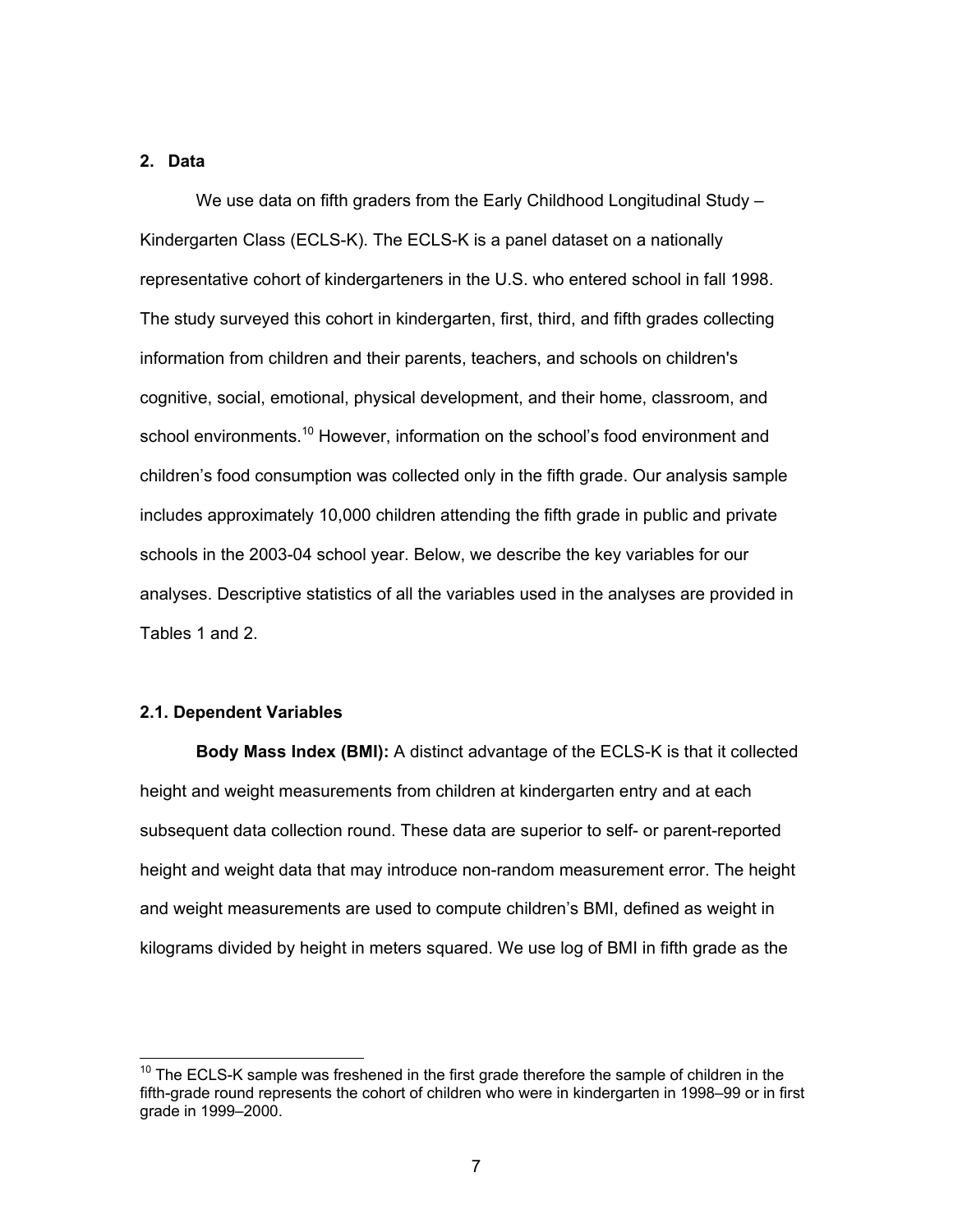## 2. Data

We use data on fifth graders from the Early Childhood Longitudinal Study – Kindergarten Class (ECLS-K). The ECLS-K is a panel dataset on a nationally representative cohort of kindergarteners in the U.S. who entered school in fall 1998. The study surveyed this cohort in kindergarten, first, third, and fifth grades collecting information from children and their parents, teachers, and schools on children's cognitive, social, emotional, physical development, and their home, classroom, and school environments.[10] However, information on the school's food environment and children's food consumption was collected only in the fifth grade. Our analysis sample includes approximately 10,000 children attending the fifth grade in public and private schools in the 2003-04 school year. Below, we describe the key variables for our analyses. Descriptive statistics of all the variables used in the analyses are provided in Tables 1 and 2.

### 2.1. Dependent Variables

**Body Mass Index (BMI):** A distinct advantage of the ECLS-K is that it collected height and weight measurements from children at kindergarten entry and at each subsequent data collection round. These data are superior to self- or parent-reported height and weight data that may introduce non-random measurement error. The height and weight measurements are used to compute children's BMI, defined as weight in kilograms divided by height in meters squared. We use log of BMI in fifth grade as the

[10] The ECLS-K sample was freshened in the first grade therefore the sample of children in the fifth-grade round represents the cohort of children who were in kindergarten in 1998–99 or in first grade in 1999–2000.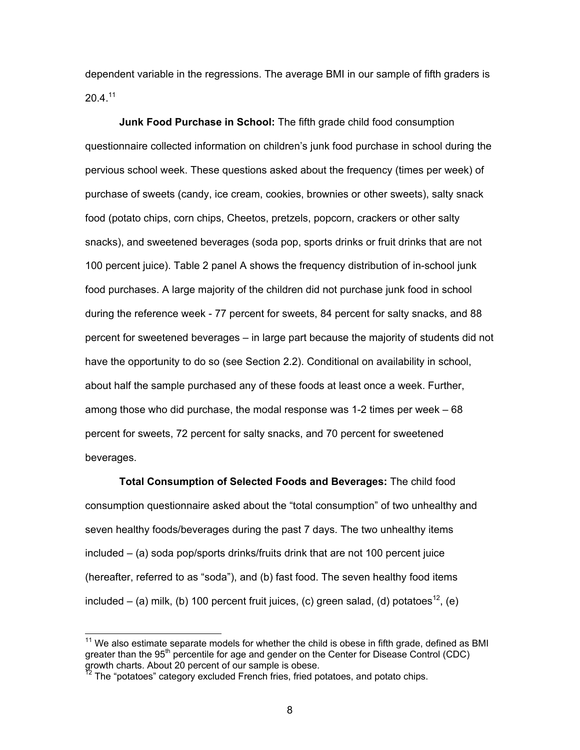dependent variable in the regressions. The average BMI in our sample of fifth graders is 20.4.[11]

**Junk Food Purchase in School:** The fifth grade child food consumption questionnaire collected information on children's junk food purchase in school during the pervious school week. These questions asked about the frequency (times per week) of purchase of sweets (candy, ice cream, cookies, brownies or other sweets), salty snack food (potato chips, corn chips, Cheetos, pretzels, popcorn, crackers or other salty snacks), and sweetened beverages (soda pop, sports drinks or fruit drinks that are not 100 percent juice). Table 2 panel A shows the frequency distribution of in-school junk food purchases. A large majority of the children did not purchase junk food in school during the reference week - 77 percent for sweets, 84 percent for salty snacks, and 88 percent for sweetened beverages – in large part because the majority of students did not have the opportunity to do so (see Section 2.2). Conditional on availability in school, about half the sample purchased any of these foods at least once a week. Further, among those who did purchase, the modal response was 1-2 times per week – 68 percent for sweets, 72 percent for salty snacks, and 70 percent for sweetened beverages.

**Total Consumption of Selected Foods and Beverages:** The child food consumption questionnaire asked about the "total consumption" of two unhealthy and seven healthy foods/beverages during the past 7 days. The two unhealthy items included – (a) soda pop/sports drinks/fruits drink that are not 100 percent juice (hereafter, referred to as "soda"), and (b) fast food. The seven healthy food items included – (a) milk, (b) 100 percent fruit juices, (c) green salad, (d) potatoes[12], (e)

---

[11] We also estimate separate models for whether the child is obese in fifth grade, defined as BMI greater than the 95th percentile for age and gender on the Center for Disease Control (CDC) growth charts. About 20 percent of our sample is obese.

[12] The "potatoes" category excluded French fries, fried potatoes, and potato chips.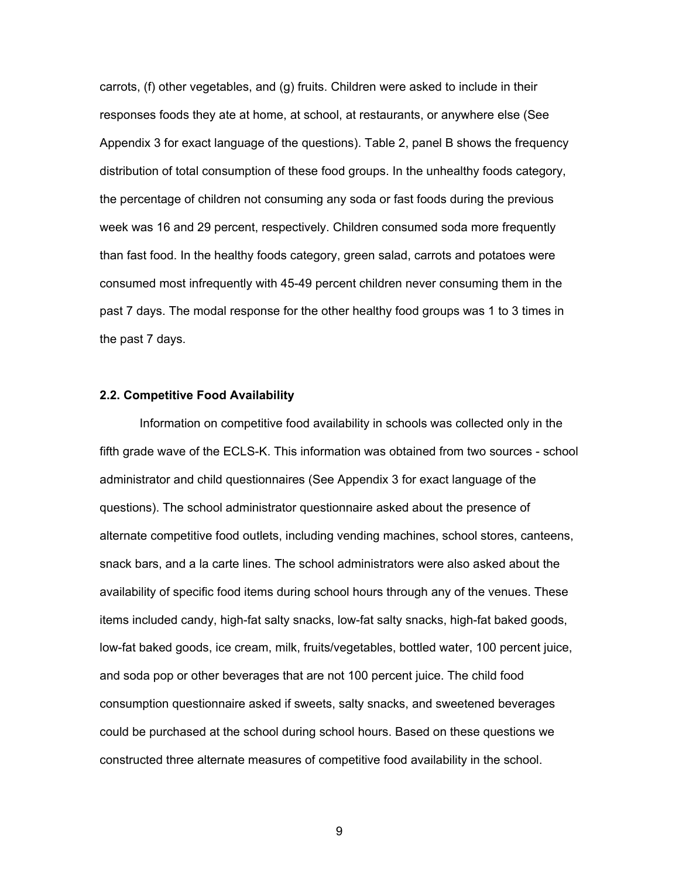carrots, (f) other vegetables, and (g) fruits. Children were asked to include in their responses foods they ate at home, at school, at restaurants, or anywhere else (See Appendix 3 for exact language of the questions). Table 2, panel B shows the frequency distribution of total consumption of these food groups. In the unhealthy foods category, the percentage of children not consuming any soda or fast foods during the previous week was 16 and 29 percent, respectively. Children consumed soda more frequently than fast food. In the healthy foods category, green salad, carrots and potatoes were consumed most infrequently with 45-49 percent children never consuming them in the past 7 days. The modal response for the other healthy food groups was 1 to 3 times in the past 7 days.

### 2.2. Competitive Food Availability

Information on competitive food availability in schools was collected only in the fifth grade wave of the ECLS-K. This information was obtained from two sources - school administrator and child questionnaires (See Appendix 3 for exact language of the questions). The school administrator questionnaire asked about the presence of alternate competitive food outlets, including vending machines, school stores, canteens, snack bars, and a la carte lines. The school administrators were also asked about the availability of specific food items during school hours through any of the venues. These items included candy, high-fat salty snacks, low-fat salty snacks, high-fat baked goods, low-fat baked goods, ice cream, milk, fruits/vegetables, bottled water, 100 percent juice, and soda pop or other beverages that are not 100 percent juice. The child food consumption questionnaire asked if sweets, salty snacks, and sweetened beverages could be purchased at the school during school hours. Based on these questions we constructed three alternate measures of competitive food availability in the school.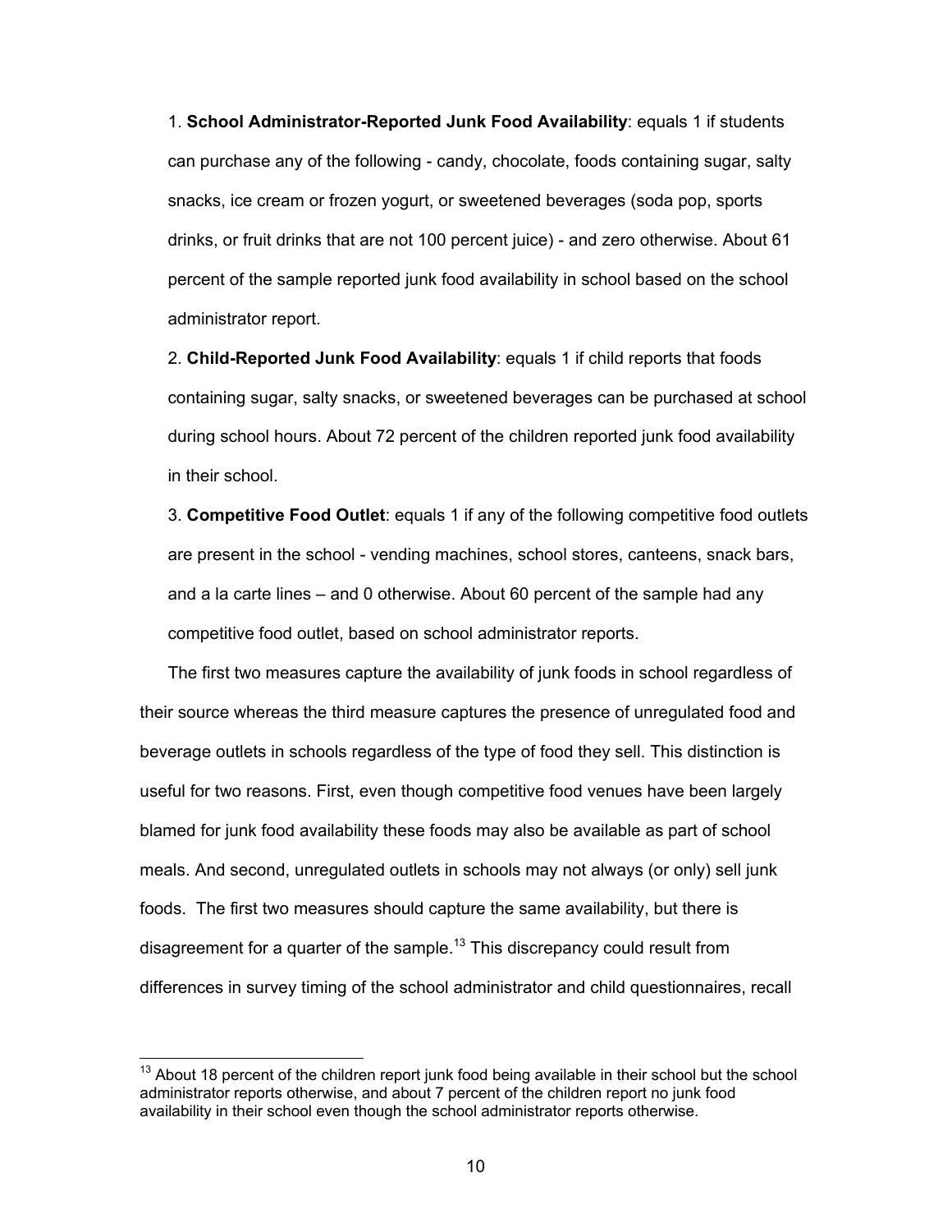1. **School Administrator-Reported Junk Food Availability**: equals 1 if students can purchase any of the following - candy, chocolate, foods containing sugar, salty snacks, ice cream or frozen yogurt, or sweetened beverages (soda pop, sports drinks, or fruit drinks that are not 100 percent juice) - and zero otherwise. About 61 percent of the sample reported junk food availability in school based on the school administrator report.

2. **Child-Reported Junk Food Availability**: equals 1 if child reports that foods containing sugar, salty snacks, or sweetened beverages can be purchased at school during school hours. About 72 percent of the children reported junk food availability in their school.

3. **Competitive Food Outlet**: equals 1 if any of the following competitive food outlets are present in the school - vending machines, school stores, canteens, snack bars, and a la carte lines – and 0 otherwise. About 60 percent of the sample had any competitive food outlet, based on school administrator reports.

The first two measures capture the availability of junk foods in school regardless of their source whereas the third measure captures the presence of unregulated food and beverage outlets in schools regardless of the type of food they sell. This distinction is useful for two reasons. First, even though competitive food venues have been largely blamed for junk food availability these foods may also be available as part of school meals. And second, unregulated outlets in schools may not always (or only) sell junk foods. The first two measures should capture the same availability, but there is disagreement for a quarter of the sample.[13] This discrepancy could result from differences in survey timing of the school administrator and child questionnaires, recall

[13] About 18 percent of the children report junk food being available in their school but the school administrator reports otherwise, and about 7 percent of the children report no junk food availability in their school even though the school administrator reports otherwise.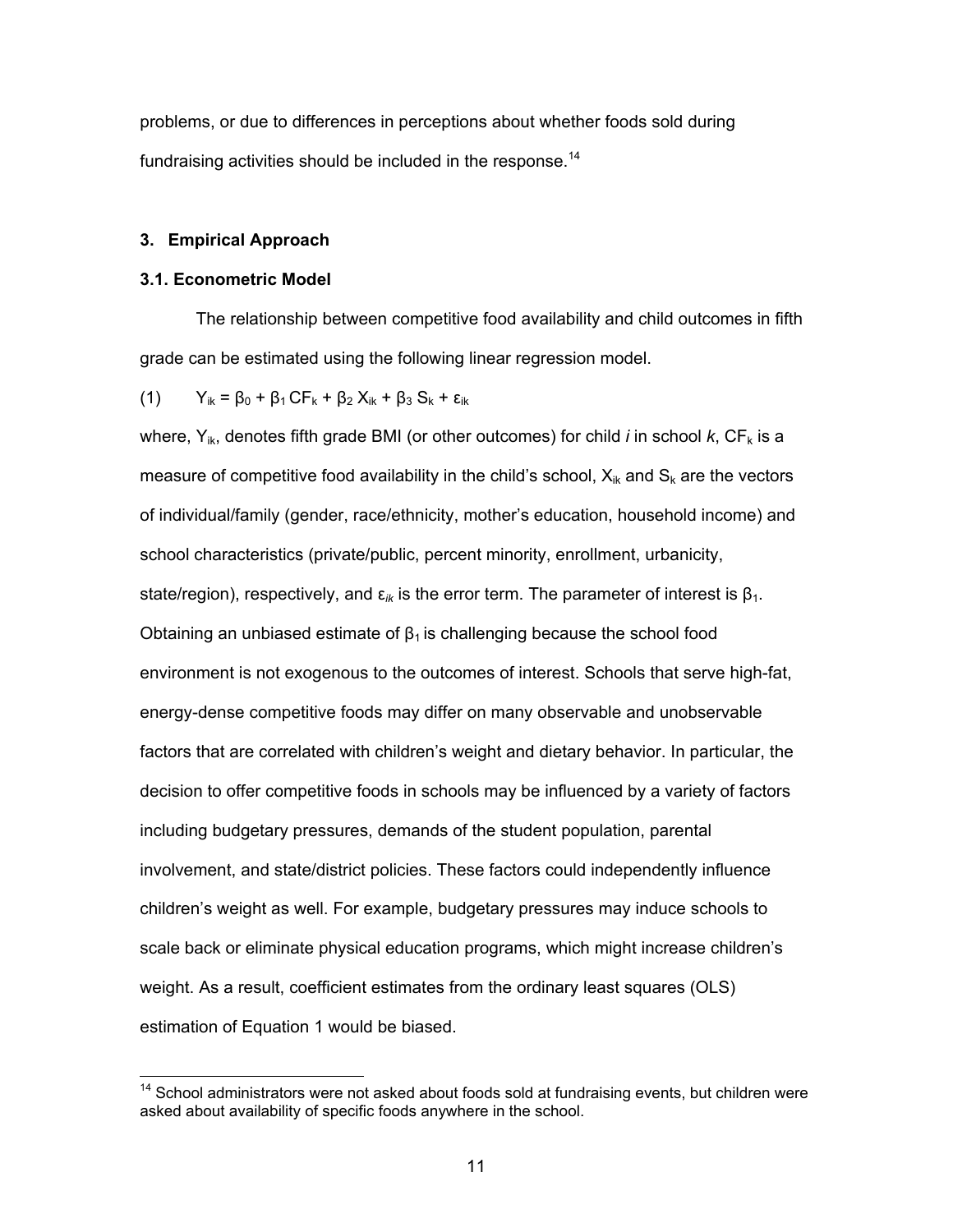problems, or due to differences in perceptions about whether foods sold during fundraising activities should be included in the response.[14]

## 3. Empirical Approach

### 3.1. Econometric Model

The relationship between competitive food availability and child outcomes in fifth grade can be estimated using the following linear regression model.

$$(1) \qquad Y_{ik} = \beta_0 + \beta_1 CF_k + \beta_2 X_{ik} + \beta_3 S_k + \varepsilon_{ik}$$

where, $Y_{ik}$, denotes fifth grade BMI (or other outcomes) for child *i* in school *k*, $CF_k$ is a measure of competitive food availability in the child's school, $X_{ik}$ and $S_k$ are the vectors of individual/family (gender, race/ethnicity, mother's education, household income) and school characteristics (private/public, percent minority, enrollment, urbanicity, state/region), respectively, and $\varepsilon_{ik}$ is the error term. The parameter of interest is $\beta_1$. Obtaining an unbiased estimate of $\beta_1$ is challenging because the school food environment is not exogenous to the outcomes of interest. Schools that serve high-fat, energy-dense competitive foods may differ on many observable and unobservable factors that are correlated with children's weight and dietary behavior. In particular, the decision to offer competitive foods in schools may be influenced by a variety of factors including budgetary pressures, demands of the student population, parental involvement, and state/district policies. These factors could independently influence children's weight as well. For example, budgetary pressures may induce schools to scale back or eliminate physical education programs, which might increase children's weight. As a result, coefficient estimates from the ordinary least squares (OLS) estimation of Equation 1 would be biased.

[14] School administrators were not asked about foods sold at fundraising events, but children were asked about availability of specific foods anywhere in the school.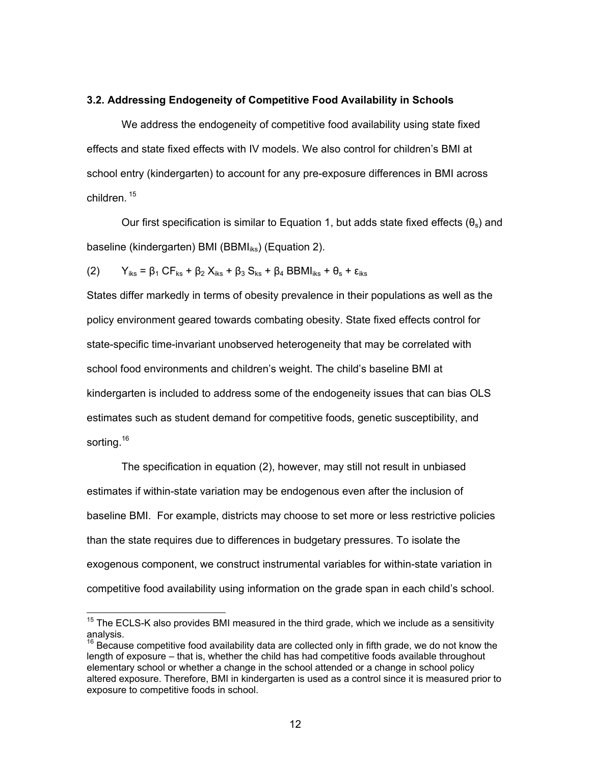### 3.2. Addressing Endogeneity of Competitive Food Availability in Schools

We address the endogeneity of competitive food availability using state fixed effects and state fixed effects with IV models. We also control for children's BMI at school entry (kindergarten) to account for any pre-exposure differences in BMI across children.[15]

Our first specification is similar to Equation 1, but adds state fixed effects ($\theta_s$) and baseline (kindergarten) BMI ($BBMI_{iks}$) (Equation 2).

$$(2) \qquad Y_{iks} = \beta_1 \, CF_{ks} + \beta_2 \, X_{iks} + \beta_3 \, S_{ks} + \beta_4 \, BBMI_{iks} + \theta_s + \varepsilon_{iks}$$

States differ markedly in terms of obesity prevalence in their populations as well as the policy environment geared towards combating obesity. State fixed effects control for state-specific time-invariant unobserved heterogeneity that may be correlated with school food environments and children's weight. The child's baseline BMI at kindergarten is included to address some of the endogeneity issues that can bias OLS estimates such as student demand for competitive foods, genetic susceptibility, and sorting.[16]

The specification in equation (2), however, may still not result in unbiased estimates if within-state variation may be endogenous even after the inclusion of baseline BMI. For example, districts may choose to set more or less restrictive policies than the state requires due to differences in budgetary pressures. To isolate the exogenous component, we construct instrumental variables for within-state variation in competitive food availability using information on the grade span in each child's school.

[15] The ECLS-K also provides BMI measured in the third grade, which we include as a sensitivity analysis.

[16] Because competitive food availability data are collected only in fifth grade, we do not know the length of exposure – that is, whether the child has had competitive foods available throughout elementary school or whether a change in the school attended or a change in school policy altered exposure. Therefore, BMI in kindergarten is used as a control since it is measured prior to exposure to competitive foods in school.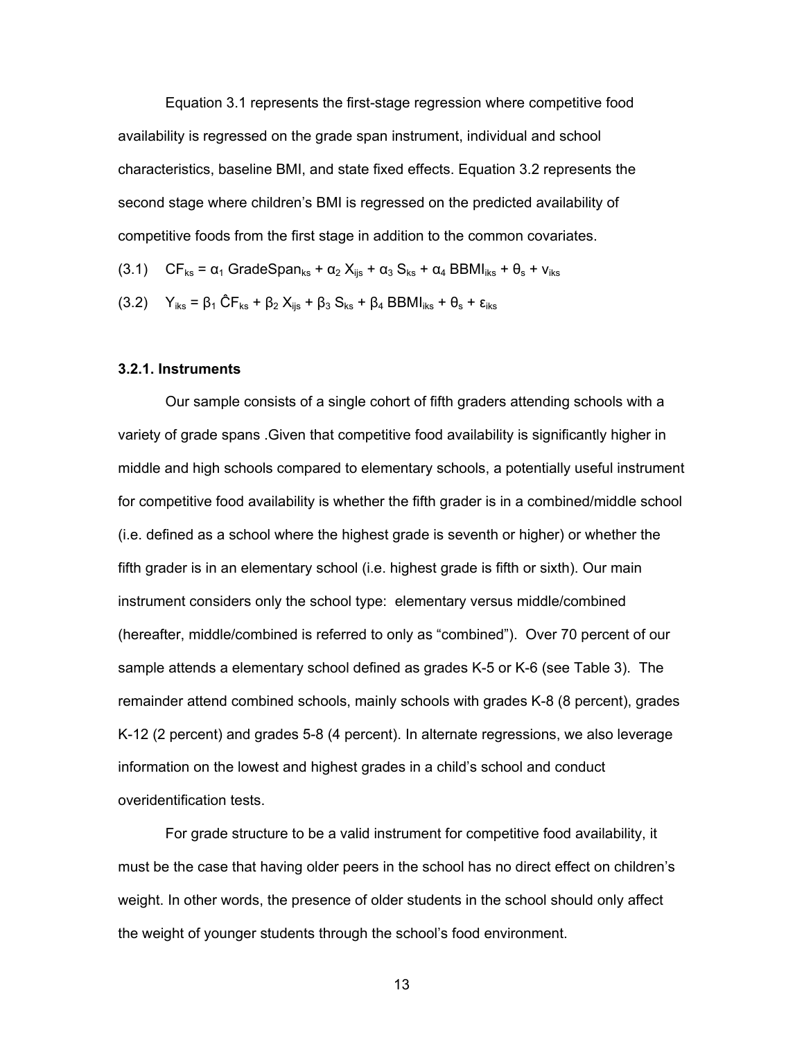Equation 3.1 represents the first-stage regression where competitive food availability is regressed on the grade span instrument, individual and school characteristics, baseline BMI, and state fixed effects. Equation 3.2 represents the second stage where children's BMI is regressed on the predicted availability of competitive foods from the first stage in addition to the common covariates.

$$(3.1) \quad CF_{ks} = \alpha_1 \, GradeSpan_{ks} + \alpha_2 \, X_{ijs} + \alpha_3 \, S_{ks} + \alpha_4 \, BBMI_{iks} + \theta_s + v_{iks}$$

$$(3.2) \quad Y_{iks} = \beta_1 \, \hat{C}F_{ks} + \beta_2 \, X_{ijs} + \beta_3 \, S_{ks} + \beta_4 \, BBMI_{iks} + \theta_s + \varepsilon_{iks}$$

### 3.2.1. Instruments

Our sample consists of a single cohort of fifth graders attending schools with a variety of grade spans .Given that competitive food availability is significantly higher in middle and high schools compared to elementary schools, a potentially useful instrument for competitive food availability is whether the fifth grader is in a combined/middle school (i.e. defined as a school where the highest grade is seventh or higher) or whether the fifth grader is in an elementary school (i.e. highest grade is fifth or sixth). Our main instrument considers only the school type: elementary versus middle/combined (hereafter, middle/combined is referred to only as "combined"). Over 70 percent of our sample attends a elementary school defined as grades K-5 or K-6 (see Table 3). The remainder attend combined schools, mainly schools with grades K-8 (8 percent), grades K-12 (2 percent) and grades 5-8 (4 percent). In alternate regressions, we also leverage information on the lowest and highest grades in a child's school and conduct overidentification tests.

For grade structure to be a valid instrument for competitive food availability, it must be the case that having older peers in the school has no direct effect on children's weight. In other words, the presence of older students in the school should only affect the weight of younger students through the school's food environment.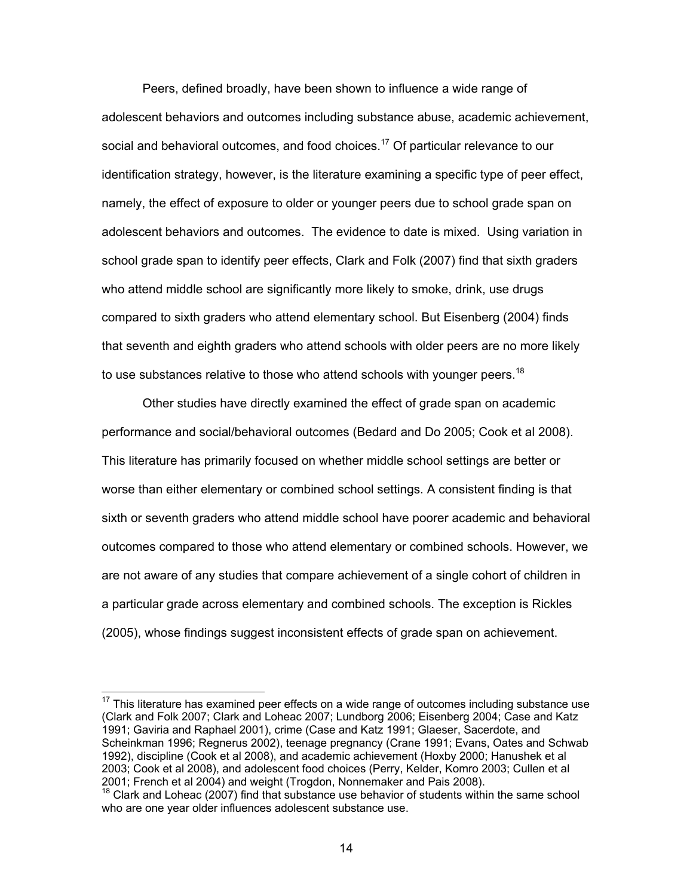Peers, defined broadly, have been shown to influence a wide range of adolescent behaviors and outcomes including substance abuse, academic achievement, social and behavioral outcomes, and food choices.[17] Of particular relevance to our identification strategy, however, is the literature examining a specific type of peer effect, namely, the effect of exposure to older or younger peers due to school grade span on adolescent behaviors and outcomes. The evidence to date is mixed. Using variation in school grade span to identify peer effects, Clark and Folk (2007) find that sixth graders who attend middle school are significantly more likely to smoke, drink, use drugs compared to sixth graders who attend elementary school. But Eisenberg (2004) finds that seventh and eighth graders who attend schools with older peers are no more likely to use substances relative to those who attend schools with younger peers.[18]

Other studies have directly examined the effect of grade span on academic performance and social/behavioral outcomes (Bedard and Do 2005; Cook et al 2008). This literature has primarily focused on whether middle school settings are better or worse than either elementary or combined school settings. A consistent finding is that sixth or seventh graders who attend middle school have poorer academic and behavioral outcomes compared to those who attend elementary or combined schools. However, we are not aware of any studies that compare achievement of a single cohort of children in a particular grade across elementary and combined schools. The exception is Rickles (2005), whose findings suggest inconsistent effects of grade span on achievement.

---

[17] This literature has examined peer effects on a wide range of outcomes including substance use (Clark and Folk 2007; Clark and Loheac 2007; Lundborg 2006; Eisenberg 2004; Case and Katz 1991; Gaviria and Raphael 2001), crime (Case and Katz 1991; Glaeser, Sacerdote, and Scheinkman 1996; Regnerus 2002), teenage pregnancy (Crane 1991; Evans, Oates and Schwab 1992), discipline (Cook et al 2008), and academic achievement (Hoxby 2000; Hanushek et al 2003; Cook et al 2008), and adolescent food choices (Perry, Kelder, Komro 2003; Cullen et al 2001; French et al 2004) and weight (Trogdon, Nonnemaker and Pais 2008).

[18] Clark and Loheac (2007) find that substance use behavior of students within the same school who are one year older influences adolescent substance use.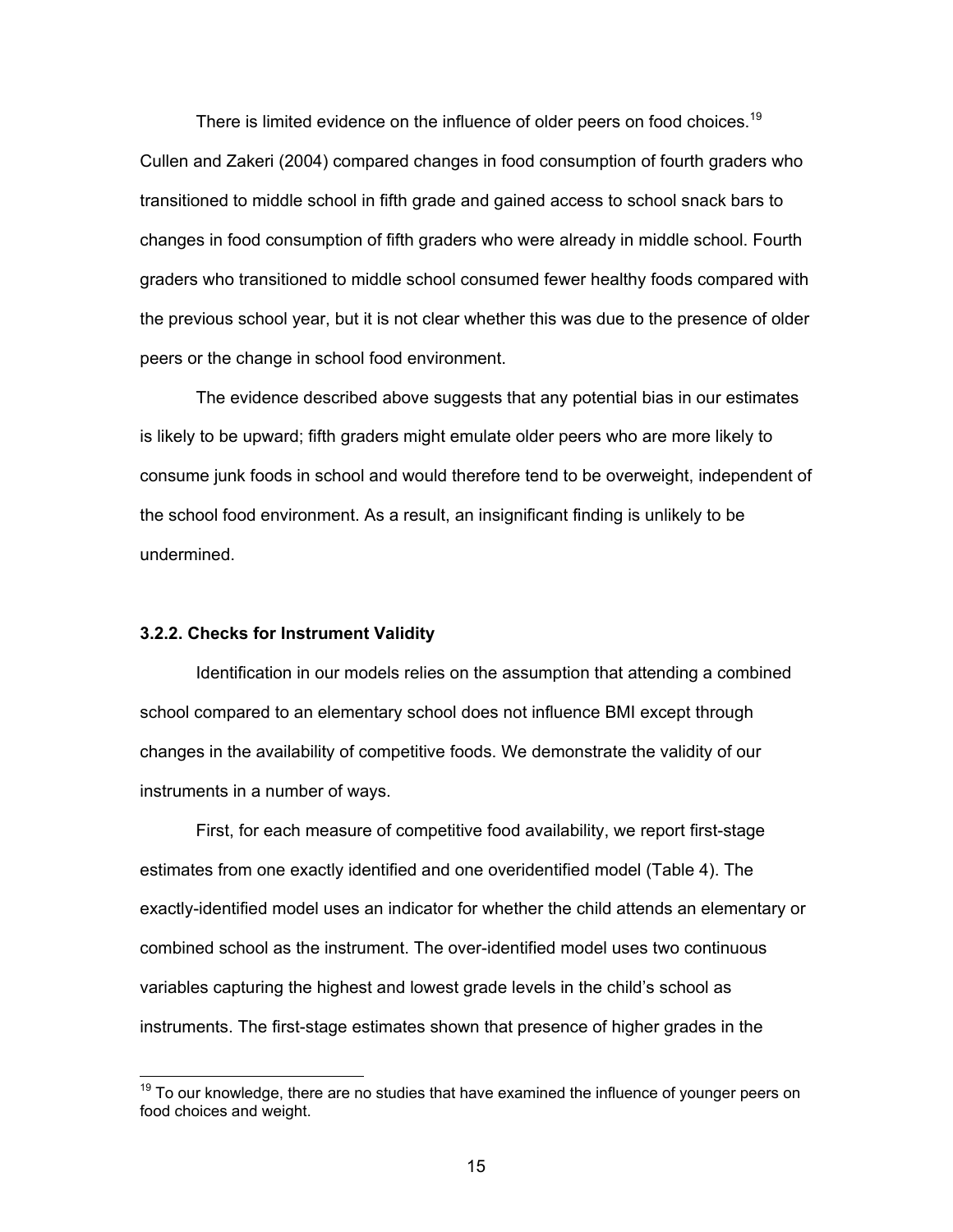There is limited evidence on the influence of older peers on food choices.[19] Cullen and Zakeri (2004) compared changes in food consumption of fourth graders who transitioned to middle school in fifth grade and gained access to school snack bars to changes in food consumption of fifth graders who were already in middle school. Fourth graders who transitioned to middle school consumed fewer healthy foods compared with the previous school year, but it is not clear whether this was due to the presence of older peers or the change in school food environment.

The evidence described above suggests that any potential bias in our estimates is likely to be upward; fifth graders might emulate older peers who are more likely to consume junk foods in school and would therefore tend to be overweight, independent of the school food environment. As a result, an insignificant finding is unlikely to be undermined.

### 3.2.2. Checks for Instrument Validity

Identification in our models relies on the assumption that attending a combined school compared to an elementary school does not influence BMI except through changes in the availability of competitive foods. We demonstrate the validity of our instruments in a number of ways.

First, for each measure of competitive food availability, we report first-stage estimates from one exactly identified and one overidentified model (Table 4). The exactly-identified model uses an indicator for whether the child attends an elementary or combined school as the instrument. The over-identified model uses two continuous variables capturing the highest and lowest grade levels in the child's school as instruments. The first-stage estimates shown that presence of higher grades in the

[19] To our knowledge, there are no studies that have examined the influence of younger peers on food choices and weight.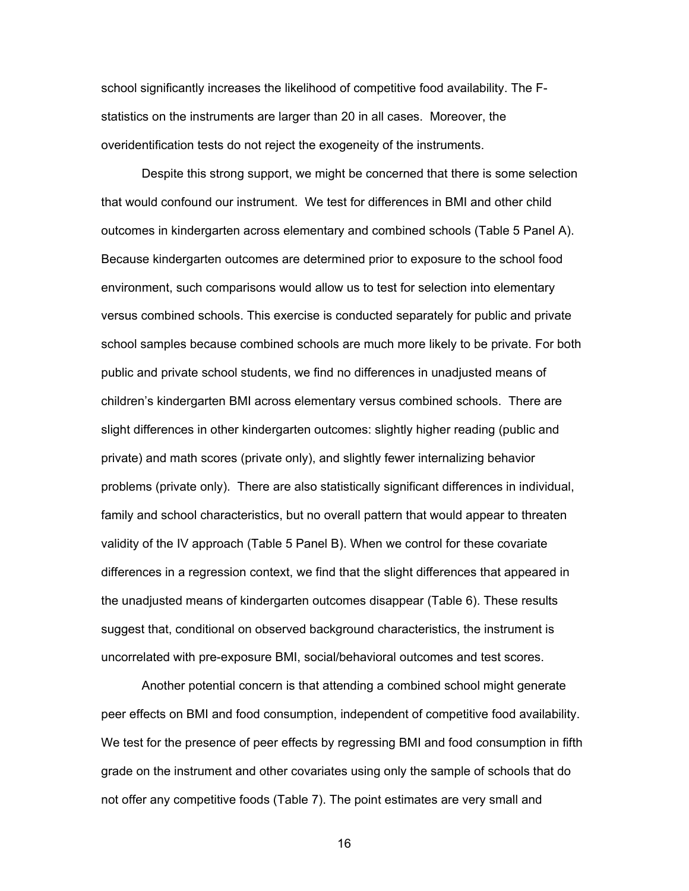school significantly increases the likelihood of competitive food availability. The F-statistics on the instruments are larger than 20 in all cases. Moreover, the overidentification tests do not reject the exogeneity of the instruments.

Despite this strong support, we might be concerned that there is some selection that would confound our instrument. We test for differences in BMI and other child outcomes in kindergarten across elementary and combined schools (Table 5 Panel A). Because kindergarten outcomes are determined prior to exposure to the school food environment, such comparisons would allow us to test for selection into elementary versus combined schools. This exercise is conducted separately for public and private school samples because combined schools are much more likely to be private. For both public and private school students, we find no differences in unadjusted means of children's kindergarten BMI across elementary versus combined schools. There are slight differences in other kindergarten outcomes: slightly higher reading (public and private) and math scores (private only), and slightly fewer internalizing behavior problems (private only). There are also statistically significant differences in individual, family and school characteristics, but no overall pattern that would appear to threaten validity of the IV approach (Table 5 Panel B). When we control for these covariate differences in a regression context, we find that the slight differences that appeared in the unadjusted means of kindergarten outcomes disappear (Table 6). These results suggest that, conditional on observed background characteristics, the instrument is uncorrelated with pre-exposure BMI, social/behavioral outcomes and test scores.

Another potential concern is that attending a combined school might generate peer effects on BMI and food consumption, independent of competitive food availability. We test for the presence of peer effects by regressing BMI and food consumption in fifth grade on the instrument and other covariates using only the sample of schools that do not offer any competitive foods (Table 7). The point estimates are very small and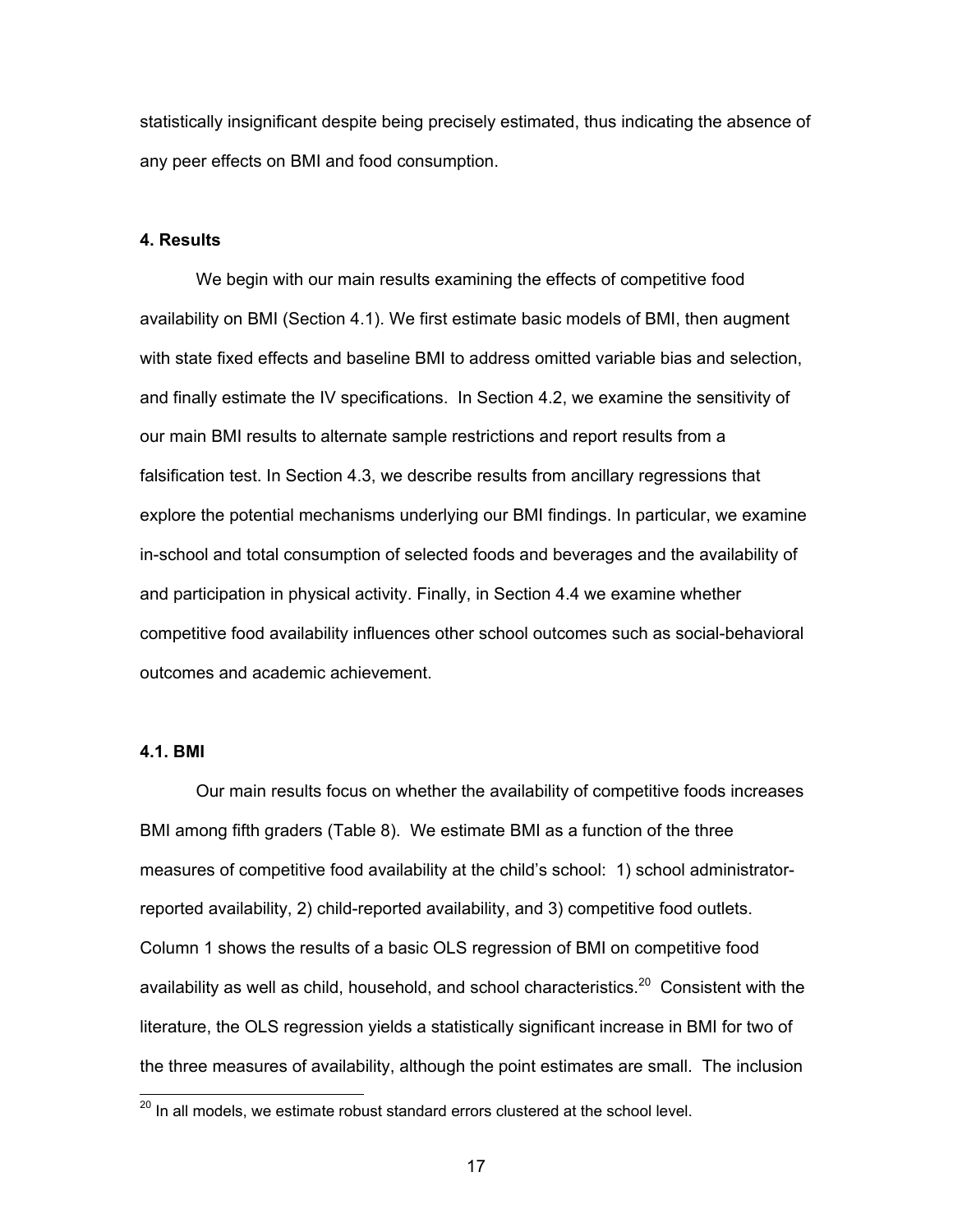statistically insignificant despite being precisely estimated, thus indicating the absence of any peer effects on BMI and food consumption.

## 4. Results

We begin with our main results examining the effects of competitive food availability on BMI (Section 4.1). We first estimate basic models of BMI, then augment with state fixed effects and baseline BMI to address omitted variable bias and selection, and finally estimate the IV specifications. In Section 4.2, we examine the sensitivity of our main BMI results to alternate sample restrictions and report results from a falsification test. In Section 4.3, we describe results from ancillary regressions that explore the potential mechanisms underlying our BMI findings. In particular, we examine in-school and total consumption of selected foods and beverages and the availability of and participation in physical activity. Finally, in Section 4.4 we examine whether competitive food availability influences other school outcomes such as social-behavioral outcomes and academic achievement.

### 4.1. BMI

Our main results focus on whether the availability of competitive foods increases BMI among fifth graders (Table 8). We estimate BMI as a function of the three measures of competitive food availability at the child's school: 1) school administrator-reported availability, 2) child-reported availability, and 3) competitive food outlets. Column 1 shows the results of a basic OLS regression of BMI on competitive food availability as well as child, household, and school characteristics.[20] Consistent with the literature, the OLS regression yields a statistically significant increase in BMI for two of the three measures of availability, although the point estimates are small. The inclusion

[20] In all models, we estimate robust standard errors clustered at the school level.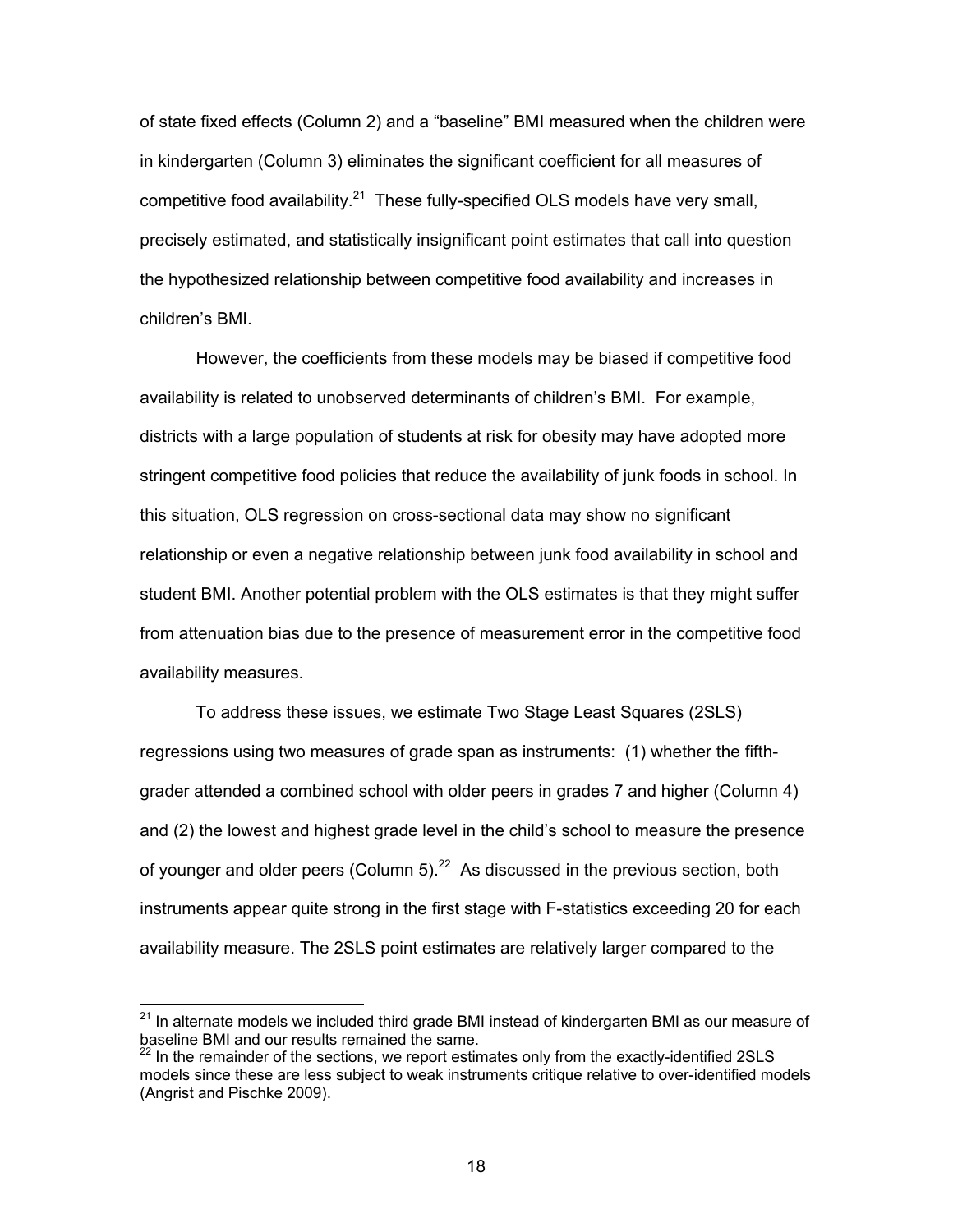of state fixed effects (Column 2) and a "baseline" BMI measured when the children were in kindergarten (Column 3) eliminates the significant coefficient for all measures of competitive food availability.[21] These fully-specified OLS models have very small, precisely estimated, and statistically insignificant point estimates that call into question the hypothesized relationship between competitive food availability and increases in children's BMI.

However, the coefficients from these models may be biased if competitive food availability is related to unobserved determinants of children's BMI. For example, districts with a large population of students at risk for obesity may have adopted more stringent competitive food policies that reduce the availability of junk foods in school. In this situation, OLS regression on cross-sectional data may show no significant relationship or even a negative relationship between junk food availability in school and student BMI. Another potential problem with the OLS estimates is that they might suffer from attenuation bias due to the presence of measurement error in the competitive food availability measures.

To address these issues, we estimate Two Stage Least Squares (2SLS) regressions using two measures of grade span as instruments: (1) whether the fifth-grader attended a combined school with older peers in grades 7 and higher (Column 4) and (2) the lowest and highest grade level in the child's school to measure the presence of younger and older peers (Column 5).[22] As discussed in the previous section, both instruments appear quite strong in the first stage with F-statistics exceeding 20 for each availability measure. The 2SLS point estimates are relatively larger compared to the

[21] In alternate models we included third grade BMI instead of kindergarten BMI as our measure of baseline BMI and our results remained the same.

[22] In the remainder of the sections, we report estimates only from the exactly-identified 2SLS models since these are less subject to weak instruments critique relative to over-identified models (Angrist and Pischke 2009).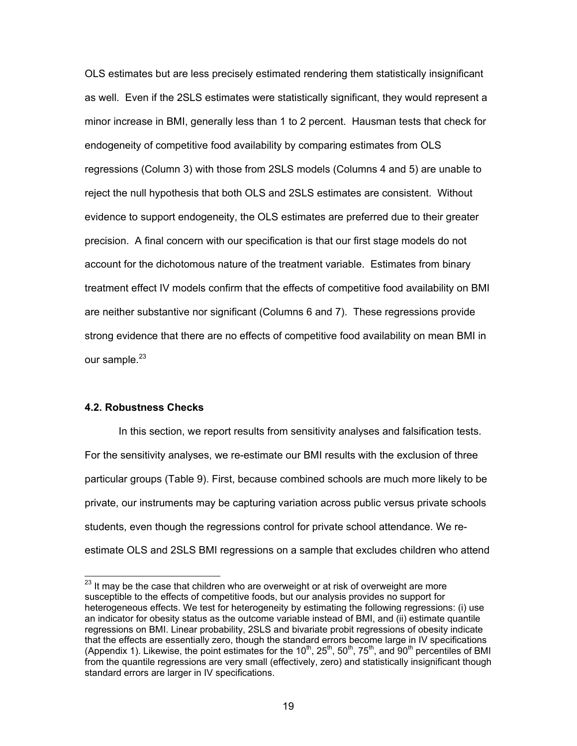OLS estimates but are less precisely estimated rendering them statistically insignificant as well. Even if the 2SLS estimates were statistically significant, they would represent a minor increase in BMI, generally less than 1 to 2 percent. Hausman tests that check for endogeneity of competitive food availability by comparing estimates from OLS regressions (Column 3) with those from 2SLS models (Columns 4 and 5) are unable to reject the null hypothesis that both OLS and 2SLS estimates are consistent. Without evidence to support endogeneity, the OLS estimates are preferred due to their greater precision. A final concern with our specification is that our first stage models do not account for the dichotomous nature of the treatment variable. Estimates from binary treatment effect IV models confirm that the effects of competitive food availability on BMI are neither substantive nor significant (Columns 6 and 7). These regressions provide strong evidence that there are no effects of competitive food availability on mean BMI in our sample.[23]

### 4.2. Robustness Checks

In this section, we report results from sensitivity analyses and falsification tests. For the sensitivity analyses, we re-estimate our BMI results with the exclusion of three particular groups (Table 9). First, because combined schools are much more likely to be private, our instruments may be capturing variation across public versus private schools students, even though the regressions control for private school attendance. We re-estimate OLS and 2SLS BMI regressions on a sample that excludes children who attend

---

[23] It may be the case that children who are overweight or at risk of overweight are more susceptible to the effects of competitive foods, but our analysis provides no support for heterogeneous effects. We test for heterogeneity by estimating the following regressions: (i) use an indicator for obesity status as the outcome variable instead of BMI, and (ii) estimate quantile regressions on BMI. Linear probability, 2SLS and bivariate probit regressions of obesity indicate that the effects are essentially zero, though the standard errors become large in IV specifications (Appendix 1). Likewise, the point estimates for the 10th, 25th, 50th, 75th, and 90th percentiles of BMI from the quantile regressions are very small (effectively, zero) and statistically insignificant though standard errors are larger in IV specifications.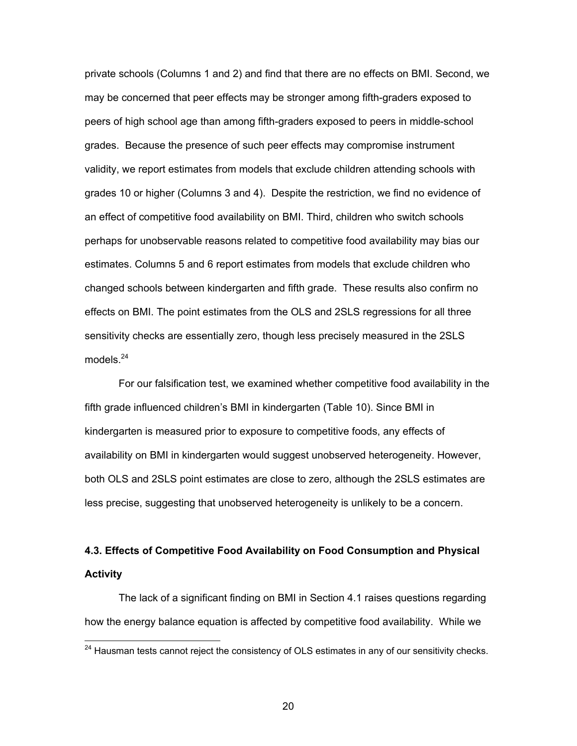private schools (Columns 1 and 2) and find that there are no effects on BMI. Second, we may be concerned that peer effects may be stronger among fifth-graders exposed to peers of high school age than among fifth-graders exposed to peers in middle-school grades. Because the presence of such peer effects may compromise instrument validity, we report estimates from models that exclude children attending schools with grades 10 or higher (Columns 3 and 4). Despite the restriction, we find no evidence of an effect of competitive food availability on BMI. Third, children who switch schools perhaps for unobservable reasons related to competitive food availability may bias our estimates. Columns 5 and 6 report estimates from models that exclude children who changed schools between kindergarten and fifth grade. These results also confirm no effects on BMI. The point estimates from the OLS and 2SLS regressions for all three sensitivity checks are essentially zero, though less precisely measured in the 2SLS models.[24]

For our falsification test, we examined whether competitive food availability in the fifth grade influenced children's BMI in kindergarten (Table 10). Since BMI in kindergarten is measured prior to exposure to competitive foods, any effects of availability on BMI in kindergarten would suggest unobserved heterogeneity. However, both OLS and 2SLS point estimates are close to zero, although the 2SLS estimates are less precise, suggesting that unobserved heterogeneity is unlikely to be a concern.

### 4.3. Effects of Competitive Food Availability on Food Consumption and Physical Activity

The lack of a significant finding on BMI in Section 4.1 raises questions regarding how the energy balance equation is affected by competitive food availability. While we

[24] Hausman tests cannot reject the consistency of OLS estimates in any of our sensitivity checks.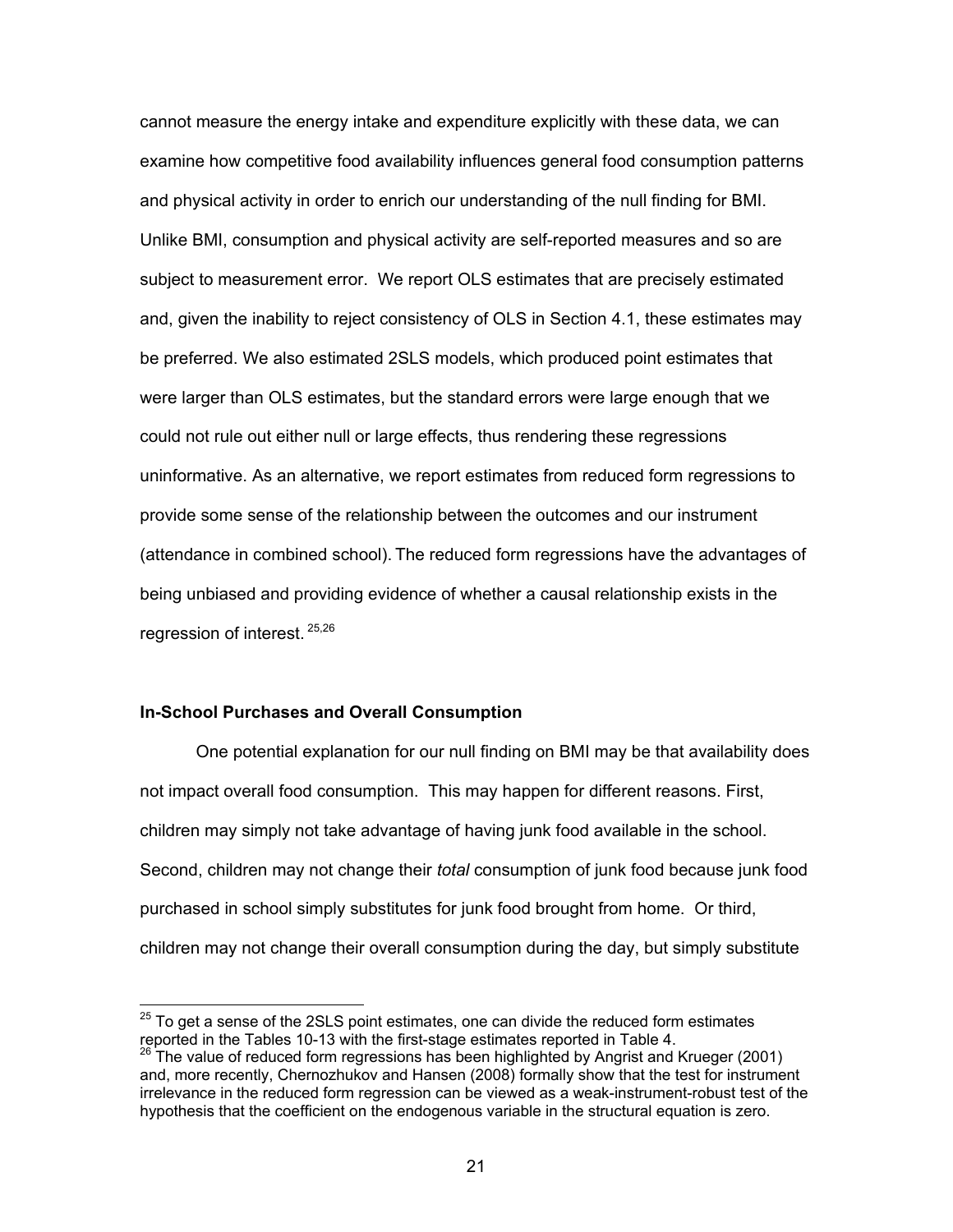cannot measure the energy intake and expenditure explicitly with these data, we can examine how competitive food availability influences general food consumption patterns and physical activity in order to enrich our understanding of the null finding for BMI. Unlike BMI, consumption and physical activity are self-reported measures and so are subject to measurement error. We report OLS estimates that are precisely estimated and, given the inability to reject consistency of OLS in Section 4.1, these estimates may be preferred. We also estimated 2SLS models, which produced point estimates that were larger than OLS estimates, but the standard errors were large enough that we could not rule out either null or large effects, thus rendering these regressions uninformative. As an alternative, we report estimates from reduced form regressions to provide some sense of the relationship between the outcomes and our instrument (attendance in combined school). The reduced form regressions have the advantages of being unbiased and providing evidence of whether a causal relationship exists in the regression of interest.[25,26]

**In-School Purchases and Overall Consumption**

One potential explanation for our null finding on BMI may be that availability does not impact overall food consumption. This may happen for different reasons. First, children may simply not take advantage of having junk food available in the school. Second, children may not change their *total* consumption of junk food because junk food purchased in school simply substitutes for junk food brought from home. Or third, children may not change their overall consumption during the day, but simply substitute

---

[25] To get a sense of the 2SLS point estimates, one can divide the reduced form estimates reported in the Tables 10-13 with the first-stage estimates reported in Table 4.

[26] The value of reduced form regressions has been highlighted by Angrist and Krueger (2001) and, more recently, Chernozhukov and Hansen (2008) formally show that the test for instrument irrelevance in the reduced form regression can be viewed as a weak-instrument-robust test of the hypothesis that the coefficient on the endogenous variable in the structural equation is zero.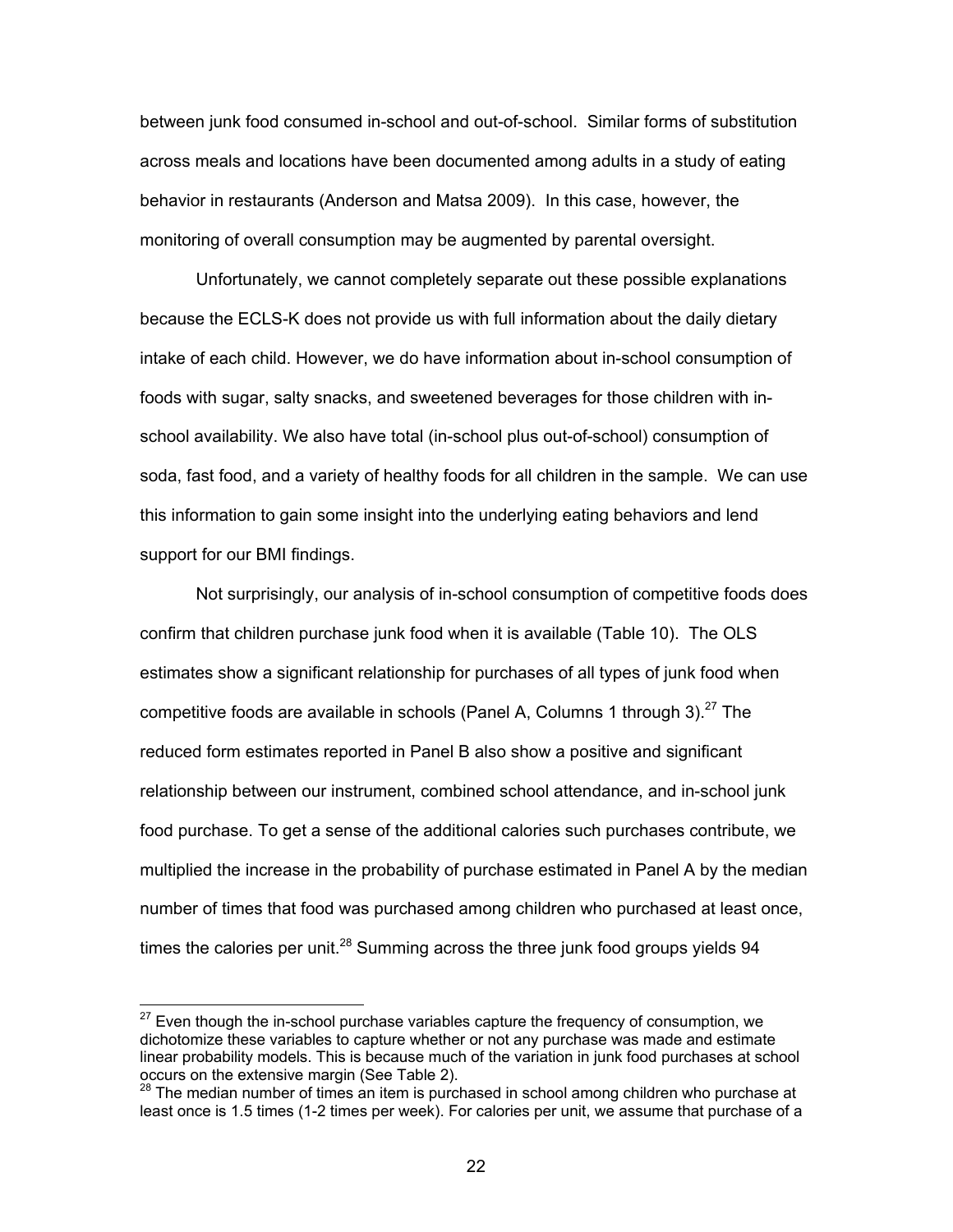between junk food consumed in-school and out-of-school. Similar forms of substitution across meals and locations have been documented among adults in a study of eating behavior in restaurants (Anderson and Matsa 2009). In this case, however, the monitoring of overall consumption may be augmented by parental oversight.

Unfortunately, we cannot completely separate out these possible explanations because the ECLS-K does not provide us with full information about the daily dietary intake of each child. However, we do have information about in-school consumption of foods with sugar, salty snacks, and sweetened beverages for those children with in-school availability. We also have total (in-school plus out-of-school) consumption of soda, fast food, and a variety of healthy foods for all children in the sample. We can use this information to gain some insight into the underlying eating behaviors and lend support for our BMI findings.

Not surprisingly, our analysis of in-school consumption of competitive foods does confirm that children purchase junk food when it is available (Table 10). The OLS estimates show a significant relationship for purchases of all types of junk food when competitive foods are available in schools (Panel A, Columns 1 through 3).[27] The reduced form estimates reported in Panel B also show a positive and significant relationship between our instrument, combined school attendance, and in-school junk food purchase. To get a sense of the additional calories such purchases contribute, we multiplied the increase in the probability of purchase estimated in Panel A by the median number of times that food was purchased among children who purchased at least once, times the calories per unit.[28] Summing across the three junk food groups yields 94

[27] Even though the in-school purchase variables capture the frequency of consumption, we dichotomize these variables to capture whether or not any purchase was made and estimate linear probability models. This is because much of the variation in junk food purchases at school occurs on the extensive margin (See Table 2).

[28] The median number of times an item is purchased in school among children who purchase at least once is 1.5 times (1-2 times per week). For calories per unit, we assume that purchase of a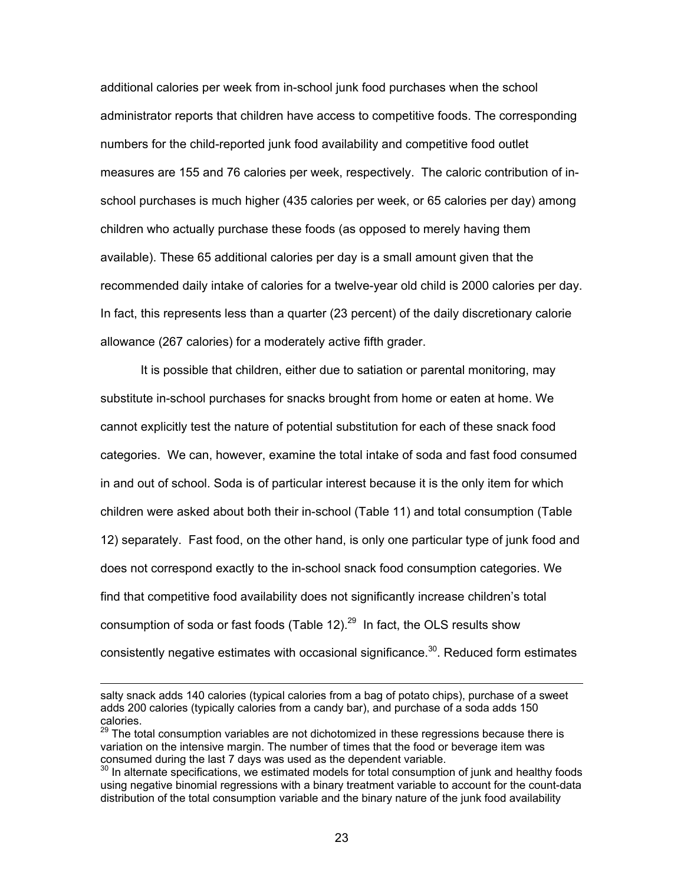additional calories per week from in-school junk food purchases when the school administrator reports that children have access to competitive foods. The corresponding numbers for the child-reported junk food availability and competitive food outlet measures are 155 and 76 calories per week, respectively. The caloric contribution of in-school purchases is much higher (435 calories per week, or 65 calories per day) among children who actually purchase these foods (as opposed to merely having them available). These 65 additional calories per day is a small amount given that the recommended daily intake of calories for a twelve-year old child is 2000 calories per day. In fact, this represents less than a quarter (23 percent) of the daily discretionary calorie allowance (267 calories) for a moderately active fifth grader.

It is possible that children, either due to satiation or parental monitoring, may substitute in-school purchases for snacks brought from home or eaten at home. We cannot explicitly test the nature of potential substitution for each of these snack food categories. We can, however, examine the total intake of soda and fast food consumed in and out of school. Soda is of particular interest because it is the only item for which children were asked about both their in-school (Table 11) and total consumption (Table 12) separately. Fast food, on the other hand, is only one particular type of junk food and does not correspond exactly to the in-school snack food consumption categories. We find that competitive food availability does not significantly increase children's total consumption of soda or fast foods (Table 12).[29] In fact, the OLS results show consistently negative estimates with occasional significance.[30]. Reduced form estimates

---

salty snack adds 140 calories (typical calories from a bag of potato chips), purchase of a sweet adds 200 calories (typically calories from a candy bar), and purchase of a soda adds 150 calories.

[29] The total consumption variables are not dichotomized in these regressions because there is variation on the intensive margin. The number of times that the food or beverage item was consumed during the last 7 days was used as the dependent variable.

[30] In alternate specifications, we estimated models for total consumption of junk and healthy foods using negative binomial regressions with a binary treatment variable to account for the count-data distribution of the total consumption variable and the binary nature of the junk food availability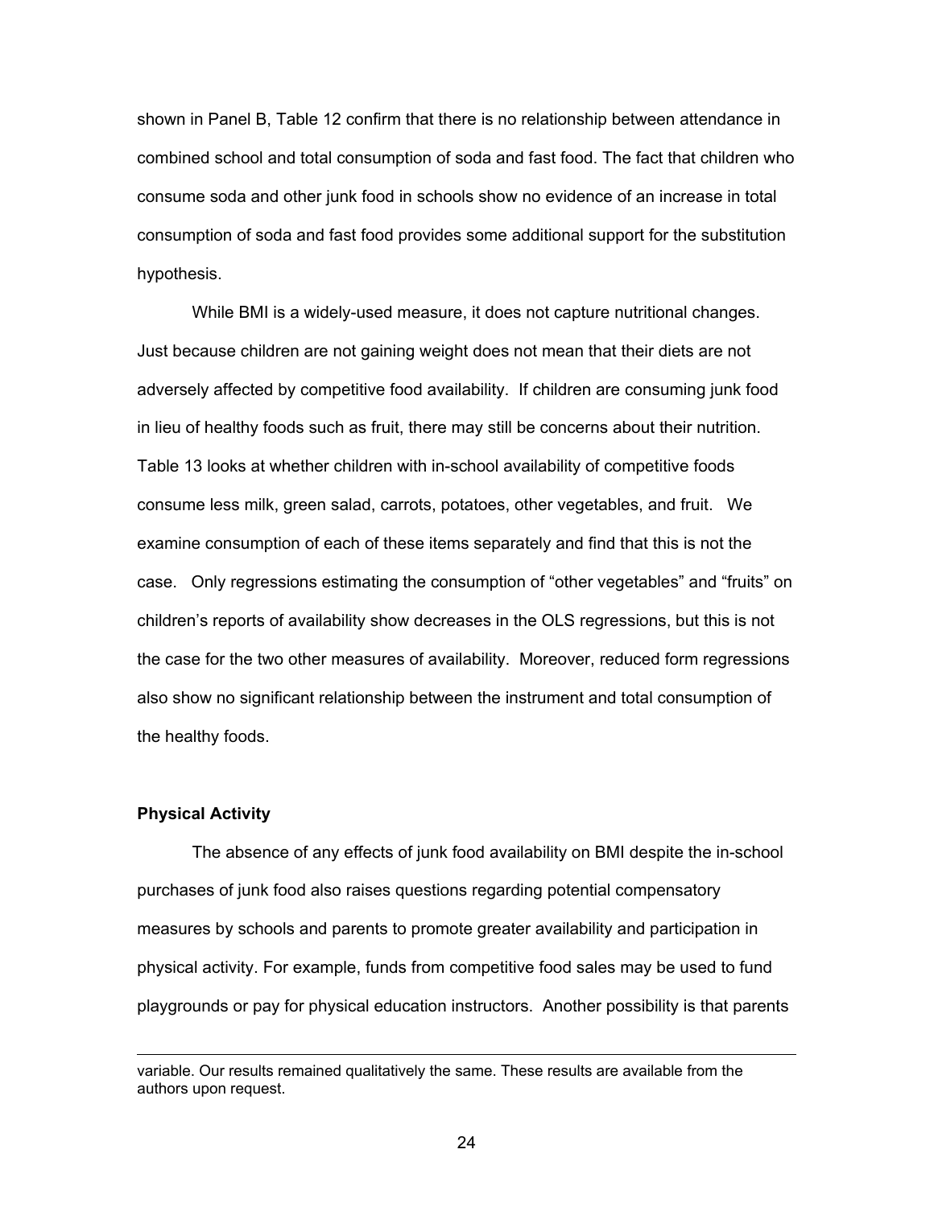shown in Panel B, Table 12 confirm that there is no relationship between attendance in combined school and total consumption of soda and fast food. The fact that children who consume soda and other junk food in schools show no evidence of an increase in total consumption of soda and fast food provides some additional support for the substitution hypothesis.

While BMI is a widely-used measure, it does not capture nutritional changes. Just because children are not gaining weight does not mean that their diets are not adversely affected by competitive food availability. If children are consuming junk food in lieu of healthy foods such as fruit, there may still be concerns about their nutrition. Table 13 looks at whether children with in-school availability of competitive foods consume less milk, green salad, carrots, potatoes, other vegetables, and fruit. We examine consumption of each of these items separately and find that this is not the case. Only regressions estimating the consumption of "other vegetables" and "fruits" on children's reports of availability show decreases in the OLS regressions, but this is not the case for the two other measures of availability. Moreover, reduced form regressions also show no significant relationship between the instrument and total consumption of the healthy foods.

### Physical Activity

The absence of any effects of junk food availability on BMI despite the in-school purchases of junk food also raises questions regarding potential compensatory measures by schools and parents to promote greater availability and participation in physical activity. For example, funds from competitive food sales may be used to fund playgrounds or pay for physical education instructors. Another possibility is that parents

---

variable. Our results remained qualitatively the same. These results are available from the authors upon request.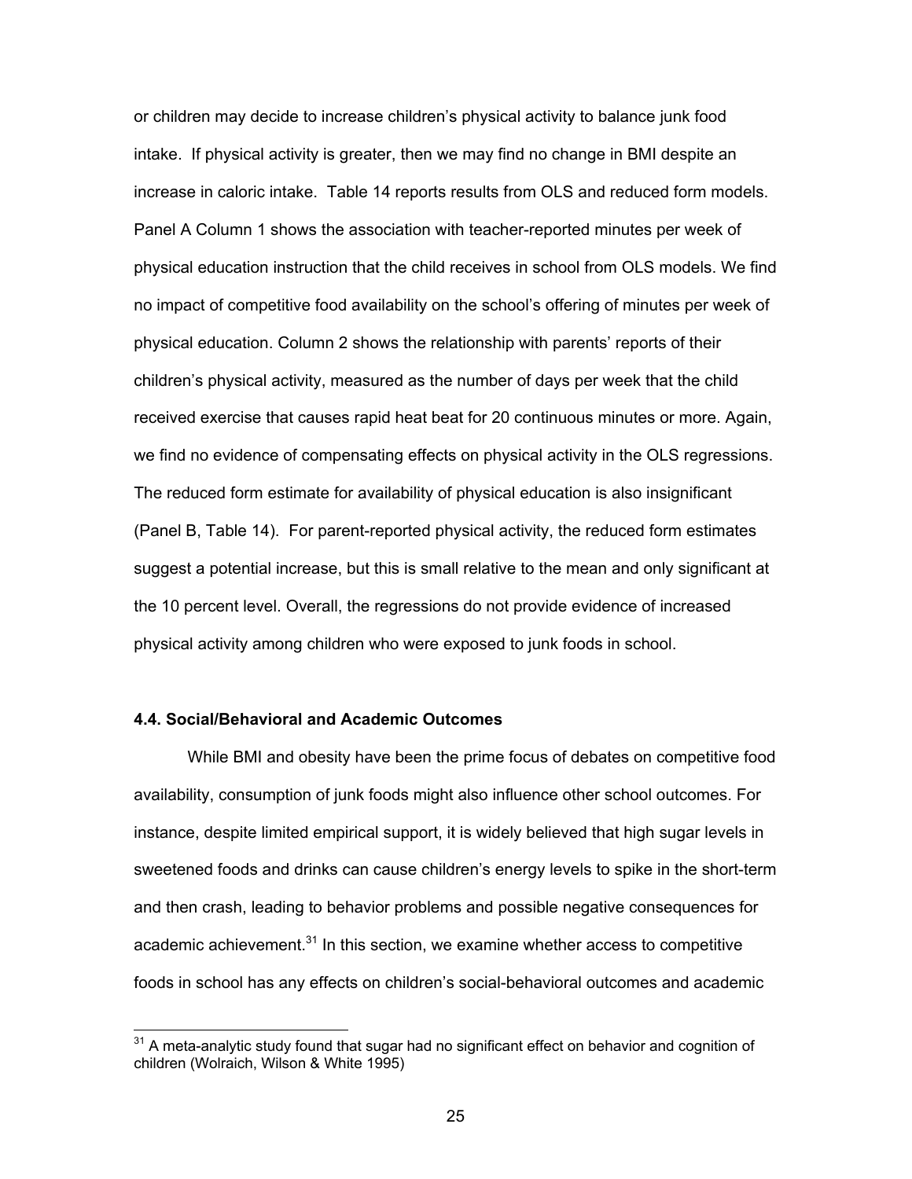or children may decide to increase children's physical activity to balance junk food intake. If physical activity is greater, then we may find no change in BMI despite an increase in caloric intake. Table 14 reports results from OLS and reduced form models. Panel A Column 1 shows the association with teacher-reported minutes per week of physical education instruction that the child receives in school from OLS models. We find no impact of competitive food availability on the school's offering of minutes per week of physical education. Column 2 shows the relationship with parents' reports of their children's physical activity, measured as the number of days per week that the child received exercise that causes rapid heat beat for 20 continuous minutes or more. Again, we find no evidence of compensating effects on physical activity in the OLS regressions. The reduced form estimate for availability of physical education is also insignificant (Panel B, Table 14). For parent-reported physical activity, the reduced form estimates suggest a potential increase, but this is small relative to the mean and only significant at the 10 percent level. Overall, the regressions do not provide evidence of increased physical activity among children who were exposed to junk foods in school.

### 4.4. Social/Behavioral and Academic Outcomes

While BMI and obesity have been the prime focus of debates on competitive food availability, consumption of junk foods might also influence other school outcomes. For instance, despite limited empirical support, it is widely believed that high sugar levels in sweetened foods and drinks can cause children's energy levels to spike in the short-term and then crash, leading to behavior problems and possible negative consequences for academic achievement.[31] In this section, we examine whether access to competitive foods in school has any effects on children's social-behavioral outcomes and academic

[31] A meta-analytic study found that sugar had no significant effect on behavior and cognition of children (Wolraich, Wilson & White 1995)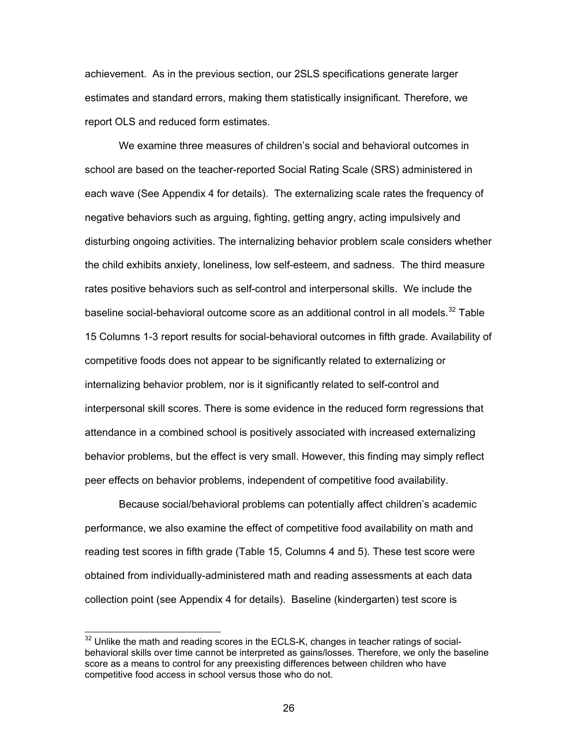achievement. As in the previous section, our 2SLS specifications generate larger estimates and standard errors, making them statistically insignificant. Therefore, we report OLS and reduced form estimates.

We examine three measures of children's social and behavioral outcomes in school are based on the teacher-reported Social Rating Scale (SRS) administered in each wave (See Appendix 4 for details). The externalizing scale rates the frequency of negative behaviors such as arguing, fighting, getting angry, acting impulsively and disturbing ongoing activities. The internalizing behavior problem scale considers whether the child exhibits anxiety, loneliness, low self-esteem, and sadness. The third measure rates positive behaviors such as self-control and interpersonal skills. We include the baseline social-behavioral outcome score as an additional control in all models.[32] Table 15 Columns 1-3 report results for social-behavioral outcomes in fifth grade. Availability of competitive foods does not appear to be significantly related to externalizing or internalizing behavior problem, nor is it significantly related to self-control and interpersonal skill scores. There is some evidence in the reduced form regressions that attendance in a combined school is positively associated with increased externalizing behavior problems, but the effect is very small. However, this finding may simply reflect peer effects on behavior problems, independent of competitive food availability.

Because social/behavioral problems can potentially affect children's academic performance, we also examine the effect of competitive food availability on math and reading test scores in fifth grade (Table 15, Columns 4 and 5). These test score were obtained from individually-administered math and reading assessments at each data collection point (see Appendix 4 for details). Baseline (kindergarten) test score is

[32] Unlike the math and reading scores in the ECLS-K, changes in teacher ratings of social-behavioral skills over time cannot be interpreted as gains/losses. Therefore, we only the baseline score as a means to control for any preexisting differences between children who have competitive food access in school versus those who do not.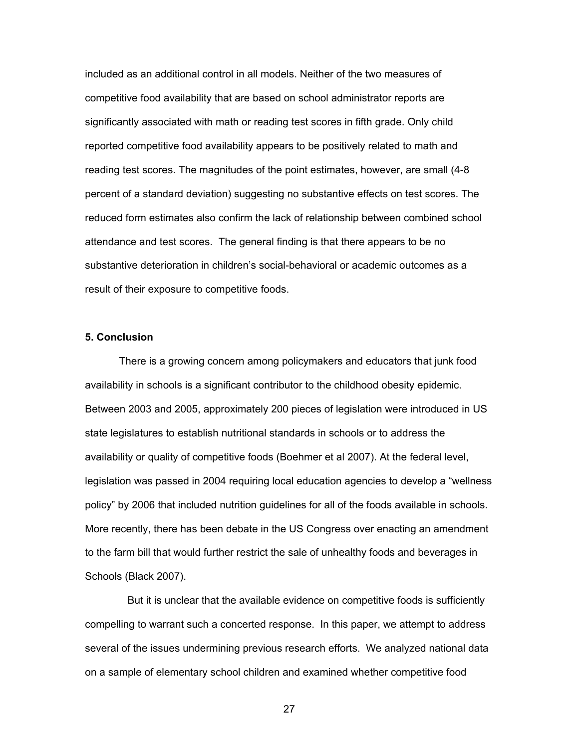included as an additional control in all models. Neither of the two measures of competitive food availability that are based on school administrator reports are significantly associated with math or reading test scores in fifth grade. Only child reported competitive food availability appears to be positively related to math and reading test scores. The magnitudes of the point estimates, however, are small (4-8 percent of a standard deviation) suggesting no substantive effects on test scores. The reduced form estimates also confirm the lack of relationship between combined school attendance and test scores. The general finding is that there appears to be no substantive deterioration in children's social-behavioral or academic outcomes as a result of their exposure to competitive foods.

### 5. Conclusion

There is a growing concern among policymakers and educators that junk food availability in schools is a significant contributor to the childhood obesity epidemic. Between 2003 and 2005, approximately 200 pieces of legislation were introduced in US state legislatures to establish nutritional standards in schools or to address the availability or quality of competitive foods (Boehmer et al 2007). At the federal level, legislation was passed in 2004 requiring local education agencies to develop a "wellness policy" by 2006 that included nutrition guidelines for all of the foods available in schools. More recently, there has been debate in the US Congress over enacting an amendment to the farm bill that would further restrict the sale of unhealthy foods and beverages in Schools (Black 2007).

But it is unclear that the available evidence on competitive foods is sufficiently compelling to warrant such a concerted response. In this paper, we attempt to address several of the issues undermining previous research efforts. We analyzed national data on a sample of elementary school children and examined whether competitive food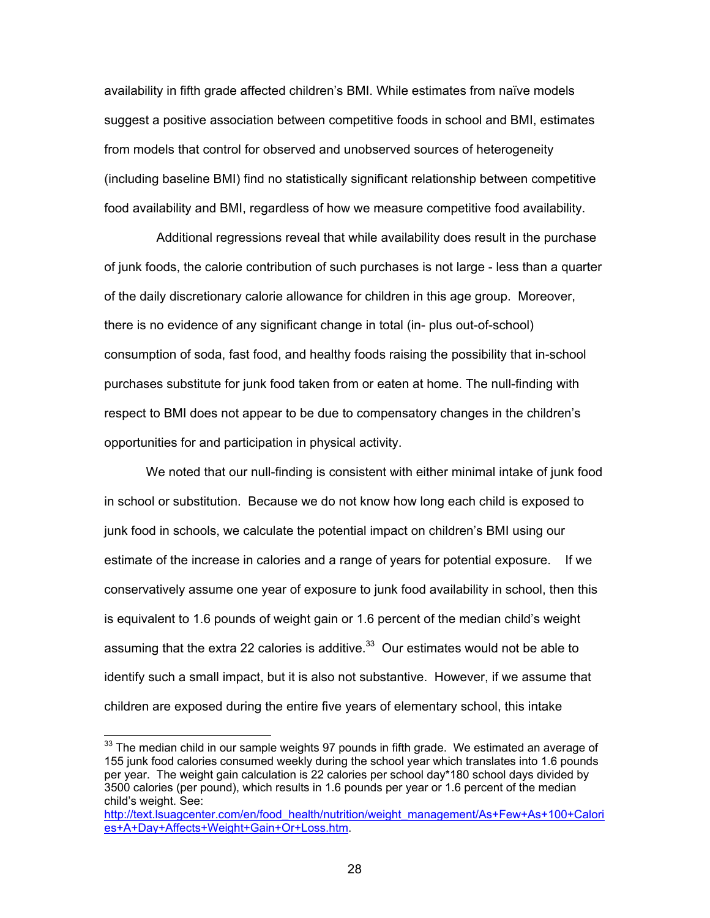availability in fifth grade affected children's BMI. While estimates from naïve models suggest a positive association between competitive foods in school and BMI, estimates from models that control for observed and unobserved sources of heterogeneity (including baseline BMI) find no statistically significant relationship between competitive food availability and BMI, regardless of how we measure competitive food availability.

Additional regressions reveal that while availability does result in the purchase of junk foods, the calorie contribution of such purchases is not large - less than a quarter of the daily discretionary calorie allowance for children in this age group. Moreover, there is no evidence of any significant change in total (in- plus out-of-school) consumption of soda, fast food, and healthy foods raising the possibility that in-school purchases substitute for junk food taken from or eaten at home. The null-finding with respect to BMI does not appear to be due to compensatory changes in the children's opportunities for and participation in physical activity.

We noted that our null-finding is consistent with either minimal intake of junk food in school or substitution. Because we do not know how long each child is exposed to junk food in schools, we calculate the potential impact on children's BMI using our estimate of the increase in calories and a range of years for potential exposure. If we conservatively assume one year of exposure to junk food availability in school, then this is equivalent to 1.6 pounds of weight gain or 1.6 percent of the median child's weight assuming that the extra 22 calories is additive.[33] Our estimates would not be able to identify such a small impact, but it is also not substantive. However, if we assume that children are exposed during the entire five years of elementary school, this intake

[33] The median child in our sample weights 97 pounds in fifth grade. We estimated an average of 155 junk food calories consumed weekly during the school year which translates into 1.6 pounds per year. The weight gain calculation is 22 calories per school day*180 school days divided by 3500 calories (per pound), which results in 1.6 pounds per year or 1.6 percent of the median child's weight. See: http://text.lsuagcenter.com/en/food_health/nutrition/weight_management/As+Few+As+100+Calories+A+Day+Affects+Weight+Gain+Or+Loss.htm.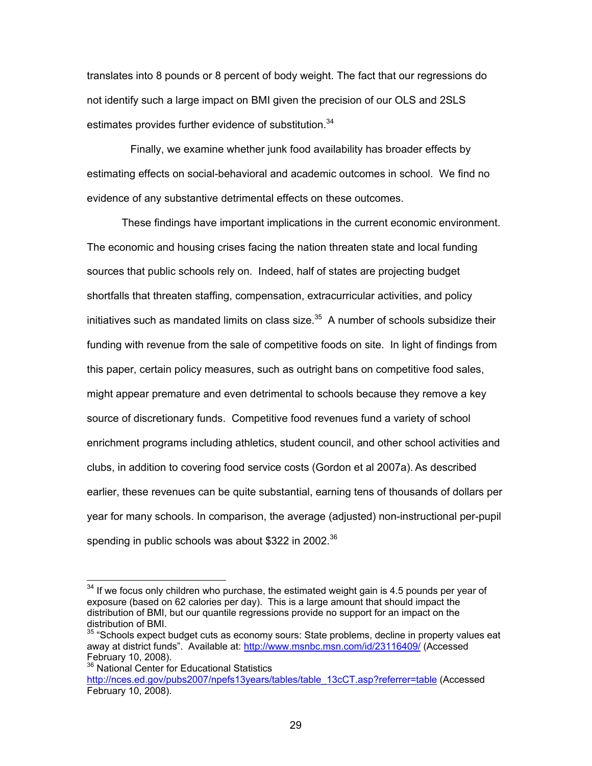translates into 8 pounds or 8 percent of body weight. The fact that our regressions do not identify such a large impact on BMI given the precision of our OLS and 2SLS estimates provides further evidence of substitution.[34]

Finally, we examine whether junk food availability has broader effects by estimating effects on social-behavioral and academic outcomes in school. We find no evidence of any substantive detrimental effects on these outcomes.

These findings have important implications in the current economic environment. The economic and housing crises facing the nation threaten state and local funding sources that public schools rely on. Indeed, half of states are projecting budget shortfalls that threaten staffing, compensation, extracurricular activities, and policy initiatives such as mandated limits on class size.[35] A number of schools subsidize their funding with revenue from the sale of competitive foods on site. In light of findings from this paper, certain policy measures, such as outright bans on competitive food sales, might appear premature and even detrimental to schools because they remove a key source of discretionary funds. Competitive food revenues fund a variety of school enrichment programs including athletics, student council, and other school activities and clubs, in addition to covering food service costs (Gordon et al 2007a). As described earlier, these revenues can be quite substantial, earning tens of thousands of dollars per year for many schools. In comparison, the average (adjusted) non-instructional per-pupil spending in public schools was about $322 in 2002.[36]

---

[34] If we focus only children who purchase, the estimated weight gain is 4.5 pounds per year of exposure (based on 62 calories per day). This is a large amount that should impact the distribution of BMI, but our quantile regressions provide no support for an impact on the distribution of BMI.

[35] "Schools expect budget cuts as economy sours: State problems, decline in property values eat away at district funds". Available at: http://www.msnbc.msn.com/id/23116409/ (Accessed February 10, 2008).

[36] National Center for Educational Statistics http://nces.ed.gov/pubs2007/npefs13years/tables/table_13cCT.asp?referrer=table (Accessed February 10, 2008).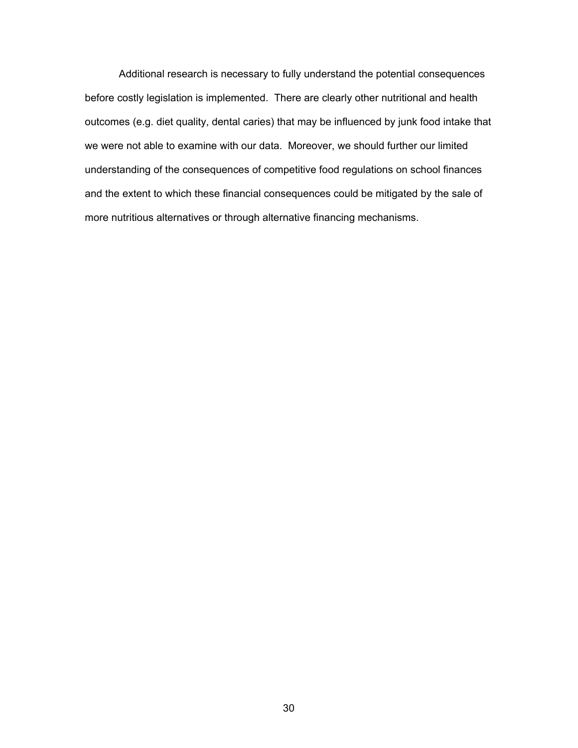Additional research is necessary to fully understand the potential consequences before costly legislation is implemented. There are clearly other nutritional and health outcomes (e.g. diet quality, dental caries) that may be influenced by junk food intake that we were not able to examine with our data. Moreover, we should further our limited understanding of the consequences of competitive food regulations on school finances and the extent to which these financial consequences could be mitigated by the sale of more nutritious alternatives or through alternative financing mechanisms.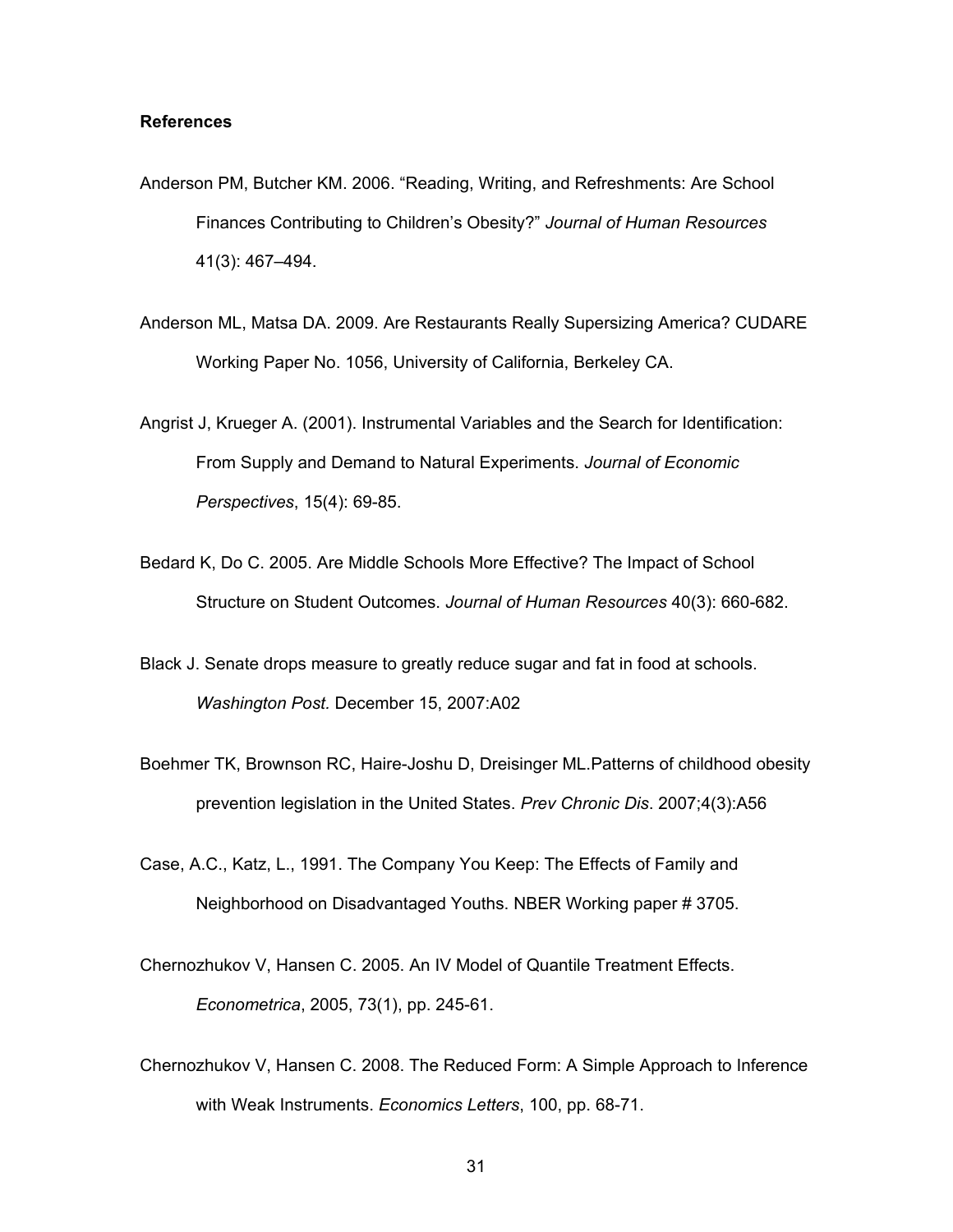**References**

Anderson PM, Butcher KM. 2006. "Reading, Writing, and Refreshments: Are School Finances Contributing to Children's Obesity?" *Journal of Human Resources* 41(3): 467–494.

Anderson ML, Matsa DA. 2009. Are Restaurants Really Supersizing America? CUDARE Working Paper No. 1056, University of California, Berkeley CA.

Angrist J, Krueger A. (2001). Instrumental Variables and the Search for Identification: From Supply and Demand to Natural Experiments. *Journal of Economic Perspectives*, 15(4): 69-85.

Bedard K, Do C. 2005. Are Middle Schools More Effective? The Impact of School Structure on Student Outcomes. *Journal of Human Resources* 40(3): 660-682.

Black J. Senate drops measure to greatly reduce sugar and fat in food at schools. *Washington Post.* December 15, 2007:A02

Boehmer TK, Brownson RC, Haire-Joshu D, Dreisinger ML.Patterns of childhood obesity prevention legislation in the United States. *Prev Chronic Dis*. 2007;4(3):A56

Case, A.C., Katz, L., 1991. The Company You Keep: The Effects of Family and Neighborhood on Disadvantaged Youths. NBER Working paper # 3705.

Chernozhukov V, Hansen C. 2005. An IV Model of Quantile Treatment Effects. *Econometrica*, 2005, 73(1), pp. 245-61.

Chernozhukov V, Hansen C. 2008. The Reduced Form: A Simple Approach to Inference with Weak Instruments. *Economics Letters*, 100, pp. 68-71.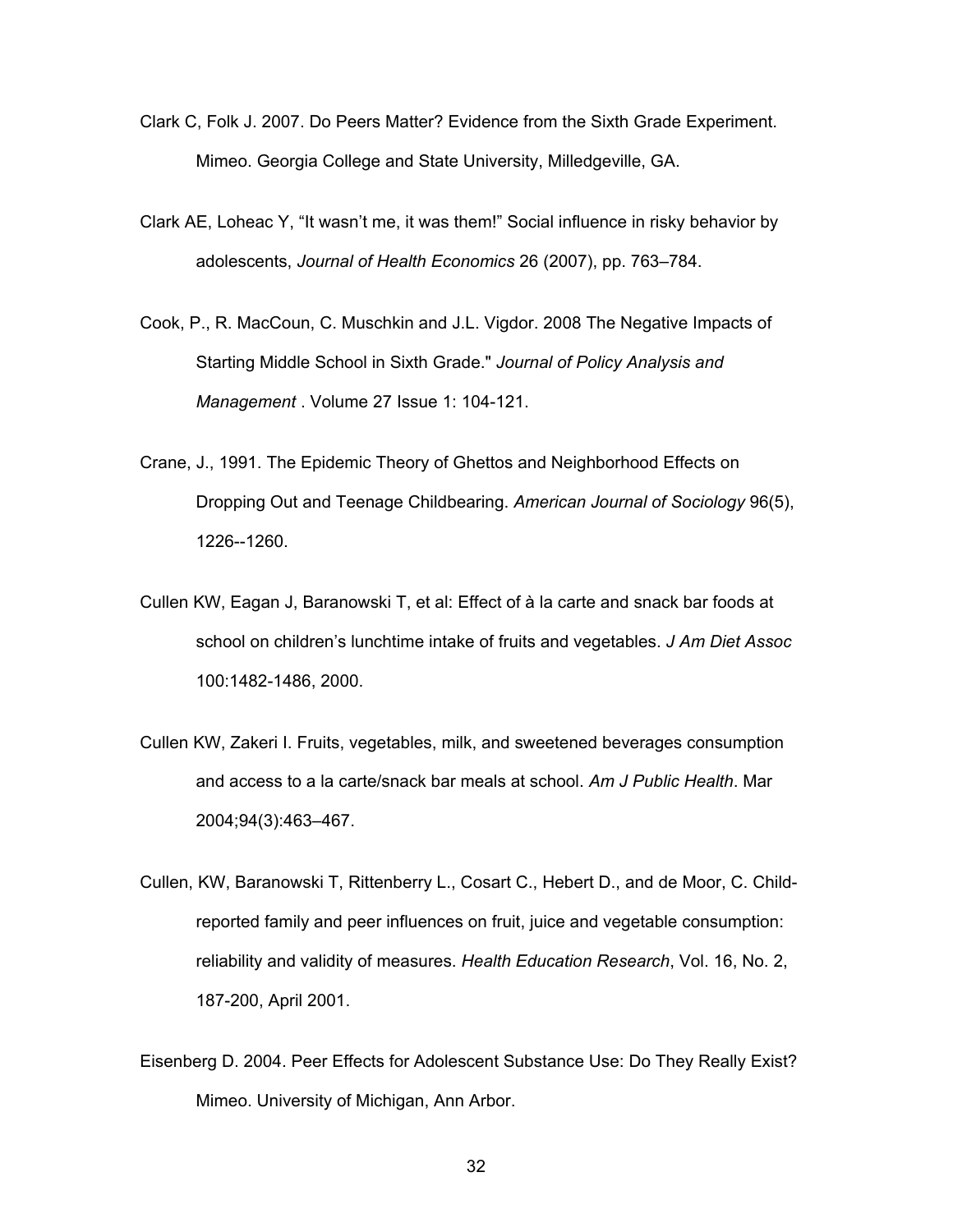Clark C, Folk J. 2007. Do Peers Matter? Evidence from the Sixth Grade Experiment. Mimeo. Georgia College and State University, Milledgeville, GA.

Clark AE, Loheac Y, “It wasn’t me, it was them!” Social influence in risky behavior by adolescents, *Journal of Health Economics* 26 (2007), pp. 763–784.

Cook, P., R. MacCoun, C. Muschkin and J.L. Vigdor. 2008 The Negative Impacts of Starting Middle School in Sixth Grade." *Journal of Policy Analysis and Management* . Volume 27 Issue 1: 104-121.

Crane, J., 1991. The Epidemic Theory of Ghettos and Neighborhood Effects on Dropping Out and Teenage Childbearing. *American Journal of Sociology* 96(5), 1226--1260.

Cullen KW, Eagan J, Baranowski T, et al: Effect of à la carte and snack bar foods at school on children’s lunchtime intake of fruits and vegetables. *J Am Diet Assoc* 100:1482-1486, 2000.

Cullen KW, Zakeri I. Fruits, vegetables, milk, and sweetened beverages consumption and access to a la carte/snack bar meals at school. *Am J Public Health*. Mar 2004;94(3):463–467.

Cullen, KW, Baranowski T, Rittenberry L., Cosart C., Hebert D., and de Moor, C. Child-reported family and peer influences on fruit, juice and vegetable consumption: reliability and validity of measures. *Health Education Research*, Vol. 16, No. 2, 187-200, April 2001.

Eisenberg D. 2004. Peer Effects for Adolescent Substance Use: Do They Really Exist? Mimeo. University of Michigan, Ann Arbor.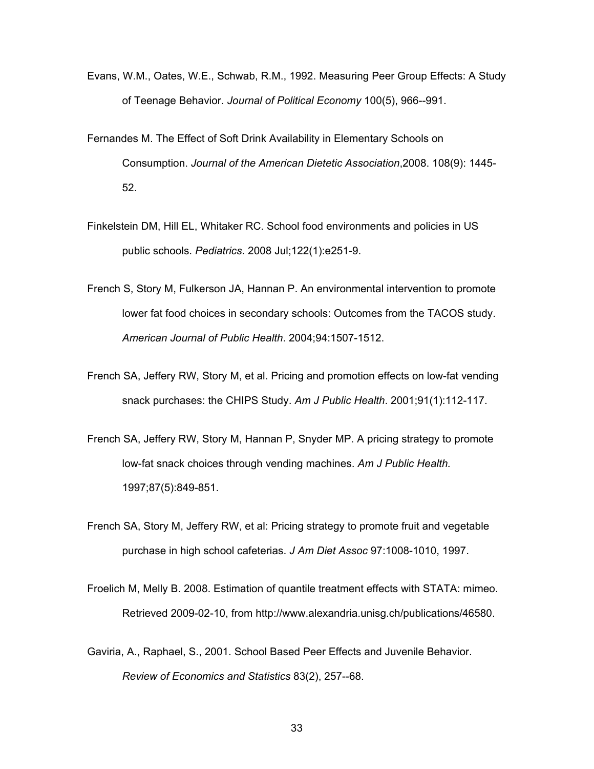Evans, W.M., Oates, W.E., Schwab, R.M., 1992. Measuring Peer Group Effects: A Study of Teenage Behavior. *Journal of Political Economy* 100(5), 966--991.

Fernandes M. The Effect of Soft Drink Availability in Elementary Schools on Consumption. *Journal of the American Dietetic Association*,2008. 108(9): 1445-52.

Finkelstein DM, Hill EL, Whitaker RC. School food environments and policies in US public schools. *Pediatrics*. 2008 Jul;122(1):e251-9.

French S, Story M, Fulkerson JA, Hannan P. An environmental intervention to promote lower fat food choices in secondary schools: Outcomes from the TACOS study. *American Journal of Public Health*. 2004;94:1507-1512.

French SA, Jeffery RW, Story M, et al. Pricing and promotion effects on low-fat vending snack purchases: the CHIPS Study. *Am J Public Health*. 2001;91(1):112-117.

French SA, Jeffery RW, Story M, Hannan P, Snyder MP. A pricing strategy to promote low-fat snack choices through vending machines. *Am J Public Health.* 1997;87(5):849-851.

French SA, Story M, Jeffery RW, et al: Pricing strategy to promote fruit and vegetable purchase in high school cafeterias. *J Am Diet Assoc* 97:1008-1010, 1997.

Froelich M, Melly B. 2008. Estimation of quantile treatment effects with STATA: mimeo. Retrieved 2009-02-10, from http://www.alexandria.unisg.ch/publications/46580.

Gaviria, A., Raphael, S., 2001. School Based Peer Effects and Juvenile Behavior. *Review of Economics and Statistics* 83(2), 257--68.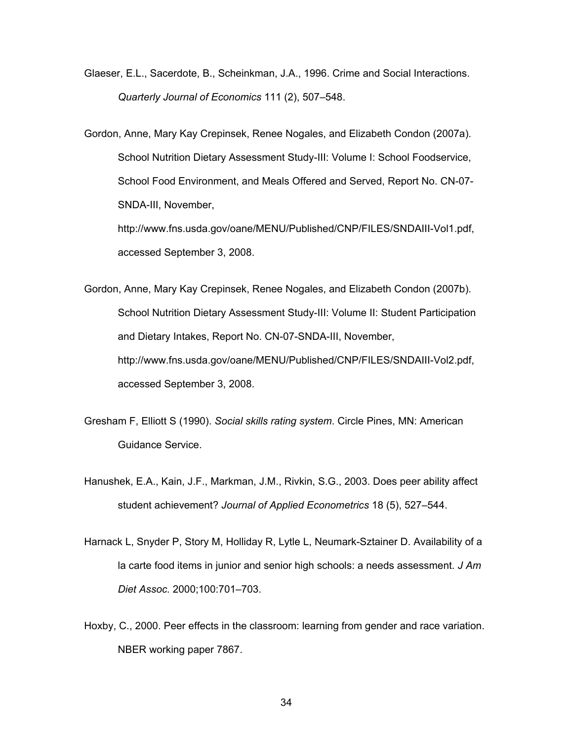Glaeser, E.L., Sacerdote, B., Scheinkman, J.A., 1996. Crime and Social Interactions. *Quarterly Journal of Economics* 111 (2), 507–548.

Gordon, Anne, Mary Kay Crepinsek, Renee Nogales, and Elizabeth Condon (2007a). School Nutrition Dietary Assessment Study-III: Volume I: School Foodservice, School Food Environment, and Meals Offered and Served, Report No. CN-07-SNDA-III, November, http://www.fns.usda.gov/oane/MENU/Published/CNP/FILES/SNDAIII-Vol1.pdf, accessed September 3, 2008.

Gordon, Anne, Mary Kay Crepinsek, Renee Nogales, and Elizabeth Condon (2007b). School Nutrition Dietary Assessment Study-III: Volume II: Student Participation and Dietary Intakes, Report No. CN-07-SNDA-III, November, http://www.fns.usda.gov/oane/MENU/Published/CNP/FILES/SNDAIII-Vol2.pdf, accessed September 3, 2008.

Gresham F, Elliott S (1990). *Social skills rating system*. Circle Pines, MN: American Guidance Service.

Hanushek, E.A., Kain, J.F., Markman, J.M., Rivkin, S.G., 2003. Does peer ability affect student achievement? *Journal of Applied Econometrics* 18 (5), 527–544.

Harnack L, Snyder P, Story M, Holliday R, Lytle L, Neumark-Sztainer D. Availability of a la carte food items in junior and senior high schools: a needs assessment. *J Am Diet Assoc.* 2000;100:701–703.

Hoxby, C., 2000. Peer effects in the classroom: learning from gender and race variation. NBER working paper 7867.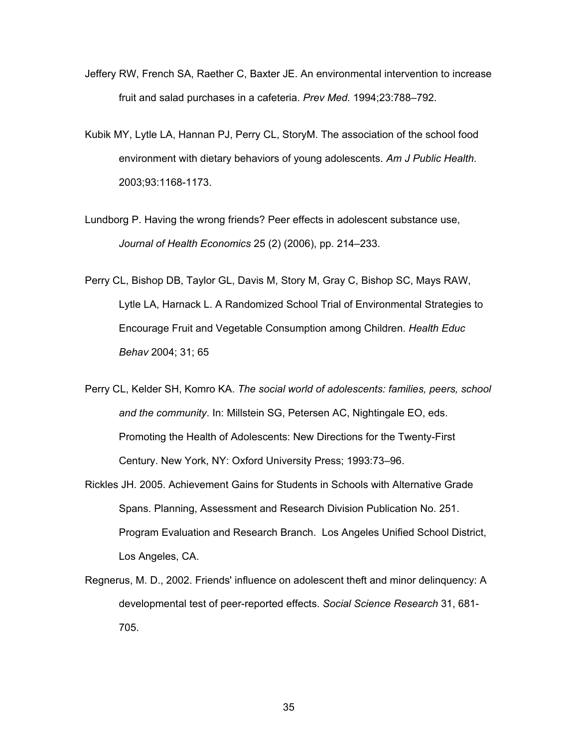Jeffery RW, French SA, Raether C, Baxter JE. An environmental intervention to increase fruit and salad purchases in a cafeteria. *Prev Med.* 1994;23:788–792.

Kubik MY, Lytle LA, Hannan PJ, Perry CL, StoryM. The association of the school food environment with dietary behaviors of young adolescents. *Am J Public Health*. 2003;93:1168-1173.

Lundborg P. Having the wrong friends? Peer effects in adolescent substance use, *Journal of Health Economics* 25 (2) (2006), pp. 214–233.

Perry CL, Bishop DB, Taylor GL, Davis M, Story M, Gray C, Bishop SC, Mays RAW, Lytle LA, Harnack L. A Randomized School Trial of Environmental Strategies to Encourage Fruit and Vegetable Consumption among Children. *Health Educ Behav* 2004; 31; 65

Perry CL, Kelder SH, Komro KA. *The social world of adolescents: families, peers, school and the community*. In: Millstein SG, Petersen AC, Nightingale EO, eds. Promoting the Health of Adolescents: New Directions for the Twenty-First Century. New York, NY: Oxford University Press; 1993:73–96.

Rickles JH. 2005. Achievement Gains for Students in Schools with Alternative Grade Spans. Planning, Assessment and Research Division Publication No. 251. Program Evaluation and Research Branch. Los Angeles Unified School District, Los Angeles, CA.

Regnerus, M. D., 2002. Friends' influence on adolescent theft and minor delinquency: A developmental test of peer-reported effects. *Social Science Research* 31, 681-705.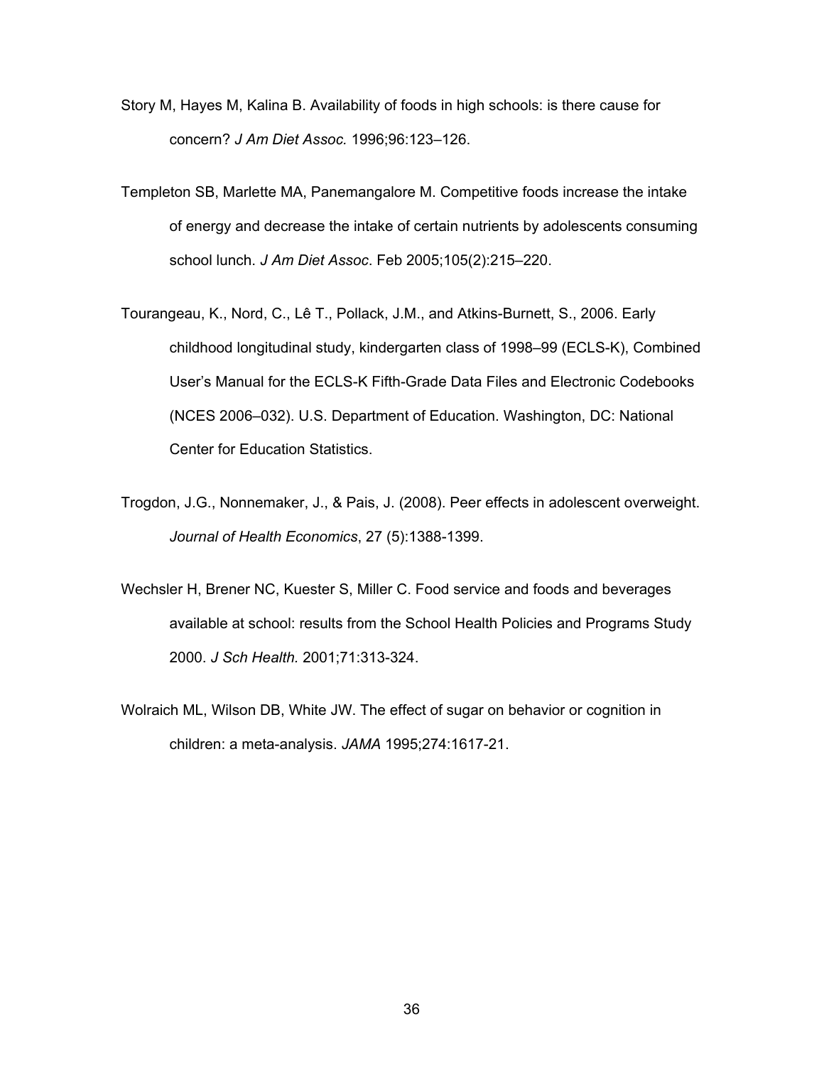Story M, Hayes M, Kalina B. Availability of foods in high schools: is there cause for concern? *J Am Diet Assoc.* 1996;96:123–126.

Templeton SB, Marlette MA, Panemangalore M. Competitive foods increase the intake of energy and decrease the intake of certain nutrients by adolescents consuming school lunch. *J Am Diet Assoc*. Feb 2005;105(2):215–220.

Tourangeau, K., Nord, C., Lê T., Pollack, J.M., and Atkins-Burnett, S., 2006. Early childhood longitudinal study, kindergarten class of 1998–99 (ECLS-K), Combined User's Manual for the ECLS-K Fifth-Grade Data Files and Electronic Codebooks (NCES 2006–032). U.S. Department of Education. Washington, DC: National Center for Education Statistics.

Trogdon, J.G., Nonnemaker, J., & Pais, J. (2008). Peer effects in adolescent overweight. *Journal of Health Economics*, 27 (5):1388-1399.

Wechsler H, Brener NC, Kuester S, Miller C. Food service and foods and beverages available at school: results from the School Health Policies and Programs Study 2000. *J Sch Health.* 2001;71:313-324.

Wolraich ML, Wilson DB, White JW. The effect of sugar on behavior or cognition in children: a meta-analysis. *JAMA* 1995;274:1617-21.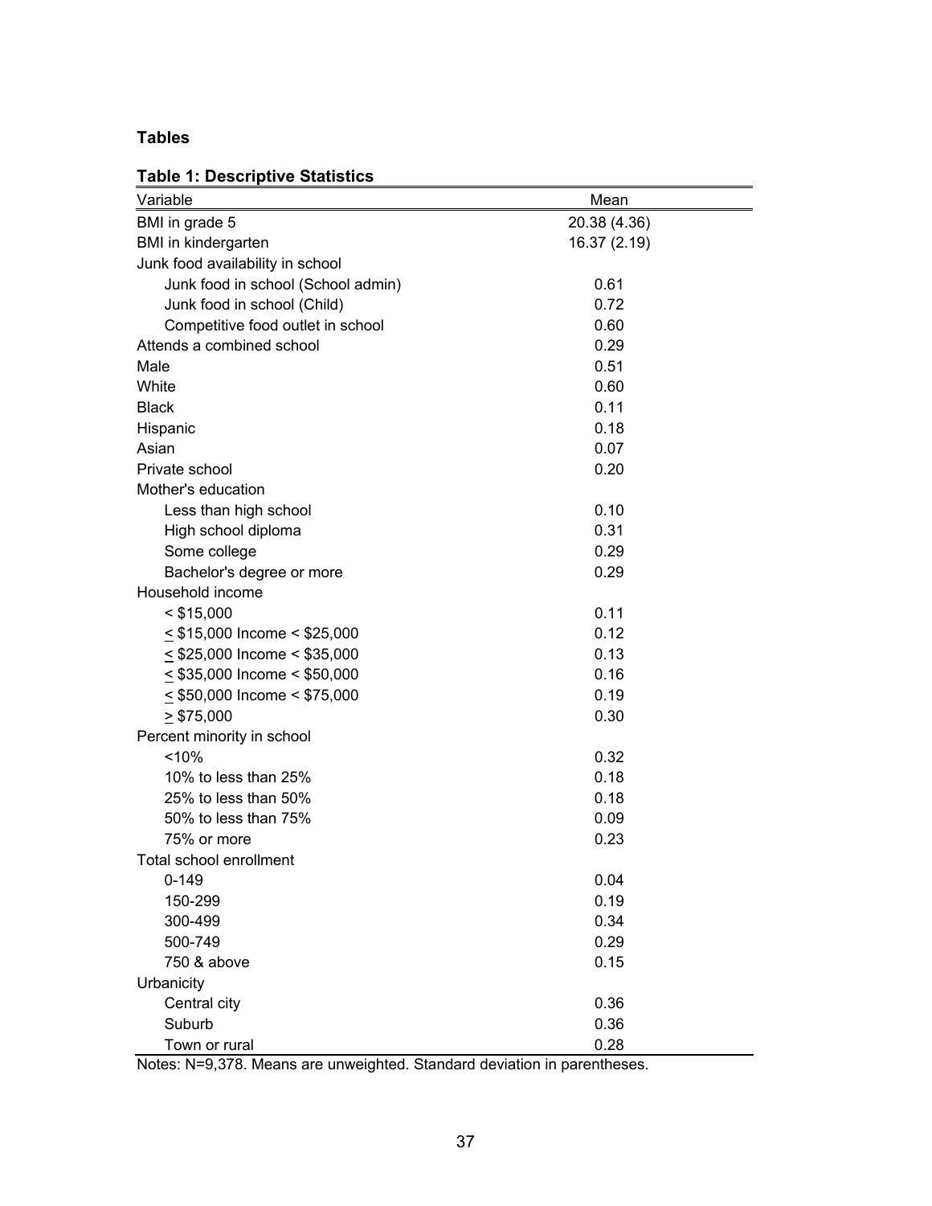## Tables

**Table 1: Descriptive Statistics**

| Variable | Mean |
|---|---|
| BMI in grade 5 | 20.38 (4.36) |
| BMI in kindergarten | 16.37 (2.19) |
| Junk food availability in school | |
| Junk food in school (School admin) | 0.61 |
| Junk food in school (Child) | 0.72 |
| Competitive food outlet in school | 0.60 |
| Attends a combined school | 0.29 |
| Male | 0.51 |
| White | 0.60 |
| Black | 0.11 |
| Hispanic | 0.18 |
| Asian | 0.07 |
| Private school | 0.20 |
| Mother's education | |
| Less than high school | 0.10 |
| High school diploma | 0.31 |
| Some college | 0.29 |
| Bachelor's degree or more | 0.29 |
| Household income | |
| < $15,000 | 0.11 |
| ≤ $15,000 Income < $25,000 | 0.12 |
| ≤ $25,000 Income < $35,000 | 0.13 |
| ≤ $35,000 Income < $50,000 | 0.16 |
| ≤ $50,000 Income < $75,000 | 0.19 |
| ≥ $75,000 | 0.30 |
| Percent minority in school | |
| <10% | 0.32 |
| 10% to less than 25% | 0.18 |
| 25% to less than 50% | 0.18 |
| 50% to less than 75% | 0.09 |
| 75% or more | 0.23 |
| Total school enrollment | |
| 0-149 | 0.04 |
| 150-299 | 0.19 |
| 300-499 | 0.34 |
| 500-749 | 0.29 |
| 750 & above | 0.15 |
| Urbanicity | |
| Central city | 0.36 |
| Suburb | 0.36 |
| Town or rural | 0.28 |

Notes: N=9,378. Means are unweighted. Standard deviation in parentheses.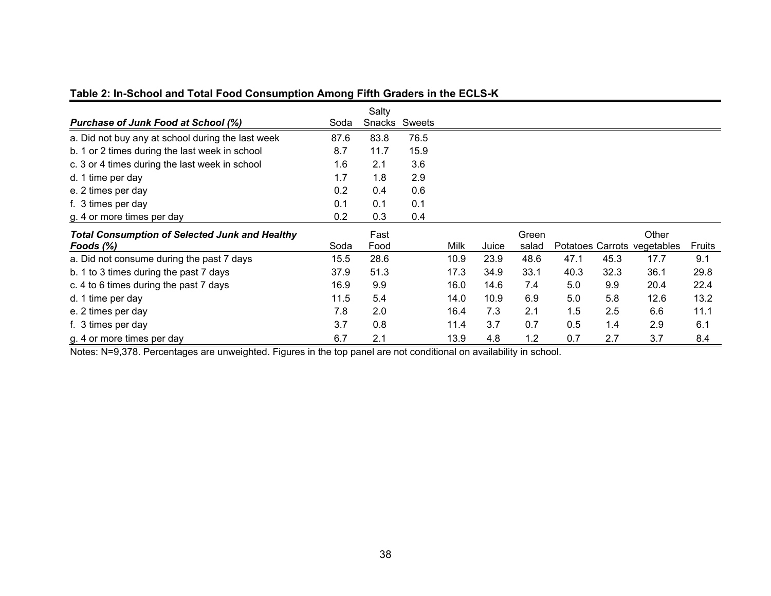**Table 2: In-School and Total Food Consumption Among Fifth Graders in the ECLS-K**

| ***Purchase of Junk Food at School (%)*** | Soda | Salty Snacks | Sweets |
|---|---|---|---|
| a. Did not buy any at school during the last week | 87.6 | 83.8 | 76.5 |
| b. 1 or 2 times during the last week in school | 8.7 | 11.7 | 15.9 |
| c. 3 or 4 times during the last week in school | 1.6 | 2.1 | 3.6 |
| d. 1 time per day | 1.7 | 1.8 | 2.9 |
| e. 2 times per day | 0.2 | 0.4 | 0.6 |
| f. 3 times per day | 0.1 | 0.1 | 0.1 |
| g. 4 or more times per day | 0.2 | 0.3 | 0.4 |

| ***Total Consumption of Selected Junk and Healthy Foods (%)*** | Soda | Fast Food | Milk | Juice | Green salad | Potatoes | Carrots | Other vegetables | Fruits |
|---|---|---|---|---|---|---|---|---|---|
| a. Did not consume during the past 7 days | 15.5 | 28.6 | 10.9 | 23.9 | 48.6 | 47.1 | 45.3 | 17.7 | 9.1 |
| b. 1 to 3 times during the past 7 days | 37.9 | 51.3 | 17.3 | 34.9 | 33.1 | 40.3 | 32.3 | 36.1 | 29.8 |
| c. 4 to 6 times during the past 7 days | 16.9 | 9.9 | 16.0 | 14.6 | 7.4 | 5.0 | 9.9 | 20.4 | 22.4 |
| d. 1 time per day | 11.5 | 5.4 | 14.0 | 10.9 | 6.9 | 5.0 | 5.8 | 12.6 | 13.2 |
| e. 2 times per day | 7.8 | 2.0 | 16.4 | 7.3 | 2.1 | 1.5 | 2.5 | 6.6 | 11.1 |
| f. 3 times per day | 3.7 | 0.8 | 11.4 | 3.7 | 0.7 | 0.5 | 1.4 | 2.9 | 6.1 |
| g. 4 or more times per day | 6.7 | 2.1 | 13.9 | 4.8 | 1.2 | 0.7 | 2.7 | 3.7 | 8.4 |

Notes: N=9,378. Percentages are unweighted. Figures in the top panel are not conditional on availability in school.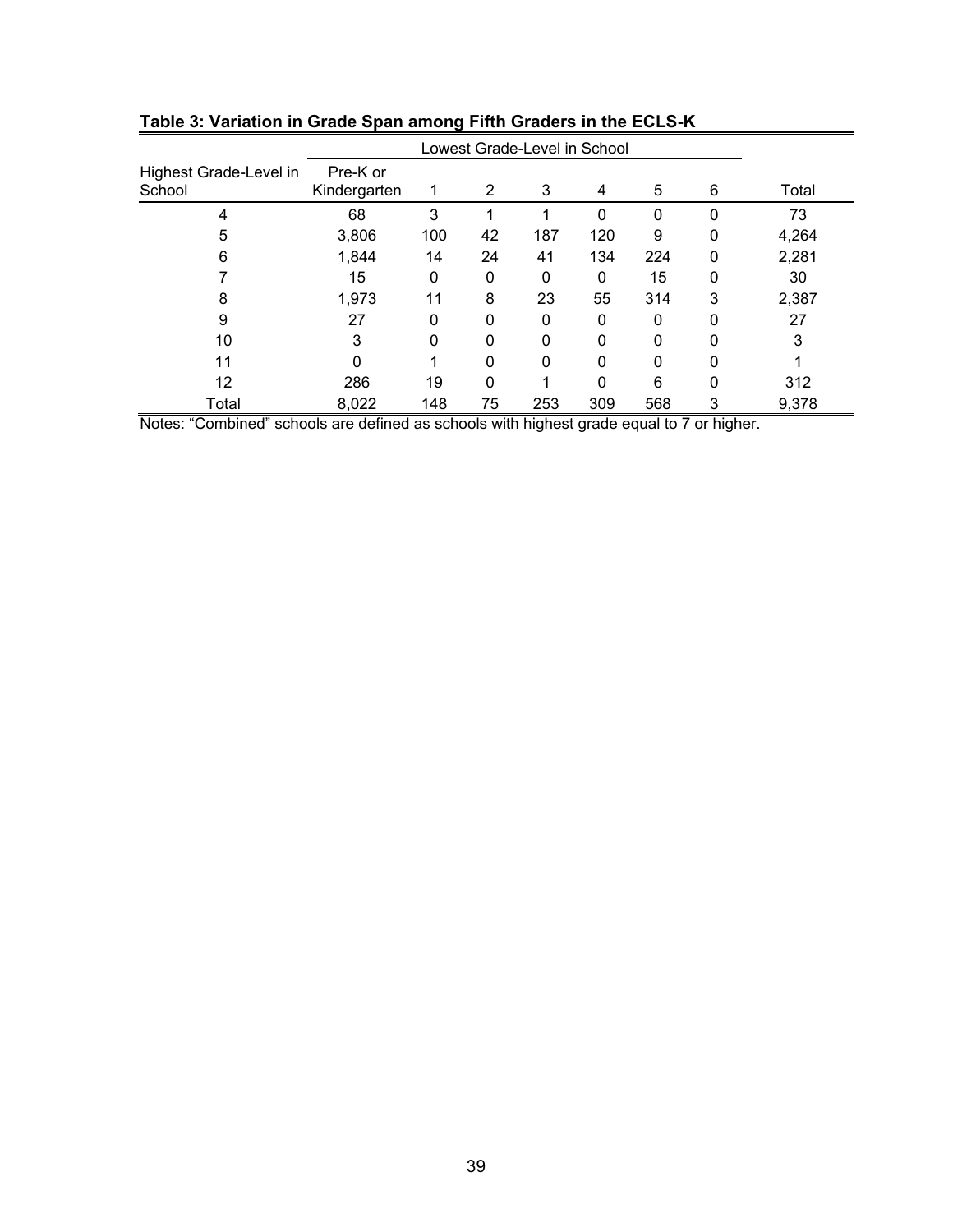**Table 3: Variation in Grade Span among Fifth Graders in the ECLS-K**

| | Lowest Grade-Level in School | | | | | | | |
|---|---|---|---|---|---|---|---|---|
| Highest Grade-Level in School | Pre-K or Kindergarten | 1 | 2 | 3 | 4 | 5 | 6 | Total |
| 4 | 68 | 3 | 1 | 1 | 0 | 0 | 0 | 73 |
| 5 | 3,806 | 100 | 42 | 187 | 120 | 9 | 0 | 4,264 |
| 6 | 1,844 | 14 | 24 | 41 | 134 | 224 | 0 | 2,281 |
| 7 | 15 | 0 | 0 | 0 | 0 | 15 | 0 | 30 |
| 8 | 1,973 | 11 | 8 | 23 | 55 | 314 | 3 | 2,387 |
| 9 | 27 | 0 | 0 | 0 | 0 | 0 | 0 | 27 |
| 10 | 3 | 0 | 0 | 0 | 0 | 0 | 0 | 3 |
| 11 | 0 | 1 | 0 | 0 | 0 | 0 | 0 | 1 |
| 12 | 286 | 19 | 0 | 1 | 0 | 6 | 0 | 312 |
| Total | 8,022 | 148 | 75 | 253 | 309 | 568 | 3 | 9,378 |

Notes: "Combined" schools are defined as schools with highest grade equal to 7 or higher.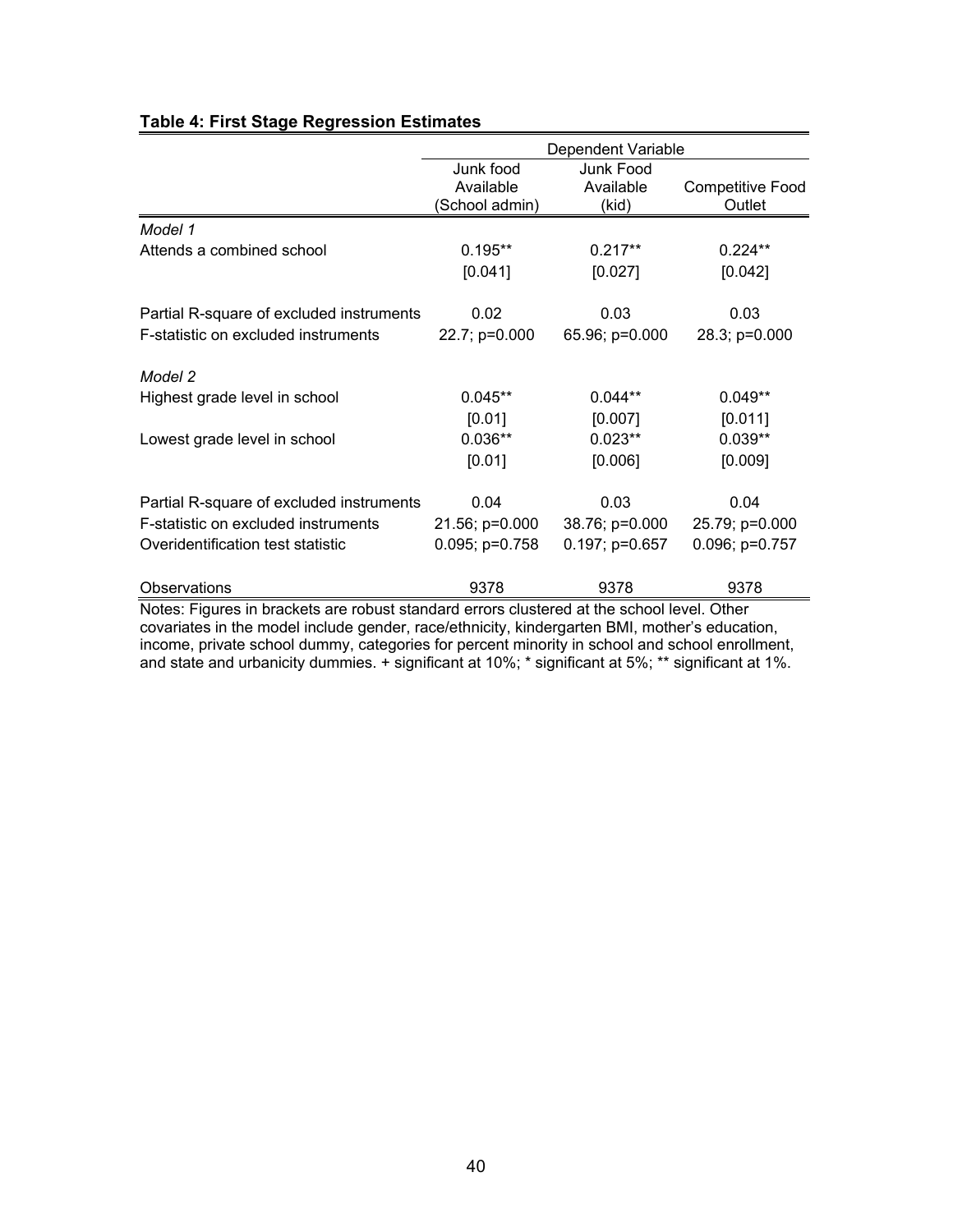**Table 4: First Stage Regression Estimates**

| | Dependent Variable | | |
|---|---|---|---|
| | Junk food Available (School admin) | Junk Food Available (kid) | Competitive Food Outlet |
| *Model 1* | | | |
| Attends a combined school | 0.195** | 0.217** | 0.224** |
| | [0.041] | [0.027] | [0.042] |
| Partial R-square of excluded instruments | 0.02 | 0.03 | 0.03 |
| F-statistic on excluded instruments | 22.7; p=0.000 | 65.96; p=0.000 | 28.3; p=0.000 |
| *Model 2* | | | |
| Highest grade level in school | 0.045** | 0.044** | 0.049** |
| | [0.01] | [0.007] | [0.011] |
| Lowest grade level in school | 0.036** | 0.023** | 0.039** |
| | [0.01] | [0.006] | [0.009] |
| Partial R-square of excluded instruments | 0.04 | 0.03 | 0.04 |
| F-statistic on excluded instruments | 21.56; p=0.000 | 38.76; p=0.000 | 25.79; p=0.000 |
| Overidentification test statistic | 0.095; p=0.758 | 0.197; p=0.657 | 0.096; p=0.757 |
| Observations | 9378 | 9378 | 9378 |

Notes: Figures in brackets are robust standard errors clustered at the school level. Other covariates in the model include gender, race/ethnicity, kindergarten BMI, mother's education, income, private school dummy, categories for percent minority in school and school enrollment, and state and urbanicity dummies. + significant at 10%; * significant at 5%; ** significant at 1%.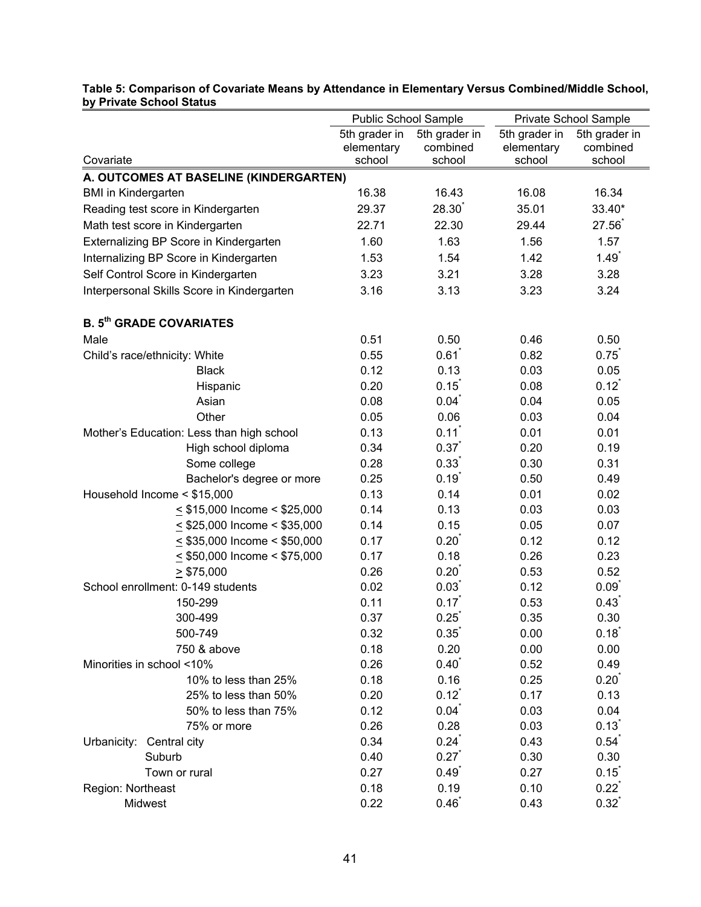**Table 5: Comparison of Covariate Means by Attendance in Elementary Versus Combined/Middle School, by Private School Status**

| Covariate | Public School Sample | | Private School Sample | |
|---|---|---|---|---|
| | 5th grader in elementary school | 5th grader in combined school | 5th grader in elementary school | 5th grader in combined school |
| **A. OUTCOMES AT BASELINE (KINDERGARTEN)** | | | | |
| BMI in Kindergarten | 16.38 | 16.43 | 16.08 | 16.34 |
| Reading test score in Kindergarten | 29.37 | 28.30* | 35.01 | 33.40* |
| Math test score in Kindergarten | 22.71 | 22.30 | 29.44 | 27.56* |
| Externalizing BP Score in Kindergarten | 1.60 | 1.63 | 1.56 | 1.57 |
| Internalizing BP Score in Kindergarten | 1.53 | 1.54 | 1.42 | 1.49* |
| Self Control Score in Kindergarten | 3.23 | 3.21 | 3.28 | 3.28 |
| Interpersonal Skills Score in Kindergarten | 3.16 | 3.13 | 3.23 | 3.24 |
| **B. 5th GRADE COVARIATES** | | | | |
| Male | 0.51 | 0.50 | 0.46 | 0.50 |
| Child's race/ethnicity: White | 0.55 | 0.61* | 0.82 | 0.75* |
| Black | 0.12 | 0.13 | 0.03 | 0.05 |
| Hispanic | 0.20 | 0.15* | 0.08 | 0.12* |
| Asian | 0.08 | 0.04* | 0.04 | 0.05 |
| Other | 0.05 | 0.06 | 0.03 | 0.04 |
| Mother's Education: Less than high school | 0.13 | 0.11* | 0.01 | 0.01 |
| High school diploma | 0.34 | 0.37* | 0.20 | 0.19 |
| Some college | 0.28 | 0.33* | 0.30 | 0.31 |
| Bachelor's degree or more | 0.25 | 0.19* | 0.50 | 0.49 |
| Household Income < \$15,000 | 0.13 | 0.14 | 0.01 | 0.02 |
| ≤ \$15,000 Income < \$25,000 | 0.14 | 0.13 | 0.03 | 0.03 |
| ≤ \$25,000 Income < \$35,000 | 0.14 | 0.15 | 0.05 | 0.07 |
| ≤ \$35,000 Income < \$50,000 | 0.17 | 0.20* | 0.12 | 0.12 |
| ≤ \$50,000 Income < \$75,000 | 0.17 | 0.18 | 0.26 | 0.23 |
| ≥ \$75,000 | 0.26 | 0.20* | 0.53 | 0.52 |
| School enrollment: 0-149 students | 0.02 | 0.03* | 0.12 | 0.09* |
| 150-299 | 0.11 | 0.17* | 0.53 | 0.43* |
| 300-499 | 0.37 | 0.25* | 0.35 | 0.30 |
| 500-749 | 0.32 | 0.35* | 0.00 | 0.18* |
| 750 & above | 0.18 | 0.20 | 0.00 | 0.00 |
| Minorities in school <10% | 0.26 | 0.40* | 0.52 | 0.49 |
| 10% to less than 25% | 0.18 | 0.16 | 0.25 | 0.20* |
| 25% to less than 50% | 0.20 | 0.12* | 0.17 | 0.13 |
| 50% to less than 75% | 0.12 | 0.04* | 0.03 | 0.04 |
| 75% or more | 0.26 | 0.28 | 0.03 | 0.13* |
| Urbanicity: Central city | 0.34 | 0.24* | 0.43 | 0.54* |
| Suburb | 0.40 | 0.27* | 0.30 | 0.30 |
| Town or rural | 0.27 | 0.49* | 0.27 | 0.15* |
| Region: Northeast | 0.18 | 0.19 | 0.10 | 0.22* |
| Midwest | 0.22 | 0.46* | 0.43 | 0.32* |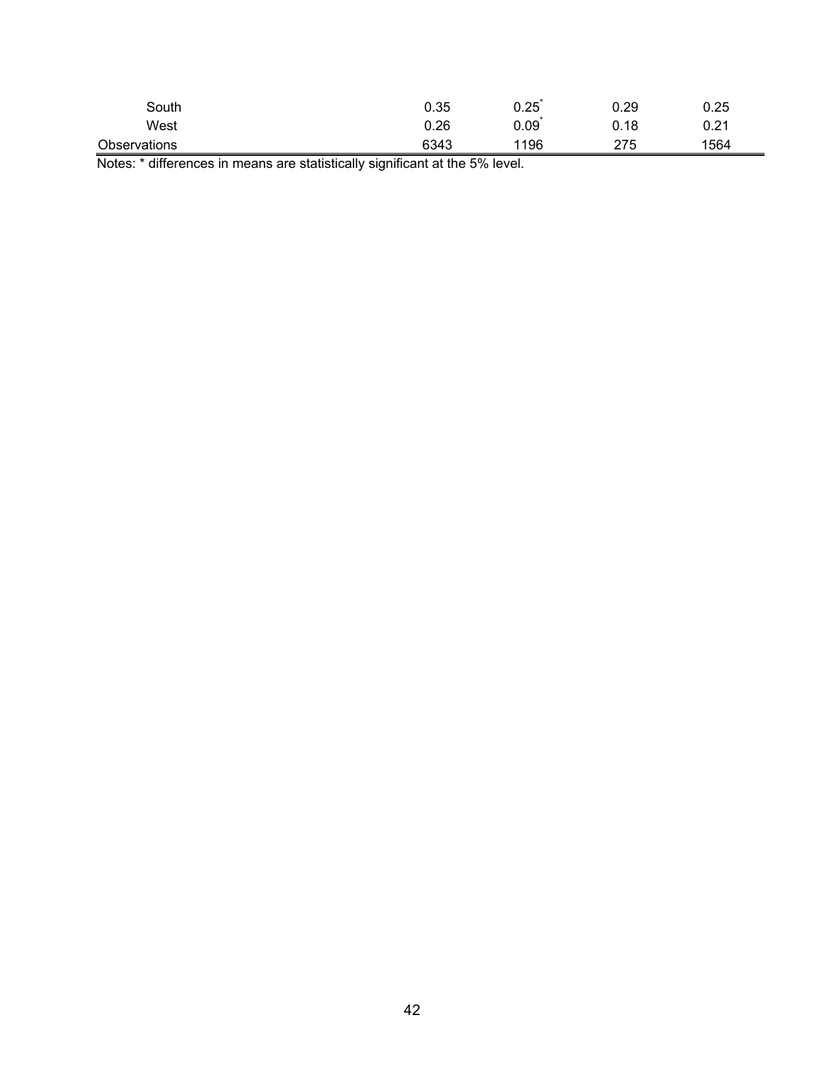| | | | | |
|---|---|---|---|---|
| South | 0.35 | 0.25* | 0.29 | 0.25 |
| West | 0.26 | 0.09* | 0.18 | 0.21 |
| Observations | 6343 | 1196 | 275 | 1564 |

Notes: * differences in means are statistically significant at the 5% level.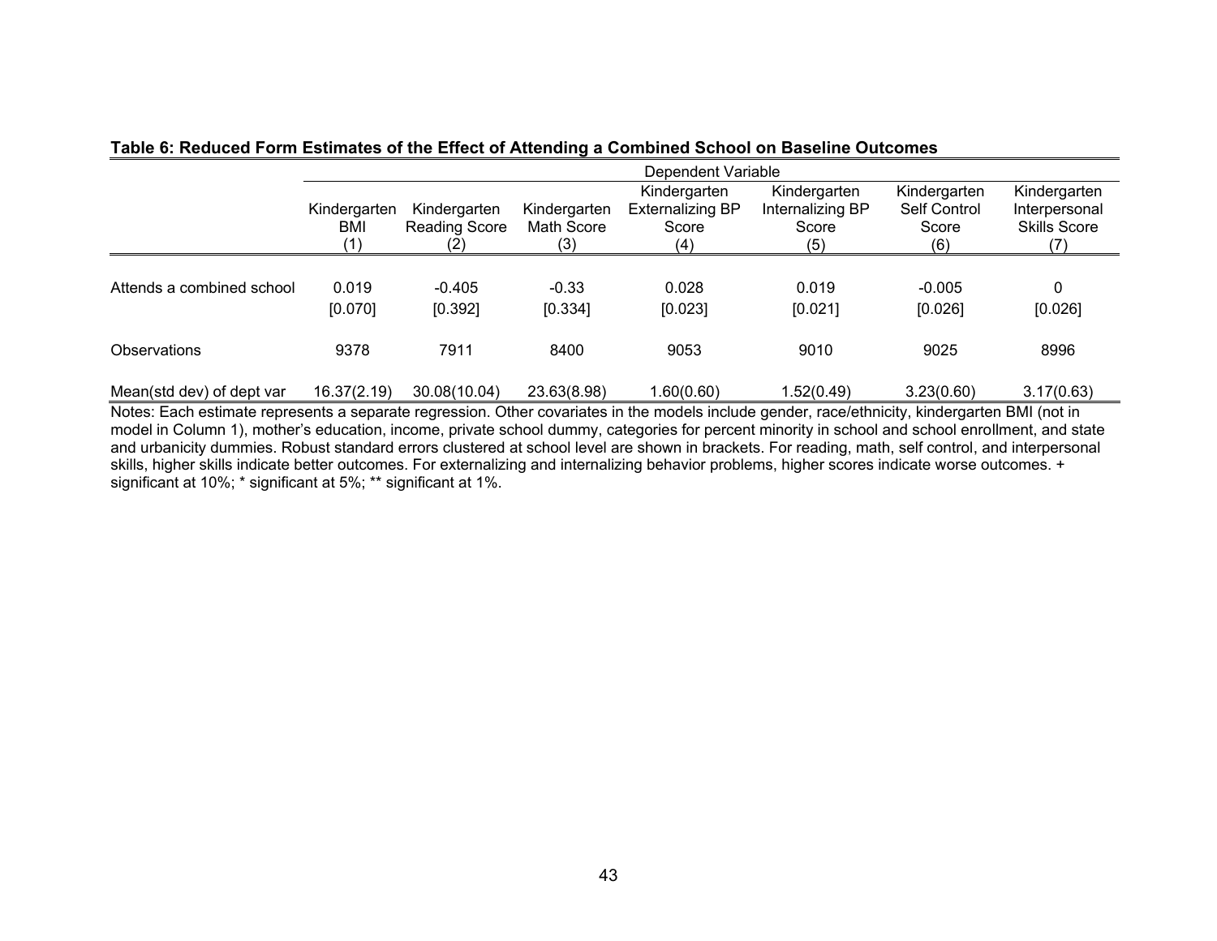**Table 6: Reduced Form Estimates of the Effect of Attending a Combined School on Baseline Outcomes**

| | Dependent Variable | | | | | | |
|---|---|---|---|---|---|---|---|
| | Kindergarten BMI (1) | Kindergarten Reading Score (2) | Kindergarten Math Score (3) | Kindergarten Externalizing BP Score (4) | Kindergarten Internalizing BP Score (5) | Kindergarten Self Control Score (6) | Kindergarten Interpersonal Skills Score (7) |
| Attends a combined school | 0.019 | -0.405 | -0.33 | 0.028 | 0.019 | -0.005 | 0 |
| | [0.070] | [0.392] | [0.334] | [0.023] | [0.021] | [0.026] | [0.026] |
| Observations | 9378 | 7911 | 8400 | 9053 | 9010 | 9025 | 8996 |
| Mean(std dev) of dept var | 16.37(2.19) | 30.08(10.04) | 23.63(8.98) | 1.60(0.60) | 1.52(0.49) | 3.23(0.60) | 3.17(0.63) |

Notes: Each estimate represents a separate regression. Other covariates in the models include gender, race/ethnicity, kindergarten BMI (not in model in Column 1), mother's education, income, private school dummy, categories for percent minority in school and school enrollment, and state and urbanicity dummies. Robust standard errors clustered at school level are shown in brackets. For reading, math, self control, and interpersonal skills, higher skills indicate better outcomes. For externalizing and internalizing behavior problems, higher scores indicate worse outcomes. + significant at 10%; * significant at 5%; ** significant at 1%.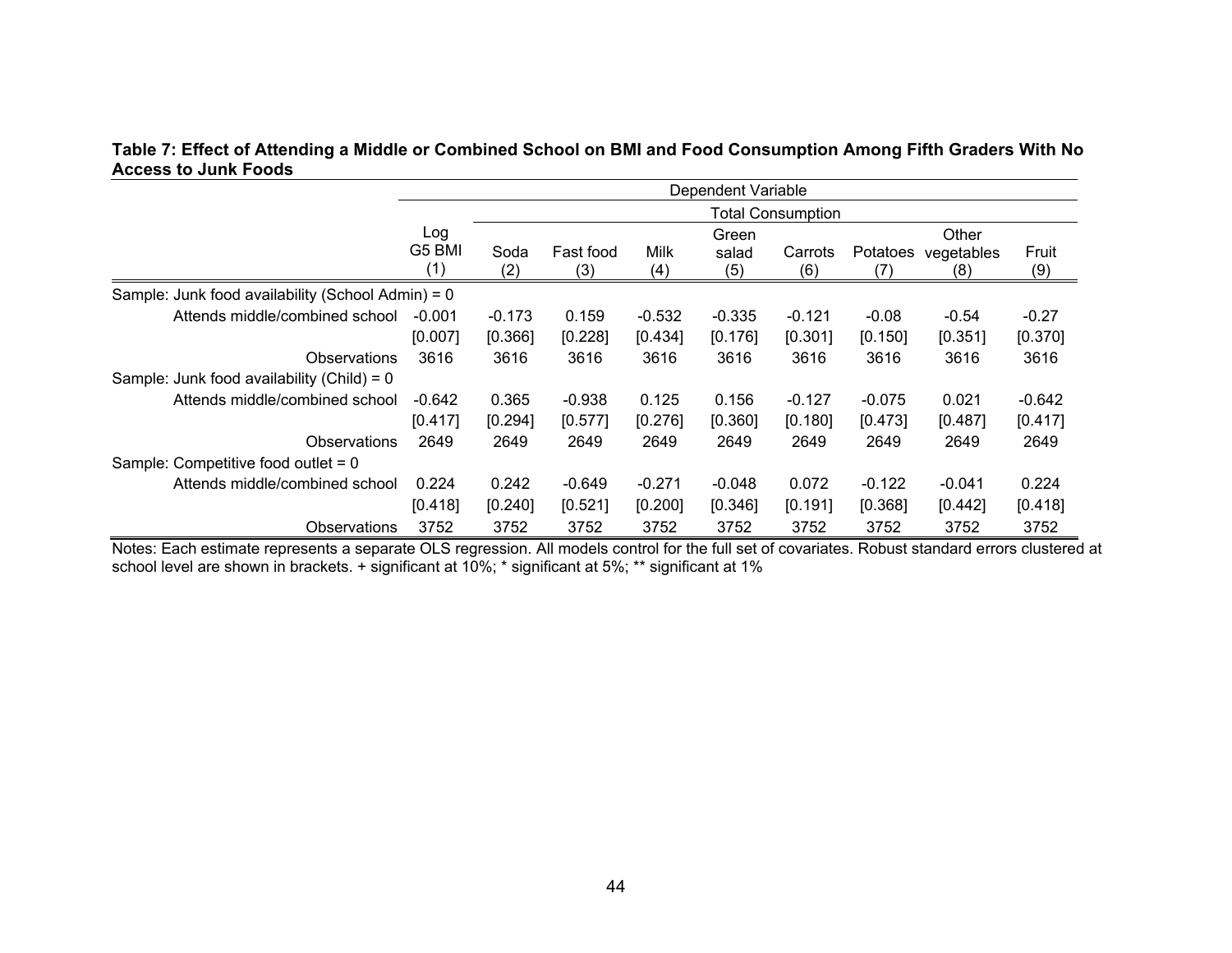**Table 7: Effect of Attending a Middle or Combined School on BMI and Food Consumption Among Fifth Graders With No Access to Junk Foods**

| | Dependent Variable | | | | | | | | |
|---|---|---|---|---|---|---|---|---|---|
| | | Total Consumption | | | | | | | |
| | Log G5 BMI (1) | Soda (2) | Fast food (3) | Milk (4) | Green salad (5) | Carrots (6) | Potatoes (7) | Other vegetables (8) | Fruit (9) |
| Sample: Junk food availability (School Admin) = 0 | | | | | | | | | |
| Attends middle/combined school | -0.001 | -0.173 | 0.159 | -0.532 | -0.335 | -0.121 | -0.08 | -0.54 | -0.27 |
| | [0.007] | [0.366] | [0.228] | [0.434] | [0.176] | [0.301] | [0.150] | [0.351] | [0.370] |
| Observations | 3616 | 3616 | 3616 | 3616 | 3616 | 3616 | 3616 | 3616 | 3616 |
| Sample: Junk food availability (Child) = 0 | | | | | | | | | |
| Attends middle/combined school | -0.642 | 0.365 | -0.938 | 0.125 | 0.156 | -0.127 | -0.075 | 0.021 | -0.642 |
| | [0.417] | [0.294] | [0.577] | [0.276] | [0.360] | [0.180] | [0.473] | [0.487] | [0.417] |
| Observations | 2649 | 2649 | 2649 | 2649 | 2649 | 2649 | 2649 | 2649 | 2649 |
| Sample: Competitive food outlet = 0 | | | | | | | | | |
| Attends middle/combined school | 0.224 | 0.242 | -0.649 | -0.271 | -0.048 | 0.072 | -0.122 | -0.041 | 0.224 |
| | [0.418] | [0.240] | [0.521] | [0.200] | [0.346] | [0.191] | [0.368] | [0.442] | [0.418] |
| Observations | 3752 | 3752 | 3752 | 3752 | 3752 | 3752 | 3752 | 3752 | 3752 |

Notes: Each estimate represents a separate OLS regression. All models control for the full set of covariates. Robust standard errors clustered at school level are shown in brackets. + significant at 10%; * significant at 5%; ** significant at 1%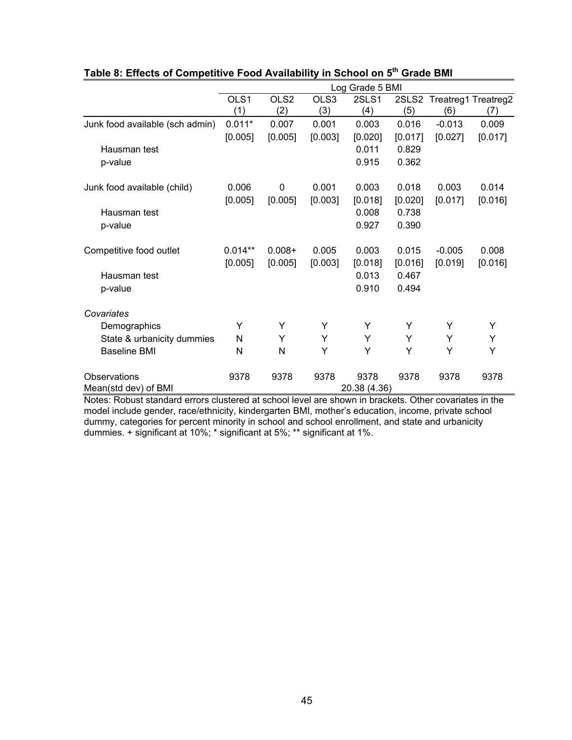**Table 8: Effects of Competitive Food Availability in School on 5th Grade BMI**

| | Log Grade 5 BMI | | | | | | |
|---|---|---|---|---|---|---|---|
| | OLS1 (1) | OLS2 (2) | OLS3 (3) | 2SLS1 (4) | 2SLS2 (5) | Treatreg1 (6) | Treatreg2 (7) |
| Junk food available (sch admin) | 0.011* | 0.007 | 0.001 | 0.003 | 0.016 | -0.013 | 0.009 |
| | [0.005] | [0.005] | [0.003] | [0.020] | [0.017] | [0.027] | [0.017] |
| Hausman test | | | | 0.011 | 0.829 | | |
| p-value | | | | 0.915 | 0.362 | | |
| | | | | | | | |
| Junk food available (child) | 0.006 | 0 | 0.001 | 0.003 | 0.018 | 0.003 | 0.014 |
| | [0.005] | [0.005] | [0.003] | [0.018] | [0.020] | [0.017] | [0.016] |
| Hausman test | | | | 0.008 | 0.738 | | |
| p-value | | | | 0.927 | 0.390 | | |
| | | | | | | | |
| Competitive food outlet | 0.014** | 0.008+ | 0.005 | 0.003 | 0.015 | -0.005 | 0.008 |
| | [0.005] | [0.005] | [0.003] | [0.018] | [0.016] | [0.019] | [0.016] |
| Hausman test | | | | 0.013 | 0.467 | | |
| p-value | | | | 0.910 | 0.494 | | |
| | | | | | | | |
| *Covariates* | | | | | | | |
| Demographics | Y | Y | Y | Y | Y | Y | Y |
| State & urbanicity dummies | N | Y | Y | Y | Y | Y | Y |
| Baseline BMI | N | N | Y | Y | Y | Y | Y |
| | | | | | | | |
| Observations | 9378 | 9378 | 9378 | 9378 | 9378 | 9378 | 9378 |
| Mean(std dev) of BMI | | | | 20.38 (4.36) | | | |

Notes: Robust standard errors clustered at school level are shown in brackets. Other covariates in the model include gender, race/ethnicity, kindergarten BMI, mother's education, income, private school dummy, categories for percent minority in school and school enrollment, and state and urbanicity dummies. + significant at 10%; * significant at 5%; ** significant at 1%.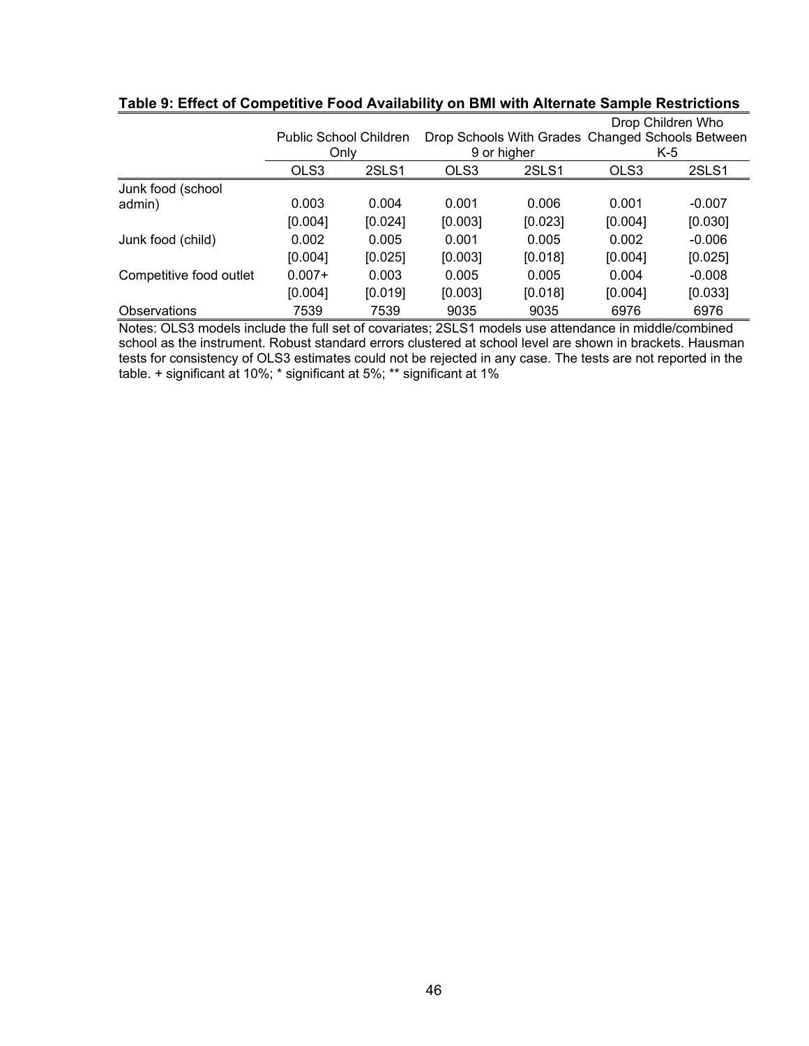**Table 9: Effect of Competitive Food Availability on BMI with Alternate Sample Restrictions**

| | Public School Children Only | | Drop Schools With Grades 9 or higher | | Drop Children Who Changed Schools Between K-5 | |
|---|---|---|---|---|---|---|
| | OLS3 | 2SLS1 | OLS3 | 2SLS1 | OLS3 | 2SLS1 |
| Junk food (school admin) | 0.003 | 0.004 | 0.001 | 0.006 | 0.001 | -0.007 |
| | [0.004] | [0.024] | [0.003] | [0.023] | [0.004] | [0.030] |
| Junk food (child) | 0.002 | 0.005 | 0.001 | 0.005 | 0.002 | -0.006 |
| | [0.004] | [0.025] | [0.003] | [0.018] | [0.004] | [0.025] |
| Competitive food outlet | 0.007+ | 0.003 | 0.005 | 0.005 | 0.004 | -0.008 |
| | [0.004] | [0.019] | [0.003] | [0.018] | [0.004] | [0.033] |
| Observations | 7539 | 7539 | 9035 | 9035 | 6976 | 6976 |

Notes: OLS3 models include the full set of covariates; 2SLS1 models use attendance in middle/combined school as the instrument. Robust standard errors clustered at school level are shown in brackets. Hausman tests for consistency of OLS3 estimates could not be rejected in any case. The tests are not reported in the table. + significant at 10%; * significant at 5%; ** significant at 1%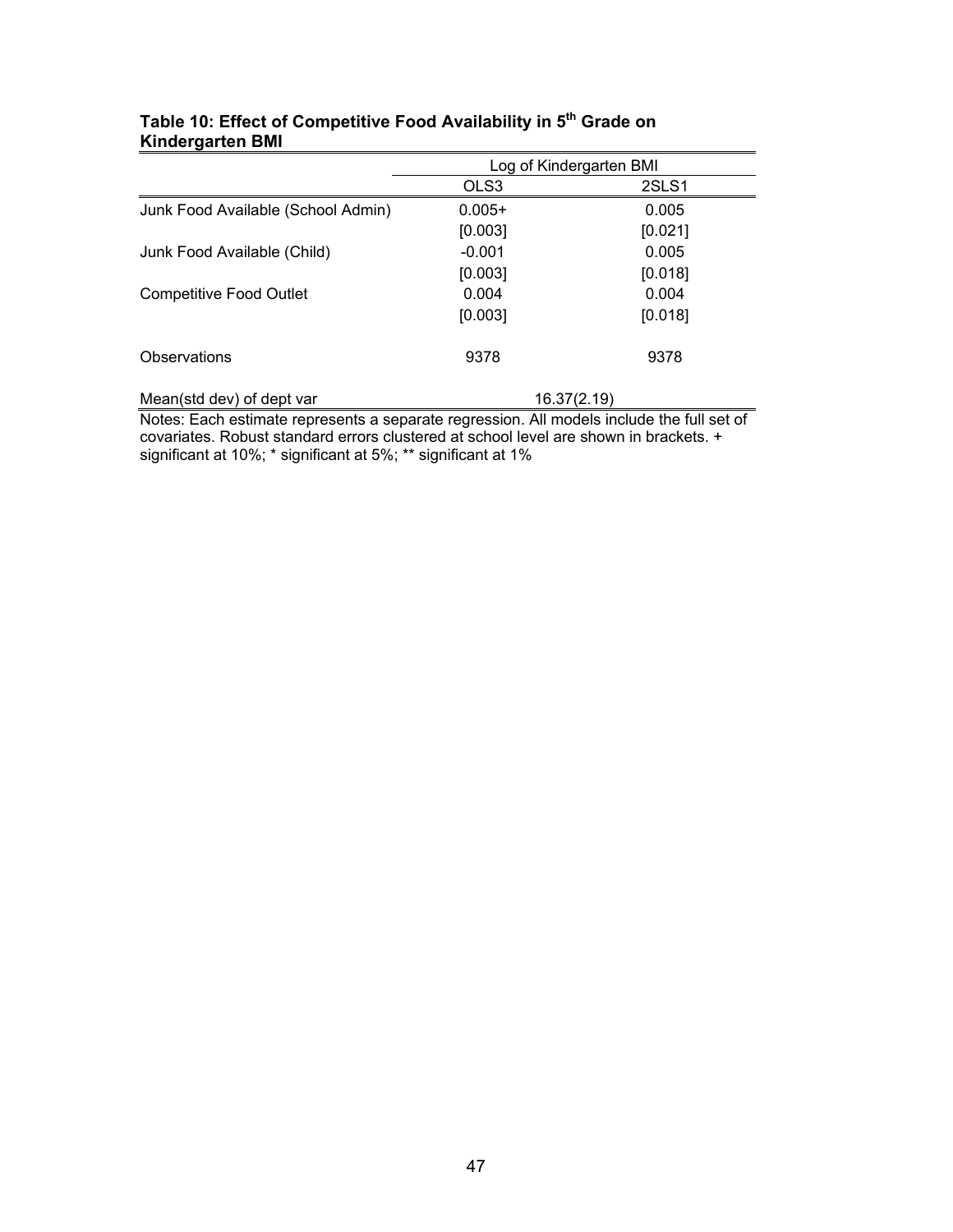**Table 10: Effect of Competitive Food Availability in 5th Grade on Kindergarten BMI**

| | Log of Kindergarten BMI | |
|---|---|---|
| | OLS3 | 2SLS1 |
| Junk Food Available (School Admin) | 0.005+ | 0.005 |
| | [0.003] | [0.021] |
| Junk Food Available (Child) | -0.001 | 0.005 |
| | [0.003] | [0.018] |
| Competitive Food Outlet | 0.004 | 0.004 |
| | [0.003] | [0.018] |
| Observations | 9378 | 9378 |
| Mean(std dev) of dept var | 16.37(2.19) | |

Notes: Each estimate represents a separate regression. All models include the full set of covariates. Robust standard errors clustered at school level are shown in brackets. + significant at 10%; * significant at 5%; ** significant at 1%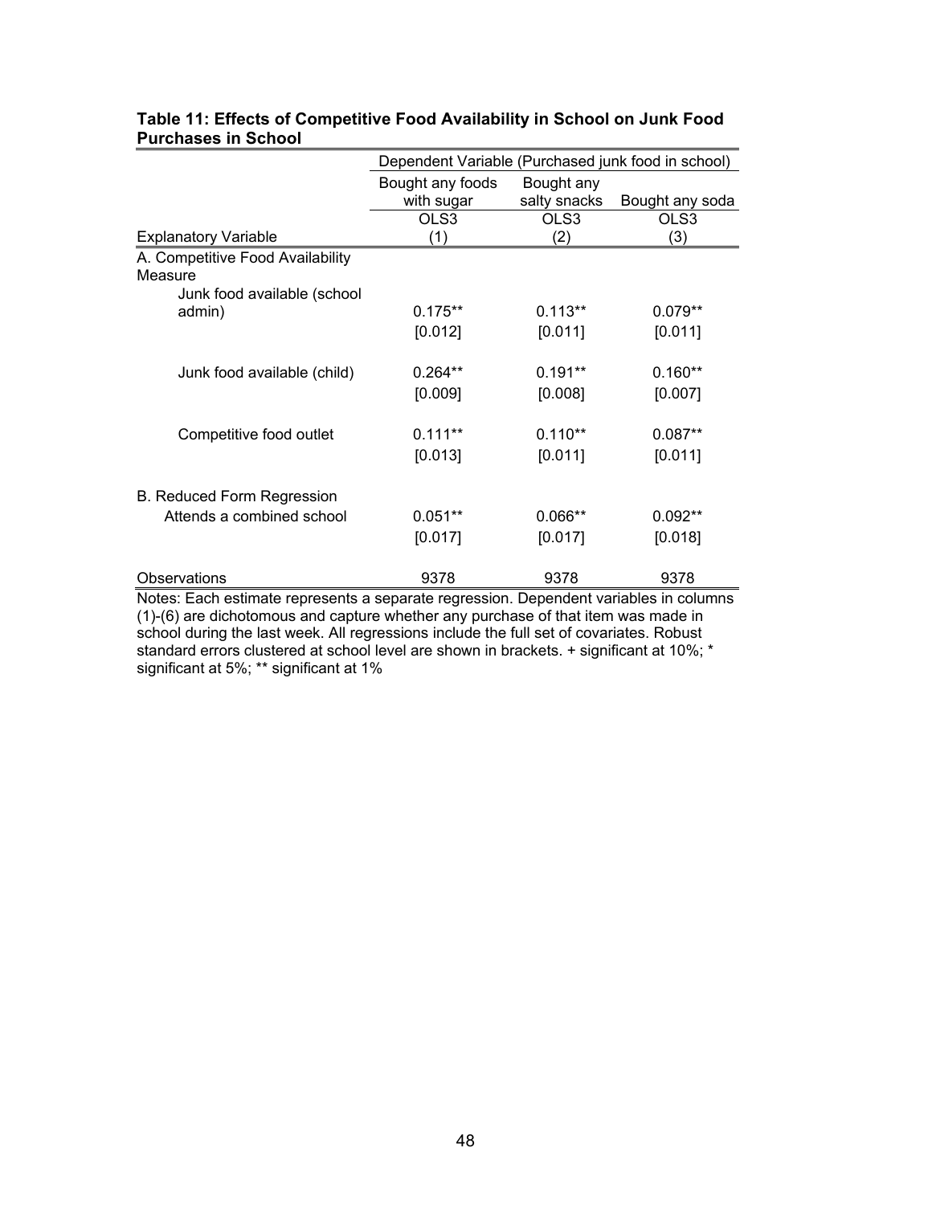**Table 11: Effects of Competitive Food Availability in School on Junk Food Purchases in School**

| | Dependent Variable (Purchased junk food in school) | | |
|---|---|---|---|
| | Bought any foods with sugar | Bought any salty snacks | Bought any soda |
| | OLS3 | OLS3 | OLS3 |
| Explanatory Variable | (1) | (2) | (3) |
| A. Competitive Food Availability Measure | | | |
| Junk food available (school admin) | 0.175** | 0.113** | 0.079** |
| | [0.012] | [0.011] | [0.011] |
| Junk food available (child) | 0.264** | 0.191** | 0.160** |
| | [0.009] | [0.008] | [0.007] |
| Competitive food outlet | 0.111** | 0.110** | 0.087** |
| | [0.013] | [0.011] | [0.011] |
| B. Reduced Form Regression | | | |
| Attends a combined school | 0.051** | 0.066** | 0.092** |
| | [0.017] | [0.017] | [0.018] |
| Observations | 9378 | 9378 | 9378 |

Notes: Each estimate represents a separate regression. Dependent variables in columns (1)-(6) are dichotomous and capture whether any purchase of that item was made in school during the last week. All regressions include the full set of covariates. Robust standard errors clustered at school level are shown in brackets. + significant at 10%; * significant at 5%; ** significant at 1%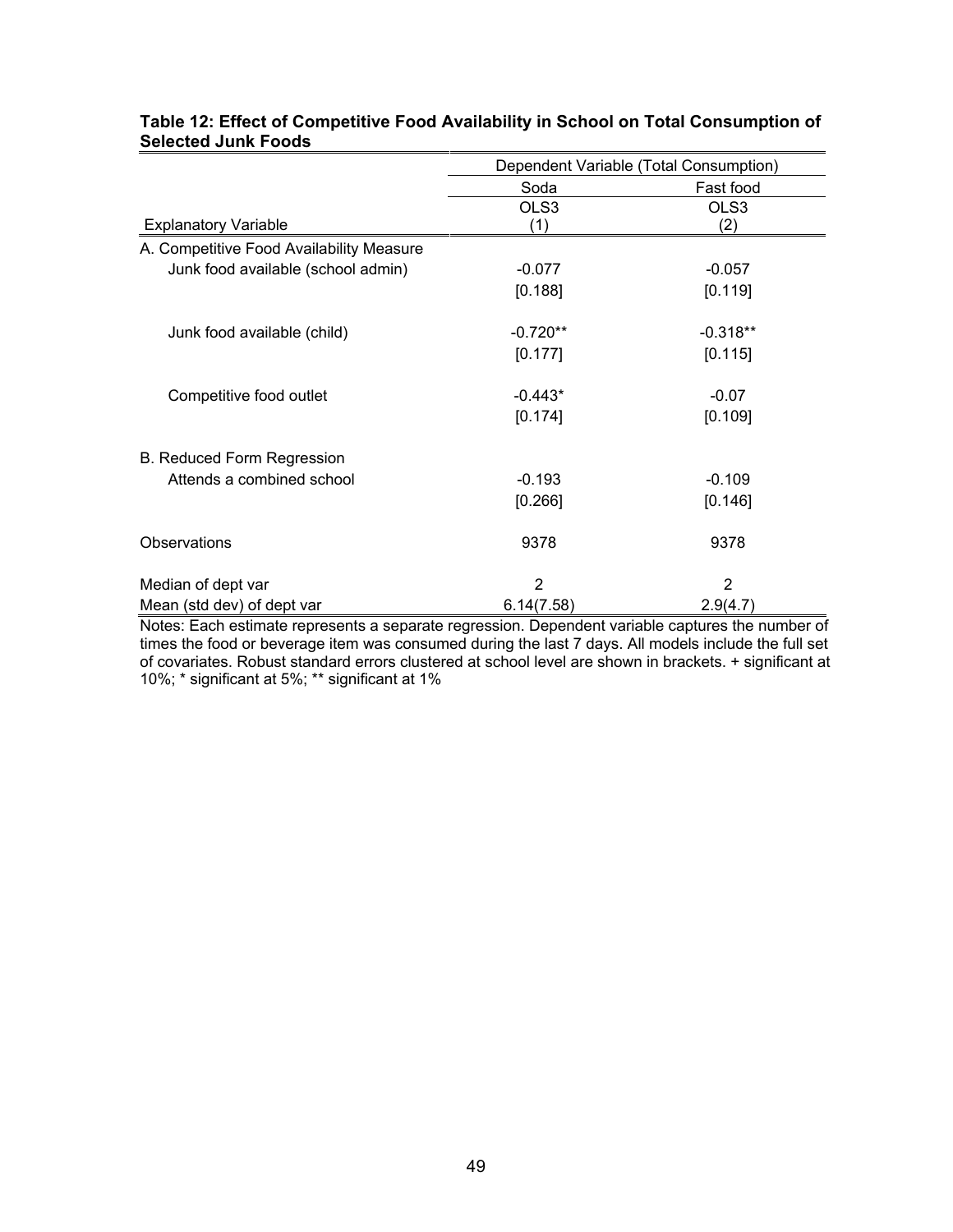**Table 12: Effect of Competitive Food Availability in School on Total Consumption of Selected Junk Foods**

| | Dependent Variable (Total Consumption) | |
|---|---|---|
| | Soda | Fast food |
| | OLS3 | OLS3 |
| Explanatory Variable | (1) | (2) |
| A. Competitive Food Availability Measure | | |
| Junk food available (school admin) | -0.077 | -0.057 |
| | [0.188] | [0.119] |
| Junk food available (child) | -0.720** | -0.318** |
| | [0.177] | [0.115] |
| Competitive food outlet | -0.443* | -0.07 |
| | [0.174] | [0.109] |
| B. Reduced Form Regression | | |
| Attends a combined school | -0.193 | -0.109 |
| | [0.266] | [0.146] |
| Observations | 9378 | 9378 |
| Median of dept var | 2 | 2 |
| Mean (std dev) of dept var | 6.14(7.58) | 2.9(4.7) |

Notes: Each estimate represents a separate regression. Dependent variable captures the number of times the food or beverage item was consumed during the last 7 days. All models include the full set of covariates. Robust standard errors clustered at school level are shown in brackets. + significant at 10%; * significant at 5%; ** significant at 1%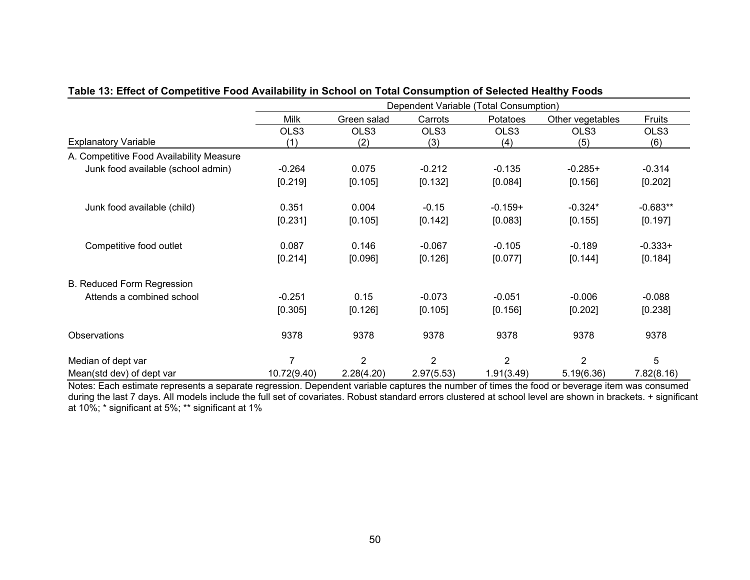**Table 13: Effect of Competitive Food Availability in School on Total Consumption of Selected Healthy Foods**

| | Dependent Variable (Total Consumption) | | | | | |
|---|---|---|---|---|---|---|
| | Milk | Green salad | Carrots | Potatoes | Other vegetables | Fruits |
| | OLS3 | OLS3 | OLS3 | OLS3 | OLS3 | OLS3 |
| Explanatory Variable | (1) | (2) | (3) | (4) | (5) | (6) |
| A. Competitive Food Availability Measure | | | | | | |
| Junk food available (school admin) | -0.264 | 0.075 | -0.212 | -0.135 | -0.285+ | -0.314 |
| | [0.219] | [0.105] | [0.132] | [0.084] | [0.156] | [0.202] |
| Junk food available (child) | 0.351 | 0.004 | -0.15 | -0.159+ | -0.324* | -0.683** |
| | [0.231] | [0.105] | [0.142] | [0.083] | [0.155] | [0.197] |
| Competitive food outlet | 0.087 | 0.146 | -0.067 | -0.105 | -0.189 | -0.333+ |
| | [0.214] | [0.096] | [0.126] | [0.077] | [0.144] | [0.184] |
| B. Reduced Form Regression | | | | | | |
| Attends a combined school | -0.251 | 0.15 | -0.073 | -0.051 | -0.006 | -0.088 |
| | [0.305] | [0.126] | [0.105] | [0.156] | [0.202] | [0.238] |
| Observations | 9378 | 9378 | 9378 | 9378 | 9378 | 9378 |
| Median of dept var | 7 | 2 | 2 | 2 | 2 | 5 |
| Mean(std dev) of dept var | 10.72(9.40) | 2.28(4.20) | 2.97(5.53) | 1.91(3.49) | 5.19(6.36) | 7.82(8.16) |

Notes: Each estimate represents a separate regression. Dependent variable captures the number of times the food or beverage item was consumed during the last 7 days. All models include the full set of covariates. Robust standard errors clustered at school level are shown in brackets. + significant at 10%; * significant at 5%; ** significant at 1%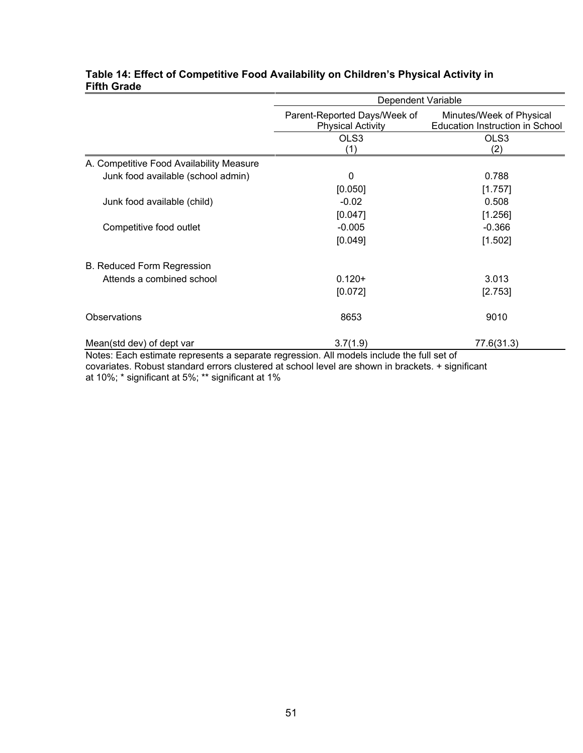**Table 14: Effect of Competitive Food Availability on Children's Physical Activity in Fifth Grade**

| | Dependent Variable | |
|---|---|---|
| | Parent-Reported Days/Week of Physical Activity | Minutes/Week of Physical Education Instruction in School |
| | OLS3 | OLS3 |
| | (1) | (2) |
| A. Competitive Food Availability Measure | | |
| Junk food available (school admin) | 0 | 0.788 |
| | [0.050] | [1.757] |
| Junk food available (child) | -0.02 | 0.508 |
| | [0.047] | [1.256] |
| Competitive food outlet | -0.005 | -0.366 |
| | [0.049] | [1.502] |
| B. Reduced Form Regression | | |
| Attends a combined school | 0.120+ | 3.013 |
| | [0.072] | [2.753] |
| Observations | 8653 | 9010 |
| Mean(std dev) of dept var | 3.7(1.9) | 77.6(31.3) |

Notes: Each estimate represents a separate regression. All models include the full set of covariates. Robust standard errors clustered at school level are shown in brackets. + significant at 10%; * significant at 5%; ** significant at 1%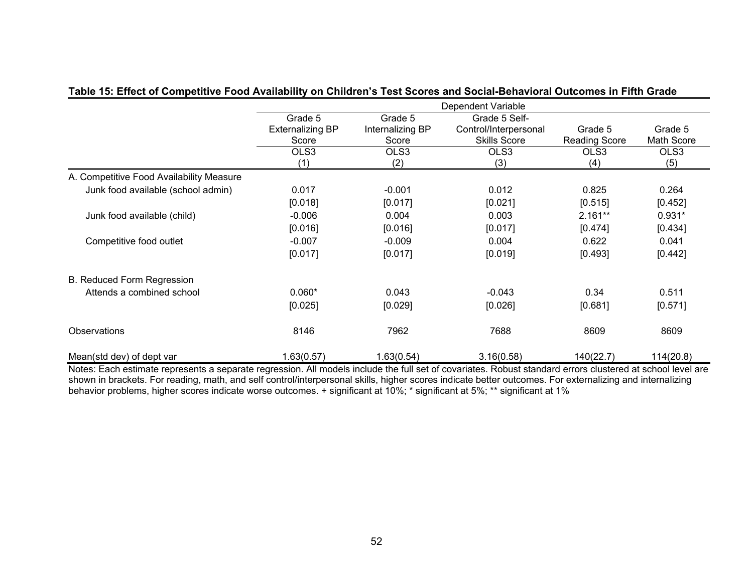**Table 15: Effect of Competitive Food Availability on Children's Test Scores and Social-Behavioral Outcomes in Fifth Grade**

| | Dependent Variable | | | | |
|---|---|---|---|---|---|
| | Grade 5 Externalizing BP Score | Grade 5 Internalizing BP Score | Grade 5 Self-Control/Interpersonal Skills Score | Grade 5 Reading Score | Grade 5 Math Score |
| | OLS3 | OLS3 | OLS3 | OLS3 | OLS3 |
| | (1) | (2) | (3) | (4) | (5) |
| A. Competitive Food Availability Measure | | | | | |
| Junk food available (school admin) | 0.017 | -0.001 | 0.012 | 0.825 | 0.264 |
| | [0.018] | [0.017] | [0.021] | [0.515] | [0.452] |
| Junk food available (child) | -0.006 | 0.004 | 0.003 | 2.161** | 0.931* |
| | [0.016] | [0.016] | [0.017] | [0.474] | [0.434] |
| Competitive food outlet | -0.007 | -0.009 | 0.004 | 0.622 | 0.041 |
| | [0.017] | [0.017] | [0.019] | [0.493] | [0.442] |
| B. Reduced Form Regression | | | | | |
| Attends a combined school | 0.060* | 0.043 | -0.043 | 0.34 | 0.511 |
| | [0.025] | [0.029] | [0.026] | [0.681] | [0.571] |
| Observations | 8146 | 7962 | 7688 | 8609 | 8609 |
| Mean(std dev) of dept var | 1.63(0.57) | 1.63(0.54) | 3.16(0.58) | 140(22.7) | 114(20.8) |

Notes: Each estimate represents a separate regression. All models include the full set of covariates. Robust standard errors clustered at school level are shown in brackets. For reading, math, and self control/interpersonal skills, higher scores indicate better outcomes. For externalizing and internalizing behavior problems, higher scores indicate worse outcomes. + significant at 10%; * significant at 5%; ** significant at 1%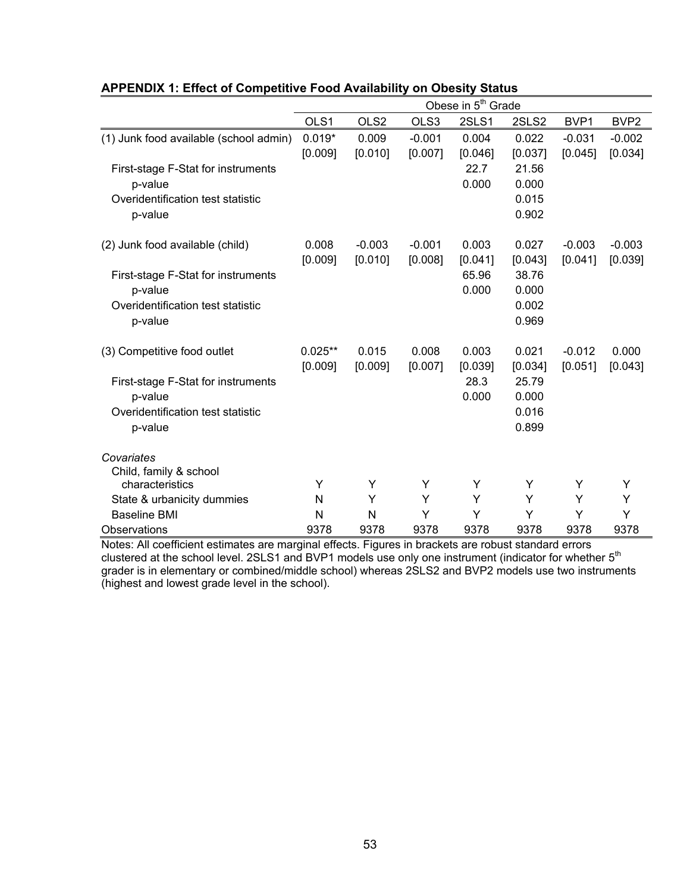**APPENDIX 1: Effect of Competitive Food Availability on Obesity Status**

| | Obese in 5th Grade | | | | | | |
|---|---|---|---|---|---|---|---|
| | OLS1 | OLS2 | OLS3 | 2SLS1 | 2SLS2 | BVP1 | BVP2 |
| (1) Junk food available (school admin) | 0.019* | 0.009 | -0.001 | 0.004 | 0.022 | -0.031 | -0.002 |
| | [0.009] | [0.010] | [0.007] | [0.046] | [0.037] | [0.045] | [0.034] |
| First-stage F-Stat for instruments | | | | 22.7 | 21.56 | | |
| p-value | | | | 0.000 | 0.000 | | |
| Overidentification test statistic | | | | | 0.015 | | |
| p-value | | | | | 0.902 | | |
| (2) Junk food available (child) | 0.008 | -0.003 | -0.001 | 0.003 | 0.027 | -0.003 | -0.003 |
| | [0.009] | [0.010] | [0.008] | [0.041] | [0.043] | [0.041] | [0.039] |
| First-stage F-Stat for instruments | | | | 65.96 | 38.76 | | |
| p-value | | | | 0.000 | 0.000 | | |
| Overidentification test statistic | | | | | 0.002 | | |
| p-value | | | | | 0.969 | | |
| (3) Competitive food outlet | 0.025** | 0.015 | 0.008 | 0.003 | 0.021 | -0.012 | 0.000 |
| | [0.009] | [0.009] | [0.007] | [0.039] | [0.034] | [0.051] | [0.043] |
| First-stage F-Stat for instruments | | | | 28.3 | 25.79 | | |
| p-value | | | | 0.000 | 0.000 | | |
| Overidentification test statistic | | | | | 0.016 | | |
| p-value | | | | | 0.899 | | |
| *Covariates* | | | | | | | |
| Child, family & school characteristics | Y | Y | Y | Y | Y | Y | Y |
| State & urbanicity dummies | N | Y | Y | Y | Y | Y | Y |
| Baseline BMI | N | N | Y | Y | Y | Y | Y |
| Observations | 9378 | 9378 | 9378 | 9378 | 9378 | 9378 | 9378 |

Notes: All coefficient estimates are marginal effects. Figures in brackets are robust standard errors clustered at the school level. 2SLS1 and BVP1 models use only one instrument (indicator for whether 5th grader is in elementary or combined/middle school) whereas 2SLS2 and BVP2 models use two instruments (highest and lowest grade level in the school).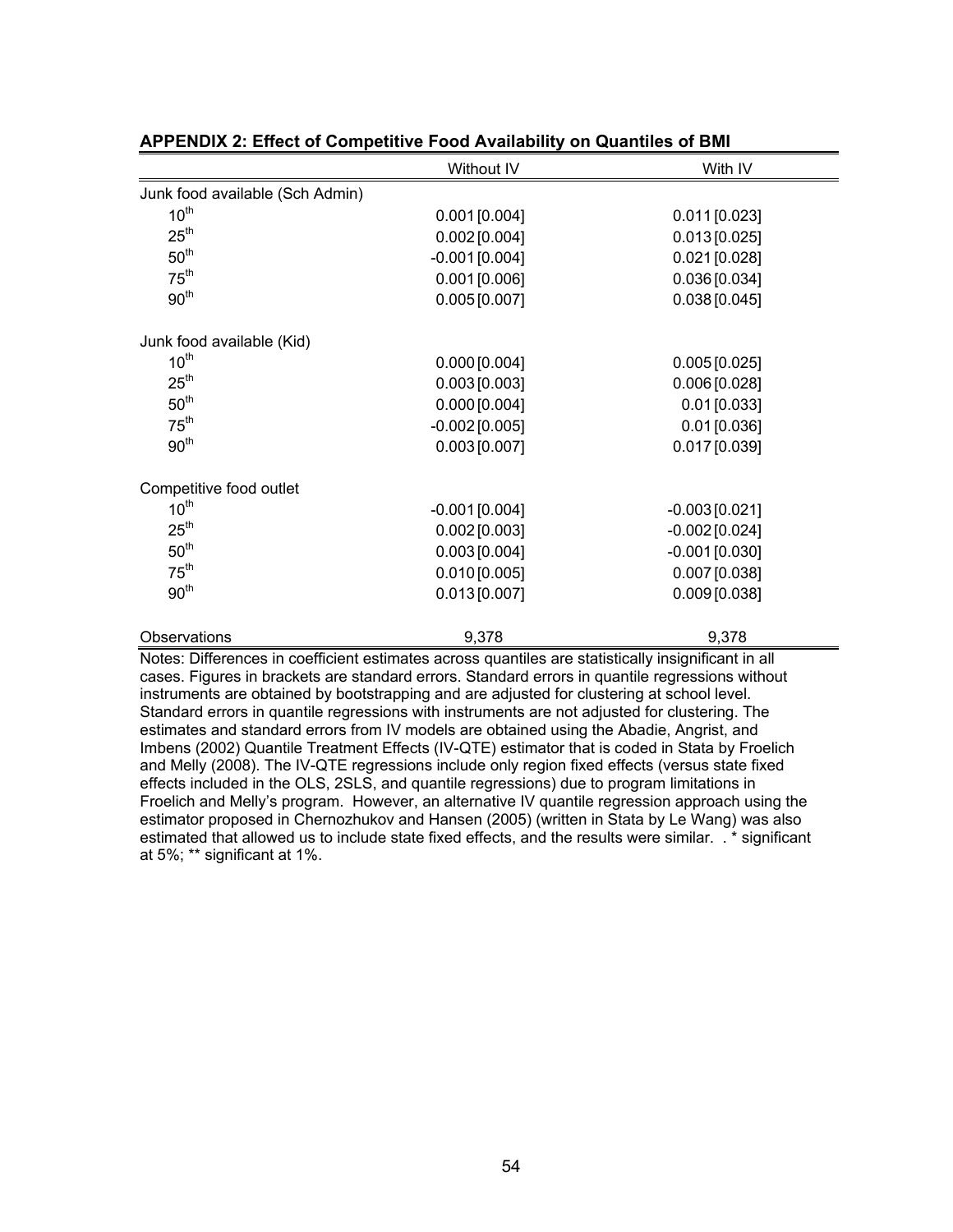**APPENDIX 2: Effect of Competitive Food Availability on Quantiles of BMI**

| | Without IV | With IV |
|---|---|---|
| Junk food available (Sch Admin) | | |
| $10^{th}$ | 0.001 [0.004] | 0.011 [0.023] |
| $25^{th}$ | 0.002 [0.004] | 0.013 [0.025] |
| $50^{th}$ | -0.001 [0.004] | 0.021 [0.028] |
| $75^{th}$ | 0.001 [0.006] | 0.036 [0.034] |
| $90^{th}$ | 0.005 [0.007] | 0.038 [0.045] |
| | | |
| Junk food available (Kid) | | |
| $10^{th}$ | 0.000 [0.004] | 0.005 [0.025] |
| $25^{th}$ | 0.003 [0.003] | 0.006 [0.028] |
| $50^{th}$ | 0.000 [0.004] | 0.01 [0.033] |
| $75^{th}$ | -0.002 [0.005] | 0.01 [0.036] |
| $90^{th}$ | 0.003 [0.007] | 0.017 [0.039] |
| | | |
| Competitive food outlet | | |
| $10^{th}$ | -0.001 [0.004] | -0.003 [0.021] |
| $25^{th}$ | 0.002 [0.003] | -0.002 [0.024] |
| $50^{th}$ | 0.003 [0.004] | -0.001 [0.030] |
| $75^{th}$ | 0.010 [0.005] | 0.007 [0.038] |
| $90^{th}$ | 0.013 [0.007] | 0.009 [0.038] |
| | | |
| Observations | 9,378 | 9,378 |

Notes: Differences in coefficient estimates across quantiles are statistically insignificant in all cases. Figures in brackets are standard errors. Standard errors in quantile regressions without instruments are obtained by bootstrapping and are adjusted for clustering at school level. Standard errors in quantile regressions with instruments are not adjusted for clustering. The estimates and standard errors from IV models are obtained using the Abadie, Angrist, and Imbens (2002) Quantile Treatment Effects (IV-QTE) estimator that is coded in Stata by Froelich and Melly (2008). The IV-QTE regressions include only region fixed effects (versus state fixed effects included in the OLS, 2SLS, and quantile regressions) due to program limitations in Froelich and Melly's program. However, an alternative IV quantile regression approach using the estimator proposed in Chernozhukov and Hansen (2005) (written in Stata by Le Wang) was also estimated that allowed us to include state fixed effects, and the results were similar. . * significant at 5%; ** significant at 1%.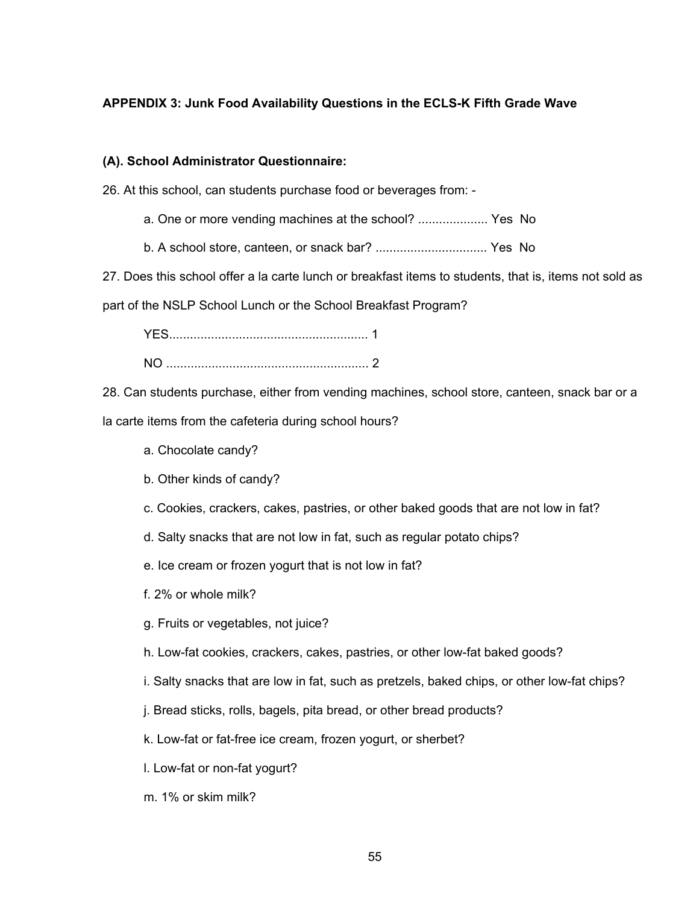**APPENDIX 3: Junk Food Availability Questions in the ECLS-K Fifth Grade Wave**

**(A). School Administrator Questionnaire:**

26. At this school, can students purchase food or beverages from: -

    a. One or more vending machines at the school? .................... Yes No

    b. A school store, canteen, or snack bar? ................................ Yes No

27. Does this school offer a la carte lunch or breakfast items to students, that is, items not sold as part of the NSLP School Lunch or the School Breakfast Program?

    YES......................................................... 1

    NO .......................................................... 2

28. Can students purchase, either from vending machines, school store, canteen, snack bar or a la carte items from the cafeteria during school hours?

    a. Chocolate candy?

    b. Other kinds of candy?

    c. Cookies, crackers, cakes, pastries, or other baked goods that are not low in fat?

    d. Salty snacks that are not low in fat, such as regular potato chips?

    e. Ice cream or frozen yogurt that is not low in fat?

    f. 2% or whole milk?

    g. Fruits or vegetables, not juice?

    h. Low-fat cookies, crackers, cakes, pastries, or other low-fat baked goods?

    i. Salty snacks that are low in fat, such as pretzels, baked chips, or other low-fat chips?

    j. Bread sticks, rolls, bagels, pita bread, or other bread products?

    k. Low-fat or fat-free ice cream, frozen yogurt, or sherbet?

    l. Low-fat or non-fat yogurt?

    m. 1% or skim milk?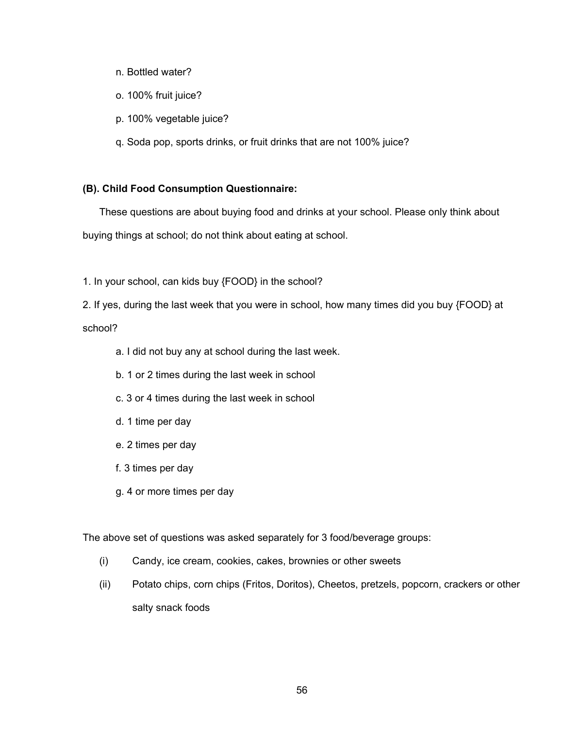n. Bottled water?

o. 100% fruit juice?

p. 100% vegetable juice?

q. Soda pop, sports drinks, or fruit drinks that are not 100% juice?

**(B). Child Food Consumption Questionnaire:**

These questions are about buying food and drinks at your school. Please only think about buying things at school; do not think about eating at school.

1. In your school, can kids buy {FOOD} in the school?

2. If yes, during the last week that you were in school, how many times did you buy {FOOD} at school?

   a. I did not buy any at school during the last week.

   b. 1 or 2 times during the last week in school

   c. 3 or 4 times during the last week in school

   d. 1 time per day

   e. 2 times per day

   f. 3 times per day

   g. 4 or more times per day

The above set of questions was asked separately for 3 food/beverage groups:

(i) Candy, ice cream, cookies, cakes, brownies or other sweets

(ii) Potato chips, corn chips (Fritos, Doritos), Cheetos, pretzels, popcorn, crackers or other salty snack foods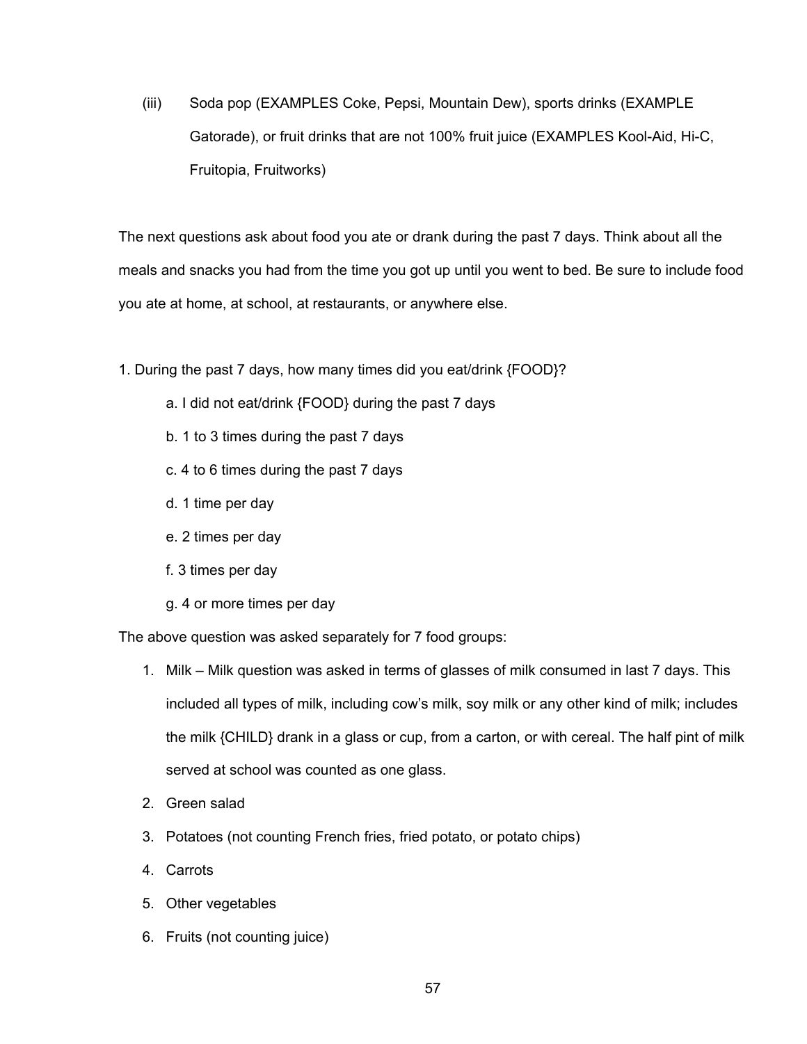(iii) Soda pop (EXAMPLES Coke, Pepsi, Mountain Dew), sports drinks (EXAMPLE Gatorade), or fruit drinks that are not 100% fruit juice (EXAMPLES Kool-Aid, Hi-C, Fruitopia, Fruitworks)

The next questions ask about food you ate or drank during the past 7 days. Think about all the meals and snacks you had from the time you got up until you went to bed. Be sure to include food you ate at home, at school, at restaurants, or anywhere else.

1. During the past 7 days, how many times did you eat/drink {FOOD}?
   - a. I did not eat/drink {FOOD} during the past 7 days
   - b. 1 to 3 times during the past 7 days
   - c. 4 to 6 times during the past 7 days
   - d. 1 time per day
   - e. 2 times per day
   - f. 3 times per day
   - g. 4 or more times per day

The above question was asked separately for 7 food groups:

1. Milk – Milk question was asked in terms of glasses of milk consumed in last 7 days. This included all types of milk, including cow's milk, soy milk or any other kind of milk; includes the milk {CHILD} drank in a glass or cup, from a carton, or with cereal. The half pint of milk served at school was counted as one glass.
2. Green salad
3. Potatoes (not counting French fries, fried potato, or potato chips)
4. Carrots
5. Other vegetables
6. Fruits (not counting juice)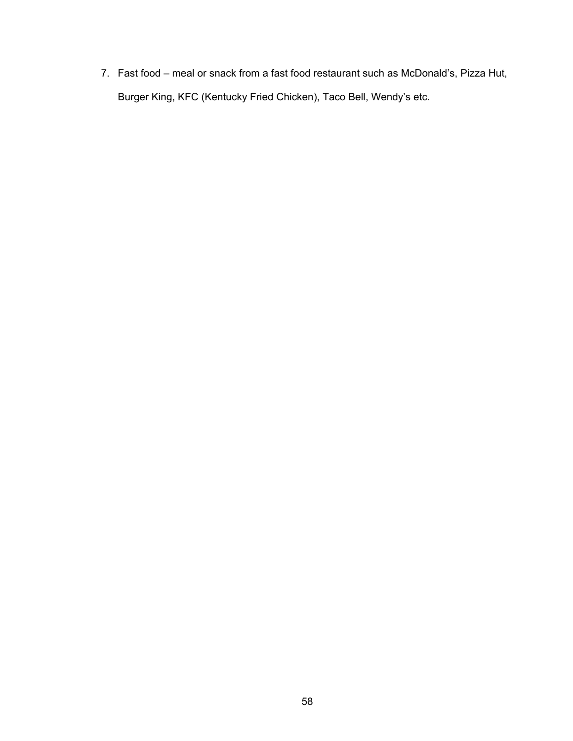7. Fast food – meal or snack from a fast food restaurant such as McDonald's, Pizza Hut, Burger King, KFC (Kentucky Fried Chicken), Taco Bell, Wendy's etc.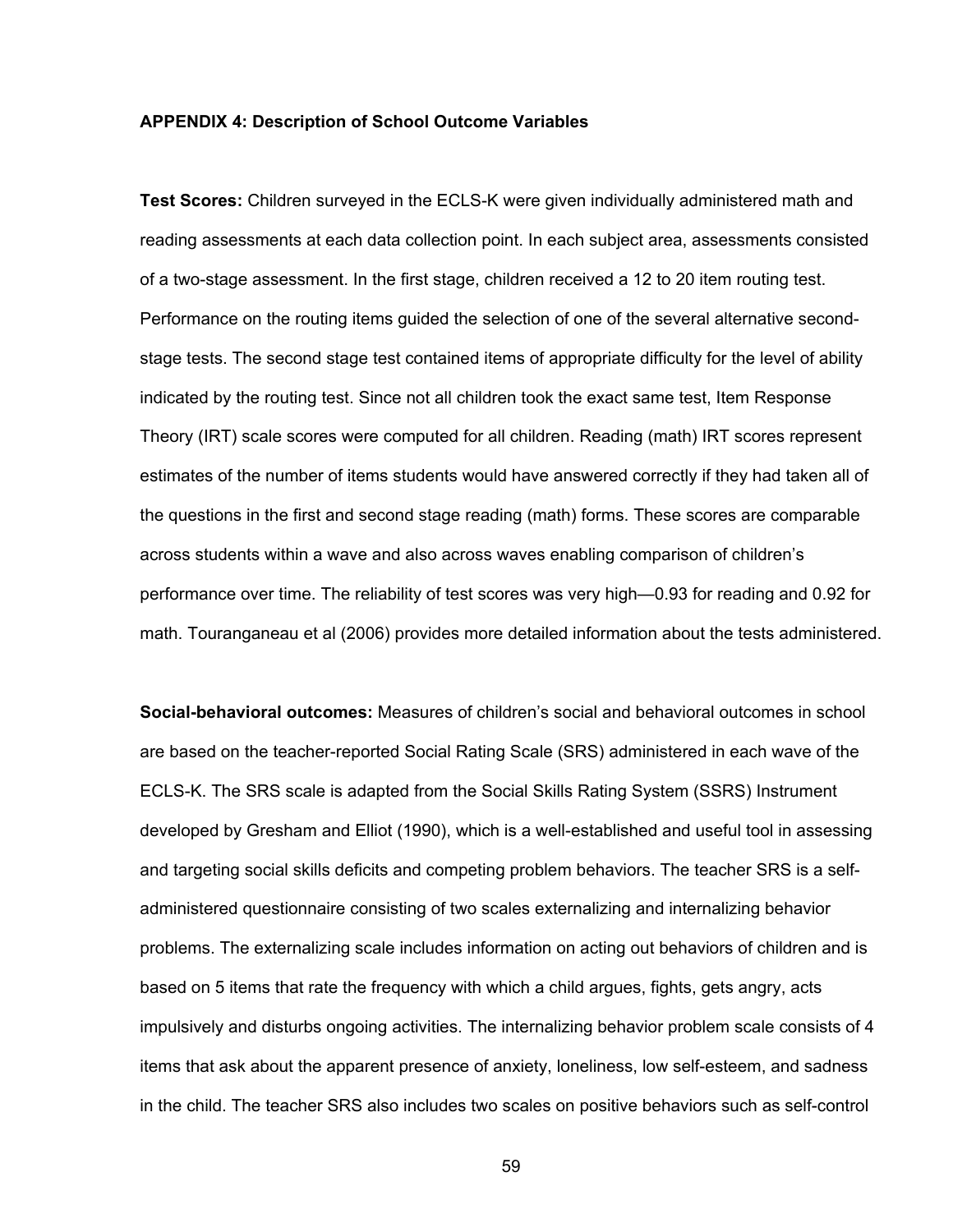### APPENDIX 4: Description of School Outcome Variables

**Test Scores:** Children surveyed in the ECLS-K were given individually administered math and reading assessments at each data collection point. In each subject area, assessments consisted of a two-stage assessment. In the first stage, children received a 12 to 20 item routing test. Performance on the routing items guided the selection of one of the several alternative second-stage tests. The second stage test contained items of appropriate difficulty for the level of ability indicated by the routing test. Since not all children took the exact same test, Item Response Theory (IRT) scale scores were computed for all children. Reading (math) IRT scores represent estimates of the number of items students would have answered correctly if they had taken all of the questions in the first and second stage reading (math) forms. These scores are comparable across students within a wave and also across waves enabling comparison of children's performance over time. The reliability of test scores was very high—0.93 for reading and 0.92 for math. Touranganeau et al (2006) provides more detailed information about the tests administered.

**Social-behavioral outcomes:** Measures of children's social and behavioral outcomes in school are based on the teacher-reported Social Rating Scale (SRS) administered in each wave of the ECLS-K. The SRS scale is adapted from the Social Skills Rating System (SSRS) Instrument developed by Gresham and Elliot (1990), which is a well-established and useful tool in assessing and targeting social skills deficits and competing problem behaviors. The teacher SRS is a self-administered questionnaire consisting of two scales externalizing and internalizing behavior problems. The externalizing scale includes information on acting out behaviors of children and is based on 5 items that rate the frequency with which a child argues, fights, gets angry, acts impulsively and disturbs ongoing activities. The internalizing behavior problem scale consists of 4 items that ask about the apparent presence of anxiety, loneliness, low self-esteem, and sadness in the child. The teacher SRS also includes two scales on positive behaviors such as self-control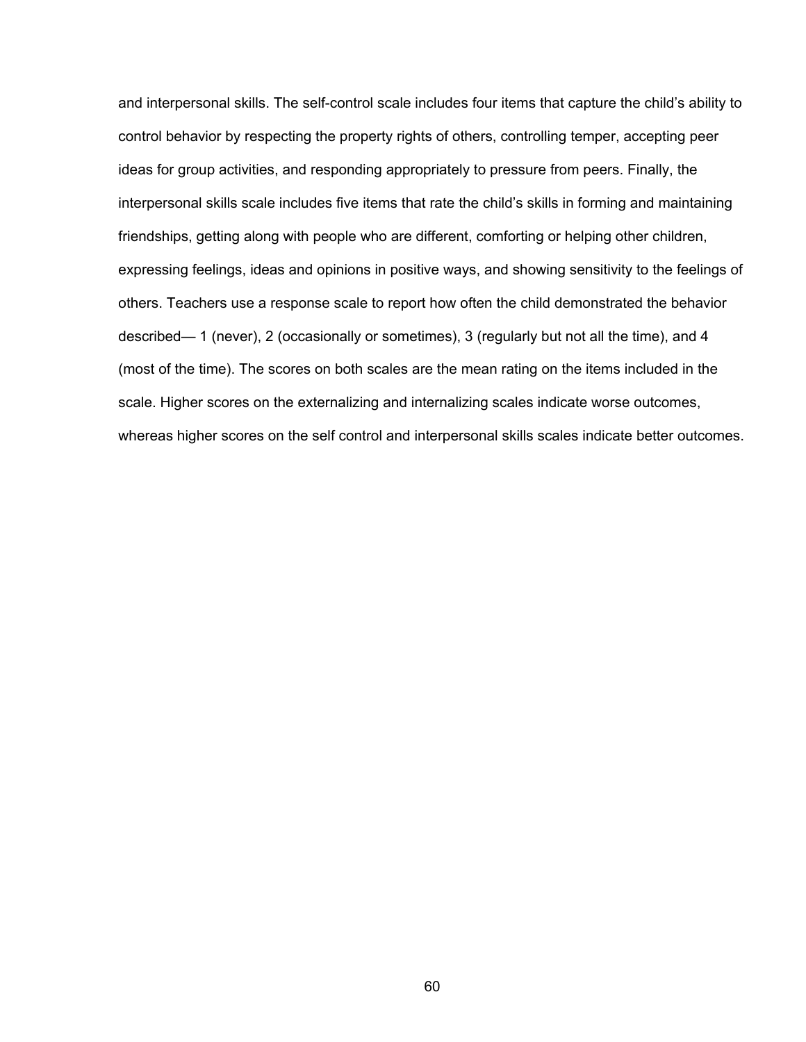and interpersonal skills. The self-control scale includes four items that capture the child's ability to control behavior by respecting the property rights of others, controlling temper, accepting peer ideas for group activities, and responding appropriately to pressure from peers. Finally, the interpersonal skills scale includes five items that rate the child's skills in forming and maintaining friendships, getting along with people who are different, comforting or helping other children, expressing feelings, ideas and opinions in positive ways, and showing sensitivity to the feelings of others. Teachers use a response scale to report how often the child demonstrated the behavior described— 1 (never), 2 (occasionally or sometimes), 3 (regularly but not all the time), and 4 (most of the time). The scores on both scales are the mean rating on the items included in the scale. Higher scores on the externalizing and internalizing scales indicate worse outcomes, whereas higher scores on the self control and interpersonal skills scales indicate better outcomes.